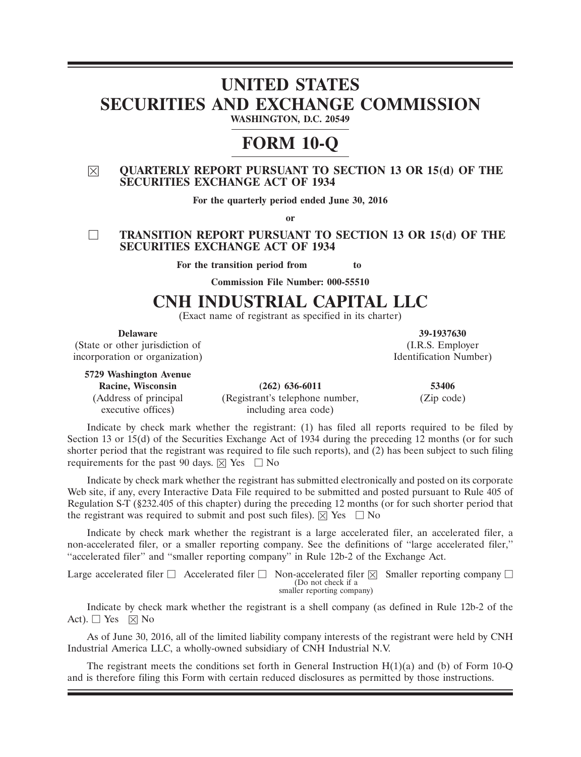# UNITED STATES
# SECURITIES AND EXCHANGE COMMISSION

**WASHINGTON, D.C. 20549**

# FORM 10-Q

☒ **QUARTERLY REPORT PURSUANT TO SECTION 13 OR 15(d) OF THE SECURITIES EXCHANGE ACT OF 1934**

**For the quarterly period ended June 30, 2016**

**or**

☐ **TRANSITION REPORT PURSUANT TO SECTION 13 OR 15(d) OF THE SECURITIES EXCHANGE ACT OF 1934**

**For the transition period from to**

**Commission File Number: 000-55510**

# CNH INDUSTRIAL CAPITAL LLC

(Exact name of registrant as specified in its charter)

| **Delaware** | | **39-1937630** |
|---|---|---|
| (State or other jurisdiction of incorporation or organization) | | (I.R.S. Employer Identification Number) |
| **5729 Washington Avenue Racine, Wisconsin** | **(262) 636-6011** | **53406** |
| (Address of principal executive offices) | (Registrant's telephone number, including area code) | (Zip code) |

Indicate by check mark whether the registrant: (1) has filed all reports required to be filed by Section 13 or 15(d) of the Securities Exchange Act of 1934 during the preceding 12 months (or for such shorter period that the registrant was required to file such reports), and (2) has been subject to such filing requirements for the past 90 days. ☒ Yes ☐ No

Indicate by check mark whether the registrant has submitted electronically and posted on its corporate Web site, if any, every Interactive Data File required to be submitted and posted pursuant to Rule 405 of Regulation S-T (§232.405 of this chapter) during the preceding 12 months (or for such shorter period that the registrant was required to submit and post such files). ☒ Yes ☐ No

Indicate by check mark whether the registrant is a large accelerated filer, an accelerated filer, a non-accelerated filer, or a smaller reporting company. See the definitions of "large accelerated filer," "accelerated filer" and "smaller reporting company" in Rule 12b-2 of the Exchange Act.

Large accelerated filer ☐ Accelerated filer ☐ Non-accelerated filer ☒ (Do not check if a smaller reporting company) Smaller reporting company ☐

Indicate by check mark whether the registrant is a shell company (as defined in Rule 12b-2 of the Act). ☐ Yes ☒ No

As of June 30, 2016, all of the limited liability company interests of the registrant were held by CNH Industrial America LLC, a wholly-owned subsidiary of CNH Industrial N.V.

The registrant meets the conditions set forth in General Instruction H(1)(a) and (b) of Form 10-Q and is therefore filing this Form with certain reduced disclosures as permitted by those instructions.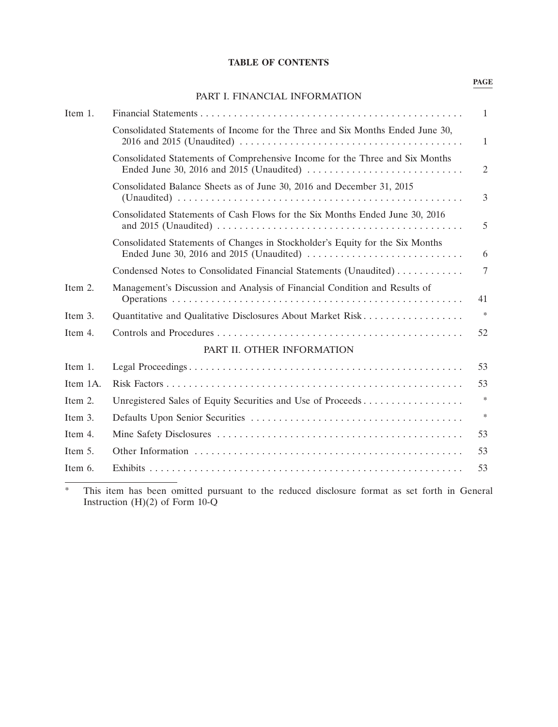## TABLE OF CONTENTS

| | | PAGE |
|---|---|---|
| | **PART I. FINANCIAL INFORMATION** | |
| Item 1. | Financial Statements | 1 |
| | Consolidated Statements of Income for the Three and Six Months Ended June 30, 2016 and 2015 (Unaudited) | 1 |
| | Consolidated Statements of Comprehensive Income for the Three and Six Months Ended June 30, 2016 and 2015 (Unaudited) | 2 |
| | Consolidated Balance Sheets as of June 30, 2016 and December 31, 2015 (Unaudited) | 3 |
| | Consolidated Statements of Cash Flows for the Six Months Ended June 30, 2016 and 2015 (Unaudited) | 5 |
| | Consolidated Statements of Changes in Stockholder's Equity for the Six Months Ended June 30, 2016 and 2015 (Unaudited) | 6 |
| | Condensed Notes to Consolidated Financial Statements (Unaudited) | 7 |
| Item 2. | Management's Discussion and Analysis of Financial Condition and Results of Operations | 41 |
| Item 3. | Quantitative and Qualitative Disclosures About Market Risk | * |
| Item 4. | Controls and Procedures | 52 |
| | **PART II. OTHER INFORMATION** | |
| Item 1. | Legal Proceedings | 53 |
| Item 1A. | Risk Factors | 53 |
| Item 2. | Unregistered Sales of Equity Securities and Use of Proceeds | * |
| Item 3. | Defaults Upon Senior Securities | * |
| Item 4. | Mine Safety Disclosures | 53 |
| Item 5. | Other Information | 53 |
| Item 6. | Exhibits | 53 |

\* This item has been omitted pursuant to the reduced disclosure format as set forth in General Instruction (H)(2) of Form 10-Q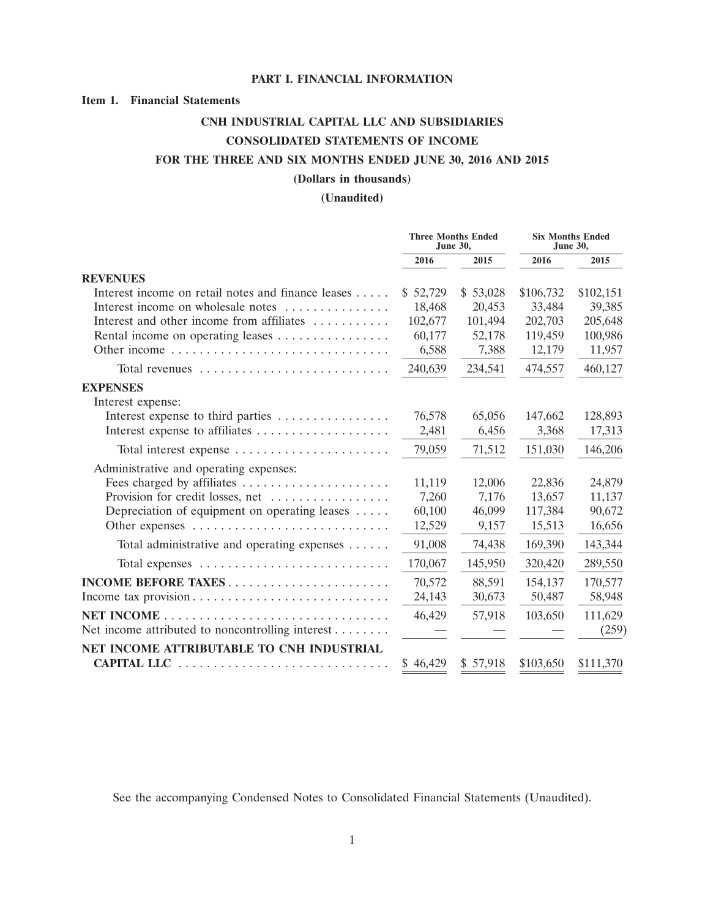# PART I. FINANCIAL INFORMATION

## Item 1. Financial Statements

### CNH INDUSTRIAL CAPITAL LLC AND SUBSIDIARIES

### CONSOLIDATED STATEMENTS OF INCOME

### FOR THE THREE AND SIX MONTHS ENDED JUNE 30, 2016 AND 2015

**(Dollars in thousands)**

**(Unaudited)**

| | Three Months Ended June 30, | | Six Months Ended June 30, | |
|---|---|---|---|---|
| | 2016 | 2015 | 2016 | 2015 |
| **REVENUES** | | | | |
| Interest income on retail notes and finance leases | $ 52,729 | $ 53,028 | $106,732 | $102,151 |
| Interest income on wholesale notes | 18,468 | 20,453 | 33,484 | 39,385 |
| Interest and other income from affiliates | 102,677 | 101,494 | 202,703 | 205,648 |
| Rental income on operating leases | 60,177 | 52,178 | 119,459 | 100,986 |
| Other income | 6,588 | 7,388 | 12,179 | 11,957 |
| Total revenues | 240,639 | 234,541 | 474,557 | 460,127 |
| **EXPENSES** | | | | |
| Interest expense: | | | | |
| Interest expense to third parties | 76,578 | 65,056 | 147,662 | 128,893 |
| Interest expense to affiliates | 2,481 | 6,456 | 3,368 | 17,313 |
| Total interest expense | 79,059 | 71,512 | 151,030 | 146,206 |
| Administrative and operating expenses: | | | | |
| Fees charged by affiliates | 11,119 | 12,006 | 22,836 | 24,879 |
| Provision for credit losses, net | 7,260 | 7,176 | 13,657 | 11,137 |
| Depreciation of equipment on operating leases | 60,100 | 46,099 | 117,384 | 90,672 |
| Other expenses | 12,529 | 9,157 | 15,513 | 16,656 |
| Total administrative and operating expenses | 91,008 | 74,438 | 169,390 | 143,344 |
| Total expenses | 170,067 | 145,950 | 320,420 | 289,550 |
| **INCOME BEFORE TAXES** | 70,572 | 88,591 | 154,137 | 170,577 |
| Income tax provision | 24,143 | 30,673 | 50,487 | 58,948 |
| **NET INCOME** | 46,429 | 57,918 | 103,650 | 111,629 |
| Net income attributed to noncontrolling interest | — | — | — | (259) |
| **NET INCOME ATTRIBUTABLE TO CNH INDUSTRIAL CAPITAL LLC** | $ 46,429 | $ 57,918 | $103,650 | $111,370 |

See the accompanying Condensed Notes to Consolidated Financial Statements (Unaudited).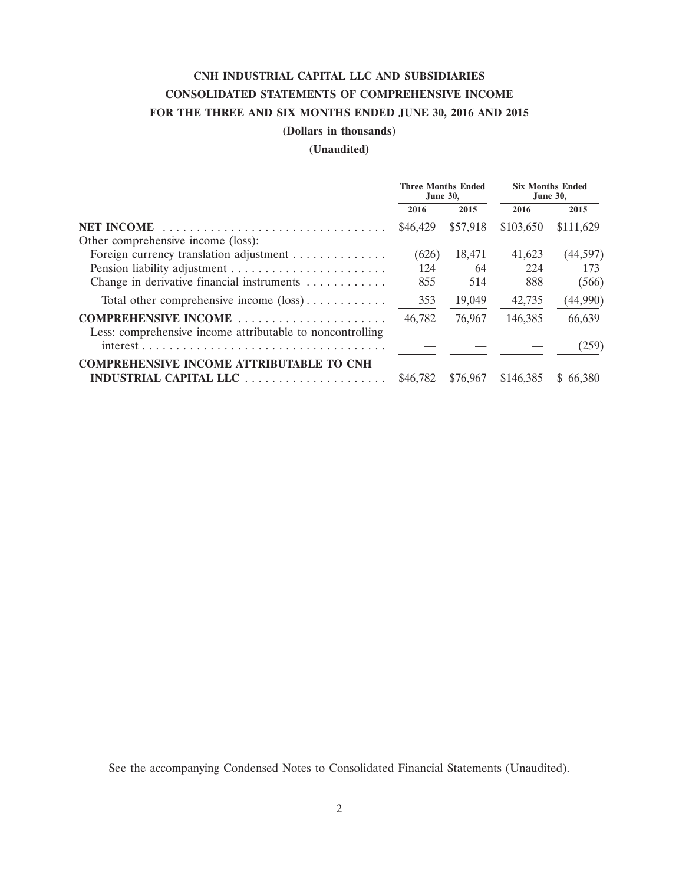# CNH INDUSTRIAL CAPITAL LLC AND SUBSIDIARIES

## CONSOLIDATED STATEMENTS OF COMPREHENSIVE INCOME

## FOR THE THREE AND SIX MONTHS ENDED JUNE 30, 2016 AND 2015

**(Dollars in thousands)**

**(Unaudited)**

| | Three Months Ended June 30, | | Six Months Ended June 30, | |
|---|---|---|---|---|
| | 2016 | 2015 | 2016 | 2015 |
| **NET INCOME** | $46,429 | $57,918 | $103,650 | $111,629 |
| Other comprehensive income (loss): | | | | |
| Foreign currency translation adjustment | (626) | 18,471 | 41,623 | (44,597) |
| Pension liability adjustment | 124 | 64 | 224 | 173 |
| Change in derivative financial instruments | 855 | 514 | 888 | (566) |
| Total other comprehensive income (loss) | 353 | 19,049 | 42,735 | (44,990) |
| **COMPREHENSIVE INCOME** | 46,782 | 76,967 | 146,385 | 66,639 |
| Less: comprehensive income attributable to noncontrolling interest | — | — | — | (259) |
| **COMPREHENSIVE INCOME ATTRIBUTABLE TO CNH INDUSTRIAL CAPITAL LLC** | $46,782 | $76,967 | $146,385 | $ 66,380 |

See the accompanying Condensed Notes to Consolidated Financial Statements (Unaudited).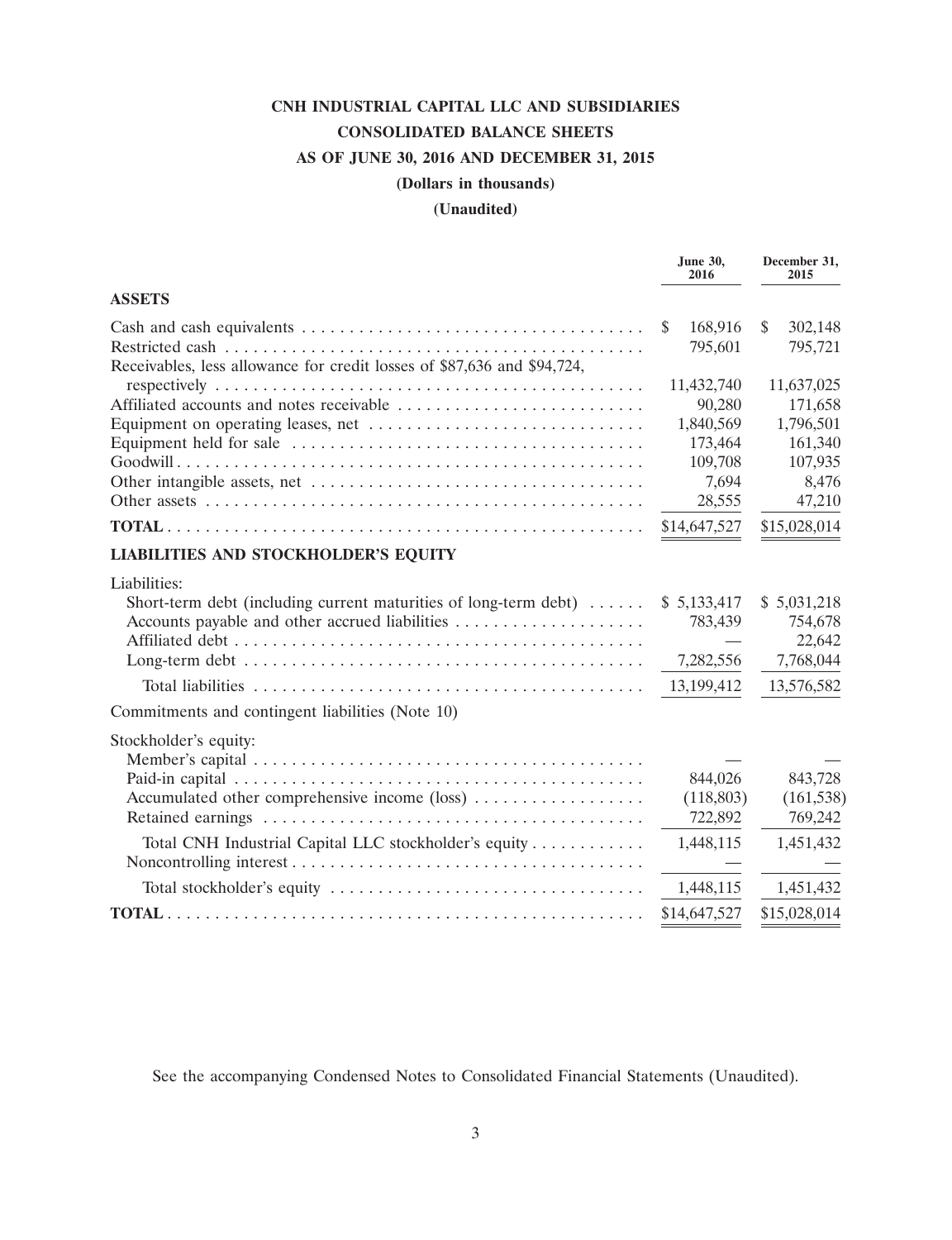# CNH INDUSTRIAL CAPITAL LLC AND SUBSIDIARIES

## CONSOLIDATED BALANCE SHEETS

## AS OF JUNE 30, 2016 AND DECEMBER 31, 2015

**(Dollars in thousands)**

**(Unaudited)**

| | June 30, 2016 | December 31, 2015 |
|---|---|---|
| **ASSETS** | | |
| Cash and cash equivalents | $ 168,916 | $ 302,148 |
| Restricted cash | 795,601 | 795,721 |
| Receivables, less allowance for credit losses of $87,636 and $94,724, respectively | 11,432,740 | 11,637,025 |
| Affiliated accounts and notes receivable | 90,280 | 171,658 |
| Equipment on operating leases, net | 1,840,569 | 1,796,501 |
| Equipment held for sale | 173,464 | 161,340 |
| Goodwill | 109,708 | 107,935 |
| Other intangible assets, net | 7,694 | 8,476 |
| Other assets | 28,555 | 47,210 |
| **TOTAL** | $14,647,527 | $15,028,014 |
| **LIABILITIES AND STOCKHOLDER'S EQUITY** | | |
| Liabilities: | | |
| Short-term debt (including current maturities of long-term debt) | $ 5,133,417 | $ 5,031,218 |
| Accounts payable and other accrued liabilities | 783,439 | 754,678 |
| Affiliated debt | — | 22,642 |
| Long-term debt | 7,282,556 | 7,768,044 |
| Total liabilities | 13,199,412 | 13,576,582 |
| Commitments and contingent liabilities (Note 10) | | |
| Stockholder's equity: | | |
| Member's capital | — | — |
| Paid-in capital | 844,026 | 843,728 |
| Accumulated other comprehensive income (loss) | (118,803) | (161,538) |
| Retained earnings | 722,892 | 769,242 |
| Total CNH Industrial Capital LLC stockholder's equity | 1,448,115 | 1,451,432 |
| Noncontrolling interest | — | — |
| Total stockholder's equity | 1,448,115 | 1,451,432 |
| **TOTAL** | $14,647,527 | $15,028,014 |

See the accompanying Condensed Notes to Consolidated Financial Statements (Unaudited).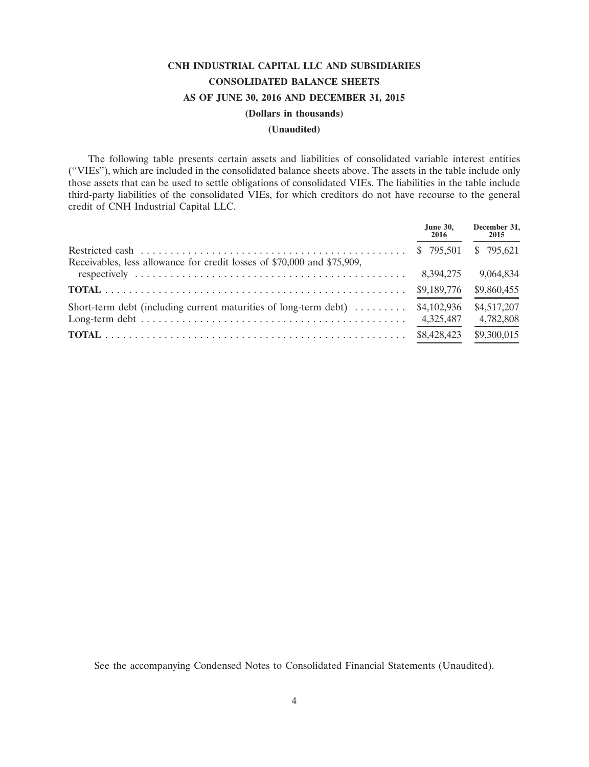# CNH INDUSTRIAL CAPITAL LLC AND SUBSIDIARIES

## CONSOLIDATED BALANCE SHEETS

## AS OF JUNE 30, 2016 AND DECEMBER 31, 2015

### (Dollars in thousands)

### (Unaudited)

The following table presents certain assets and liabilities of consolidated variable interest entities ("VIEs"), which are included in the consolidated balance sheets above. The assets in the table include only those assets that can be used to settle obligations of consolidated VIEs. The liabilities in the table include third-party liabilities of the consolidated VIEs, for which creditors do not have recourse to the general credit of CNH Industrial Capital LLC.

| | June 30, 2016 | December 31, 2015 |
|---|---|---|
| Restricted cash | $ 795,501 | $ 795,621 |
| Receivables, less allowance for credit losses of $70,000 and $75,909, respectively | 8,394,275 | 9,064,834 |
| **TOTAL** | $9,189,776 | $9,860,455 |
| Short-term debt (including current maturities of long-term debt) | $4,102,936 | $4,517,207 |
| Long-term debt | 4,325,487 | 4,782,808 |
| **TOTAL** | $8,428,423 | $9,300,015 |

See the accompanying Condensed Notes to Consolidated Financial Statements (Unaudited).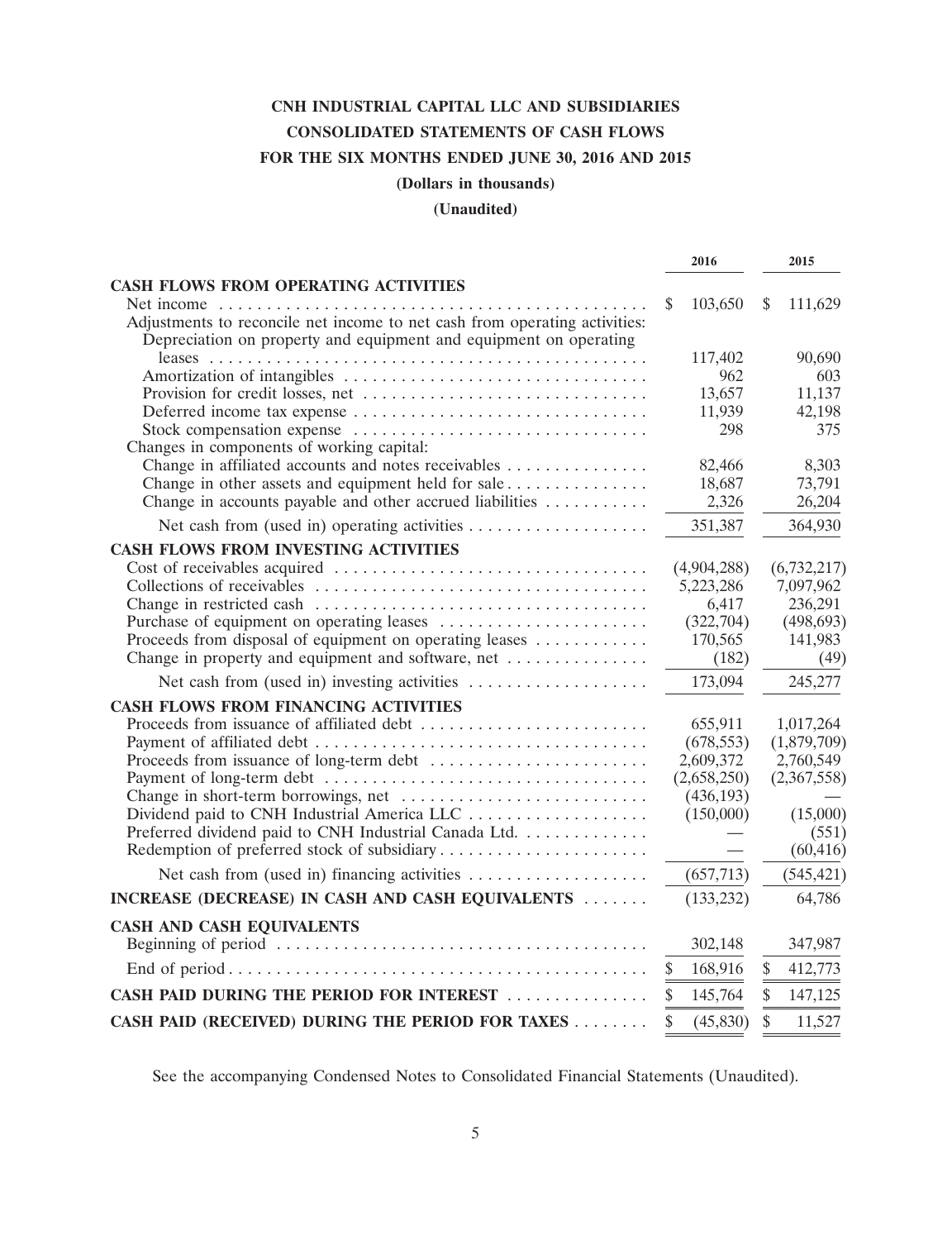# CNH INDUSTRIAL CAPITAL LLC AND SUBSIDIARIES
## CONSOLIDATED STATEMENTS OF CASH FLOWS
## FOR THE SIX MONTHS ENDED JUNE 30, 2016 AND 2015
### (Dollars in thousands)
### (Unaudited)

| | 2016 | 2015 |
|---|---|---|
| **CASH FLOWS FROM OPERATING ACTIVITIES** | | |
| Net income | $ 103,650 | $ 111,629 |
| Adjustments to reconcile net income to net cash from operating activities: | | |
| Depreciation on property and equipment and equipment on operating leases | 117,402 | 90,690 |
| Amortization of intangibles | 962 | 603 |
| Provision for credit losses, net | 13,657 | 11,137 |
| Deferred income tax expense | 11,939 | 42,198 |
| Stock compensation expense | 298 | 375 |
| Changes in components of working capital: | | |
| Change in affiliated accounts and notes receivables | 82,466 | 8,303 |
| Change in other assets and equipment held for sale | 18,687 | 73,791 |
| Change in accounts payable and other accrued liabilities | 2,326 | 26,204 |
| Net cash from (used in) operating activities | 351,387 | 364,930 |
| **CASH FLOWS FROM INVESTING ACTIVITIES** | | |
| Cost of receivables acquired | (4,904,288) | (6,732,217) |
| Collections of receivables | 5,223,286 | 7,097,962 |
| Change in restricted cash | 6,417 | 236,291 |
| Purchase of equipment on operating leases | (322,704) | (498,693) |
| Proceeds from disposal of equipment on operating leases | 170,565 | 141,983 |
| Change in property and equipment and software, net | (182) | (49) |
| Net cash from (used in) investing activities | 173,094 | 245,277 |
| **CASH FLOWS FROM FINANCING ACTIVITIES** | | |
| Proceeds from issuance of affiliated debt | 655,911 | 1,017,264 |
| Payment of affiliated debt | (678,553) | (1,879,709) |
| Proceeds from issuance of long-term debt | 2,609,372 | 2,760,549 |
| Payment of long-term debt | (2,658,250) | (2,367,558) |
| Change in short-term borrowings, net | (436,193) | — |
| Dividend paid to CNH Industrial America LLC | (150,000) | (15,000) |
| Preferred dividend paid to CNH Industrial Canada Ltd. | — | (551) |
| Redemption of preferred stock of subsidiary | — | (60,416) |
| Net cash from (used in) financing activities | (657,713) | (545,421) |
| **INCREASE (DECREASE) IN CASH AND CASH EQUIVALENTS** | (133,232) | 64,786 |
| **CASH AND CASH EQUIVALENTS** | | |
| Beginning of period | 302,148 | 347,987 |
| End of period | $ 168,916 | $ 412,773 |
| **CASH PAID DURING THE PERIOD FOR INTEREST** | $ 145,764 | $ 147,125 |
| **CASH PAID (RECEIVED) DURING THE PERIOD FOR TAXES** | $ (45,830) | $ 11,527 |

See the accompanying Condensed Notes to Consolidated Financial Statements (Unaudited).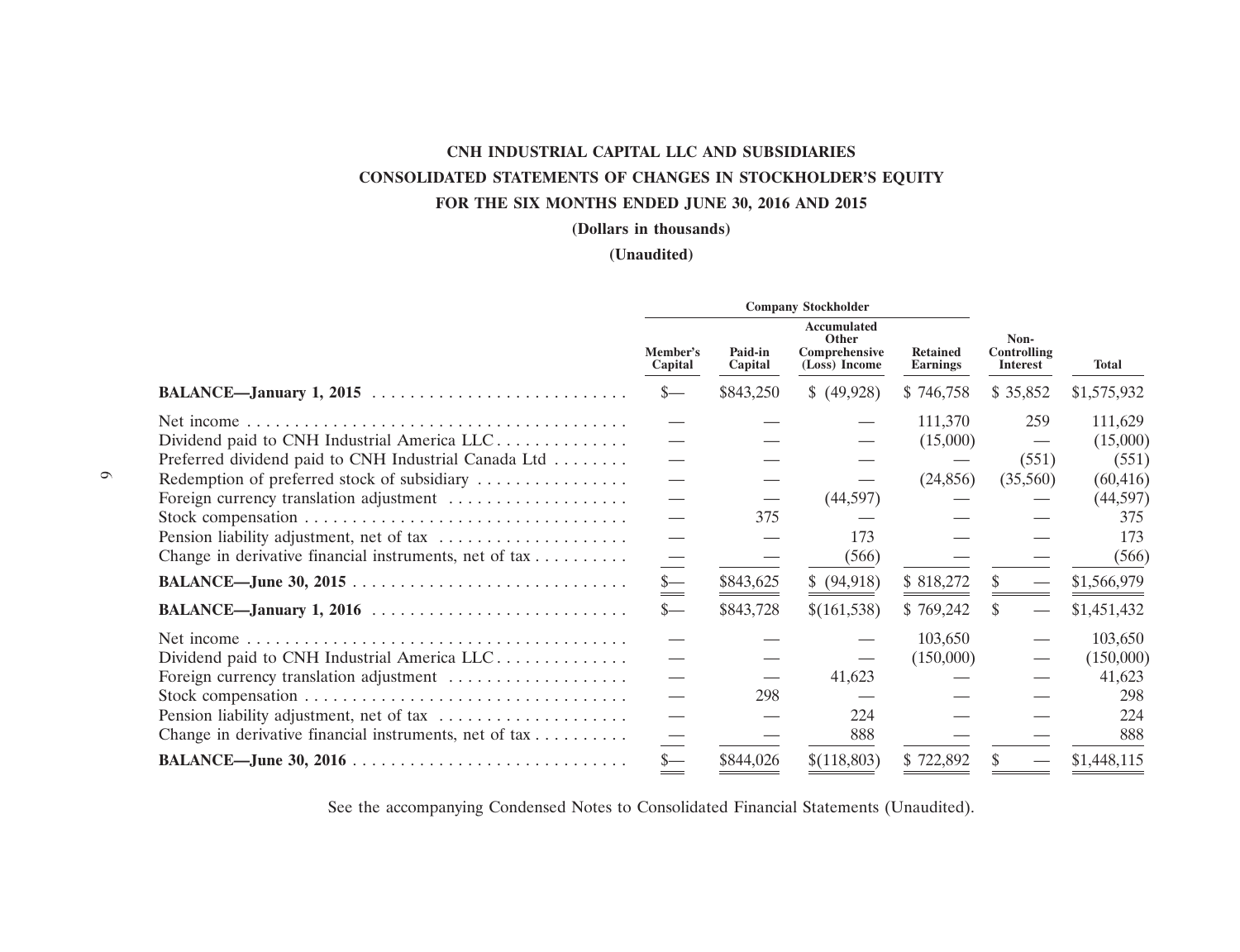**CNH INDUSTRIAL CAPITAL LLC AND SUBSIDIARIES**

**CONSOLIDATED STATEMENTS OF CHANGES IN STOCKHOLDER'S EQUITY**

**FOR THE SIX MONTHS ENDED JUNE 30, 2016 AND 2015**

**(Dollars in thousands)**

**(Unaudited)**

| | Company Stockholder | | | | | |
|---|---|---|---|---|---|---|
| | Member's Capital | Paid-in Capital | Accumulated Other Comprehensive (Loss) Income | Retained Earnings | Non-Controlling Interest | Total |
| **BALANCE—January 1, 2015** | $— | $843,250 | $ (49,928) | $ 746,758 | $ 35,852 | $1,575,932 |
| Net income | — | — | — | 111,370 | 259 | 111,629 |
| Dividend paid to CNH Industrial America LLC | — | — | — | (15,000) | — | (15,000) |
| Preferred dividend paid to CNH Industrial Canada Ltd | — | — | — | — | (551) | (551) |
| Redemption of preferred stock of subsidiary | — | — | — | (24,856) | (35,560) | (60,416) |
| Foreign currency translation adjustment | — | — | (44,597) | — | — | (44,597) |
| Stock compensation | — | 375 | — | — | — | 375 |
| Pension liability adjustment, net of tax | — | — | 173 | — | — | 173 |
| Change in derivative financial instruments, net of tax | — | — | (566) | — | — | (566) |
| **BALANCE—June 30, 2015** | $— | $843,625 | $ (94,918) | $ 818,272 | $ — | $1,566,979 |
| **BALANCE—January 1, 2016** | $— | $843,728 | $(161,538) | $ 769,242 | $ — | $1,451,432 |
| Net income | — | — | — | 103,650 | — | 103,650 |
| Dividend paid to CNH Industrial America LLC | — | — | — | (150,000) | — | (150,000) |
| Foreign currency translation adjustment | — | — | 41,623 | — | — | 41,623 |
| Stock compensation | — | 298 | — | — | — | 298 |
| Pension liability adjustment, net of tax | — | — | 224 | — | — | 224 |
| Change in derivative financial instruments, net of tax | — | — | 888 | — | — | 888 |
| **BALANCE—June 30, 2016** | $— | $844,026 | $(118,803) | $ 722,892 | $ — | $1,448,115 |

See the accompanying Condensed Notes to Consolidated Financial Statements (Unaudited).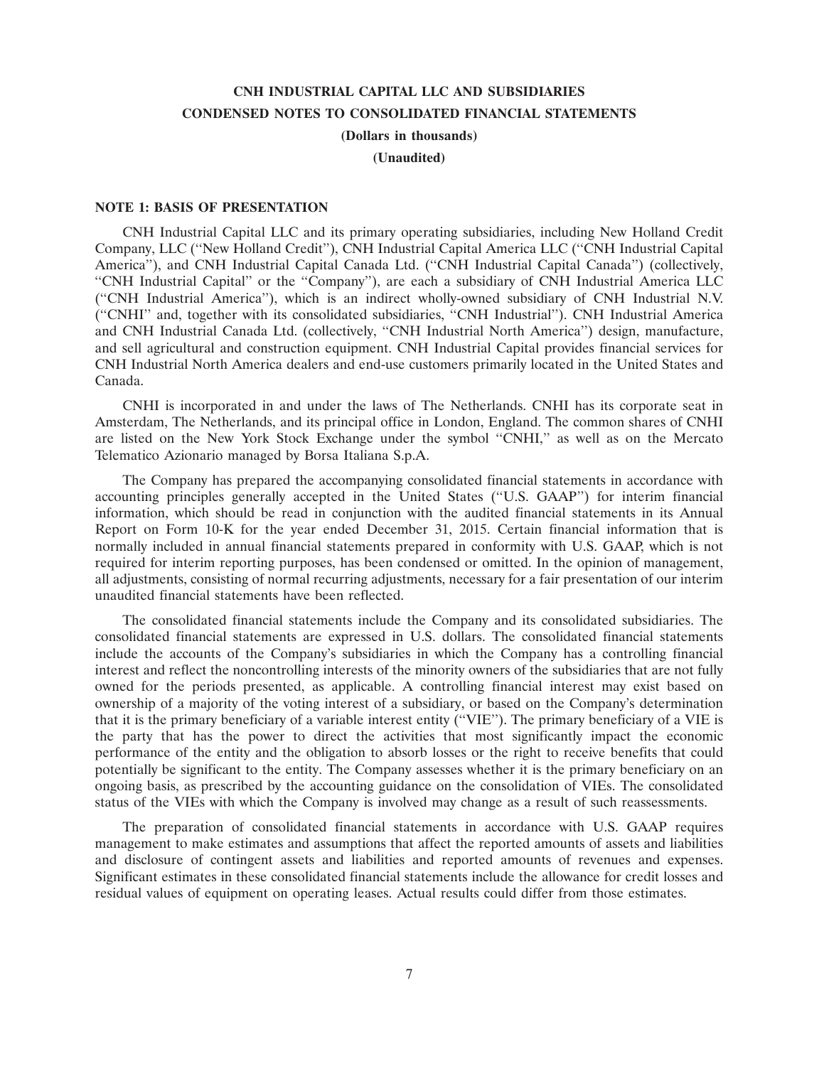# CNH INDUSTRIAL CAPITAL LLC AND SUBSIDIARIES

## CONDENSED NOTES TO CONSOLIDATED FINANCIAL STATEMENTS

**(Dollars in thousands)**

**(Unaudited)**

### NOTE 1: BASIS OF PRESENTATION

CNH Industrial Capital LLC and its primary operating subsidiaries, including New Holland Credit Company, LLC (''New Holland Credit''), CNH Industrial Capital America LLC (''CNH Industrial Capital America''), and CNH Industrial Capital Canada Ltd. (''CNH Industrial Capital Canada'') (collectively, ''CNH Industrial Capital'' or the ''Company''), are each a subsidiary of CNH Industrial America LLC (''CNH Industrial America''), which is an indirect wholly-owned subsidiary of CNH Industrial N.V. (''CNHI'' and, together with its consolidated subsidiaries, ''CNH Industrial''). CNH Industrial America and CNH Industrial Canada Ltd. (collectively, ''CNH Industrial North America'') design, manufacture, and sell agricultural and construction equipment. CNH Industrial Capital provides financial services for CNH Industrial North America dealers and end-use customers primarily located in the United States and Canada.

CNHI is incorporated in and under the laws of The Netherlands. CNHI has its corporate seat in Amsterdam, The Netherlands, and its principal office in London, England. The common shares of CNHI are listed on the New York Stock Exchange under the symbol ''CNHI,'' as well as on the Mercato Telematico Azionario managed by Borsa Italiana S.p.A.

The Company has prepared the accompanying consolidated financial statements in accordance with accounting principles generally accepted in the United States (''U.S. GAAP'') for interim financial information, which should be read in conjunction with the audited financial statements in its Annual Report on Form 10-K for the year ended December 31, 2015. Certain financial information that is normally included in annual financial statements prepared in conformity with U.S. GAAP, which is not required for interim reporting purposes, has been condensed or omitted. In the opinion of management, all adjustments, consisting of normal recurring adjustments, necessary for a fair presentation of our interim unaudited financial statements have been reflected.

The consolidated financial statements include the Company and its consolidated subsidiaries. The consolidated financial statements are expressed in U.S. dollars. The consolidated financial statements include the accounts of the Company's subsidiaries in which the Company has a controlling financial interest and reflect the noncontrolling interests of the minority owners of the subsidiaries that are not fully owned for the periods presented, as applicable. A controlling financial interest may exist based on ownership of a majority of the voting interest of a subsidiary, or based on the Company's determination that it is the primary beneficiary of a variable interest entity (''VIE''). The primary beneficiary of a VIE is the party that has the power to direct the activities that most significantly impact the economic performance of the entity and the obligation to absorb losses or the right to receive benefits that could potentially be significant to the entity. The Company assesses whether it is the primary beneficiary on an ongoing basis, as prescribed by the accounting guidance on the consolidation of VIEs. The consolidated status of the VIEs with which the Company is involved may change as a result of such reassessments.

The preparation of consolidated financial statements in accordance with U.S. GAAP requires management to make estimates and assumptions that affect the reported amounts of assets and liabilities and disclosure of contingent assets and liabilities and reported amounts of revenues and expenses. Significant estimates in these consolidated financial statements include the allowance for credit losses and residual values of equipment on operating leases. Actual results could differ from those estimates.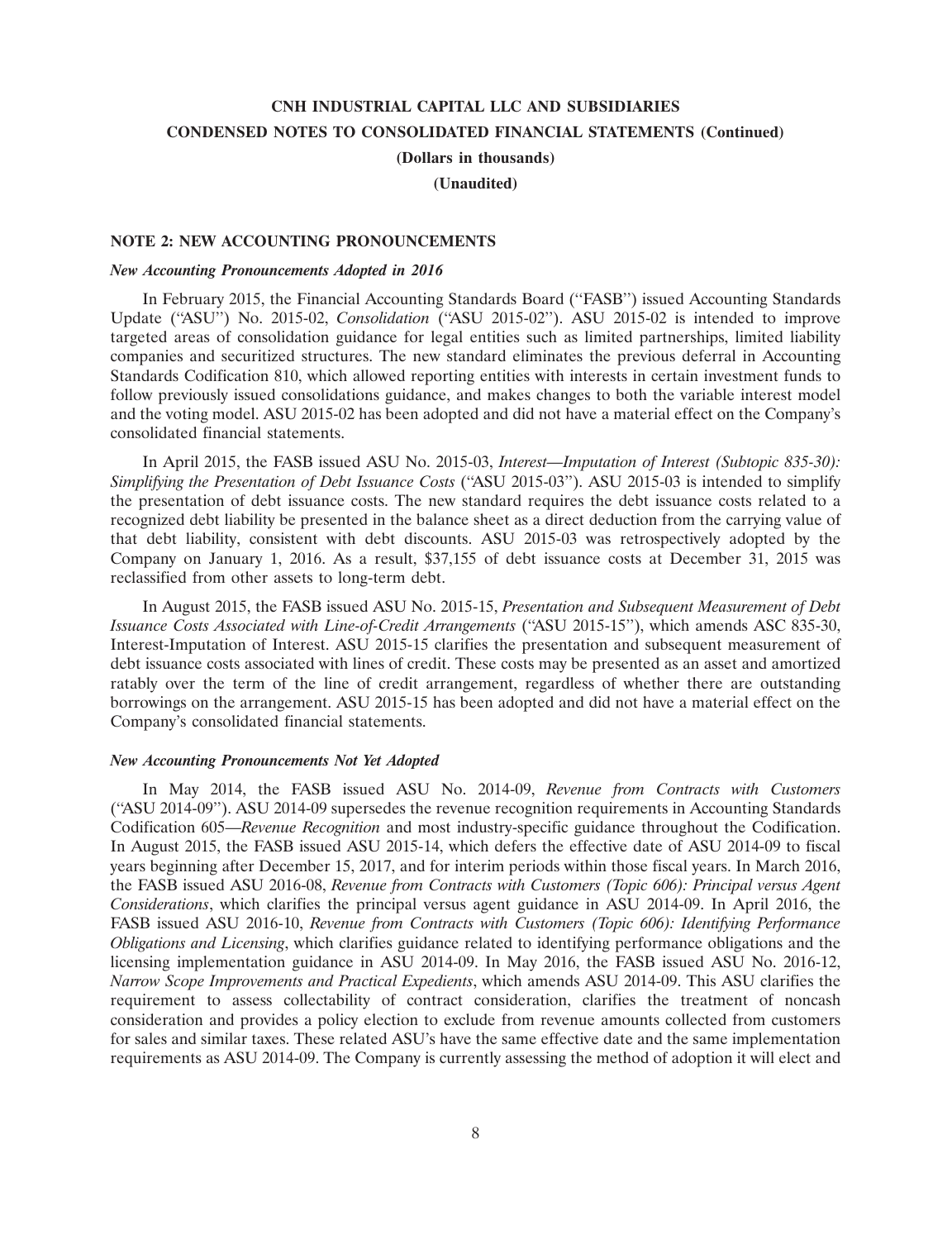## NOTE 2: NEW ACCOUNTING PRONOUNCEMENTS

### *New Accounting Pronouncements Adopted in 2016*

In February 2015, the Financial Accounting Standards Board (''FASB'') issued Accounting Standards Update (''ASU'') No. 2015-02, *Consolidation* (''ASU 2015-02''). ASU 2015-02 is intended to improve targeted areas of consolidation guidance for legal entities such as limited partnerships, limited liability companies and securitized structures. The new standard eliminates the previous deferral in Accounting Standards Codification 810, which allowed reporting entities with interests in certain investment funds to follow previously issued consolidations guidance, and makes changes to both the variable interest model and the voting model. ASU 2015-02 has been adopted and did not have a material effect on the Company's consolidated financial statements.

In April 2015, the FASB issued ASU No. 2015-03, *Interest—Imputation of Interest (Subtopic 835-30): Simplifying the Presentation of Debt Issuance Costs* (''ASU 2015-03''). ASU 2015-03 is intended to simplify the presentation of debt issuance costs. The new standard requires the debt issuance costs related to a recognized debt liability be presented in the balance sheet as a direct deduction from the carrying value of that debt liability, consistent with debt discounts. ASU 2015-03 was retrospectively adopted by the Company on January 1, 2016. As a result, $37,155 of debt issuance costs at December 31, 2015 was reclassified from other assets to long-term debt.

In August 2015, the FASB issued ASU No. 2015-15, *Presentation and Subsequent Measurement of Debt Issuance Costs Associated with Line-of-Credit Arrangements* (''ASU 2015-15''), which amends ASC 835-30, Interest-Imputation of Interest. ASU 2015-15 clarifies the presentation and subsequent measurement of debt issuance costs associated with lines of credit. These costs may be presented as an asset and amortized ratably over the term of the line of credit arrangement, regardless of whether there are outstanding borrowings on the arrangement. ASU 2015-15 has been adopted and did not have a material effect on the Company's consolidated financial statements.

### *New Accounting Pronouncements Not Yet Adopted*

In May 2014, the FASB issued ASU No. 2014-09, *Revenue from Contracts with Customers* (''ASU 2014-09''). ASU 2014-09 supersedes the revenue recognition requirements in Accounting Standards Codification 605—*Revenue Recognition* and most industry-specific guidance throughout the Codification. In August 2015, the FASB issued ASU 2015-14, which defers the effective date of ASU 2014-09 to fiscal years beginning after December 15, 2017, and for interim periods within those fiscal years. In March 2016, the FASB issued ASU 2016-08, *Revenue from Contracts with Customers (Topic 606): Principal versus Agent Considerations*, which clarifies the principal versus agent guidance in ASU 2014-09. In April 2016, the FASB issued ASU 2016-10, *Revenue from Contracts with Customers (Topic 606): Identifying Performance Obligations and Licensing*, which clarifies guidance related to identifying performance obligations and the licensing implementation guidance in ASU 2014-09. In May 2016, the FASB issued ASU No. 2016-12, *Narrow Scope Improvements and Practical Expedients*, which amends ASU 2014-09. This ASU clarifies the requirement to assess collectability of contract consideration, clarifies the treatment of noncash consideration and provides a policy election to exclude from revenue amounts collected from customers for sales and similar taxes. These related ASU's have the same effective date and the same implementation requirements as ASU 2014-09. The Company is currently assessing the method of adoption it will elect and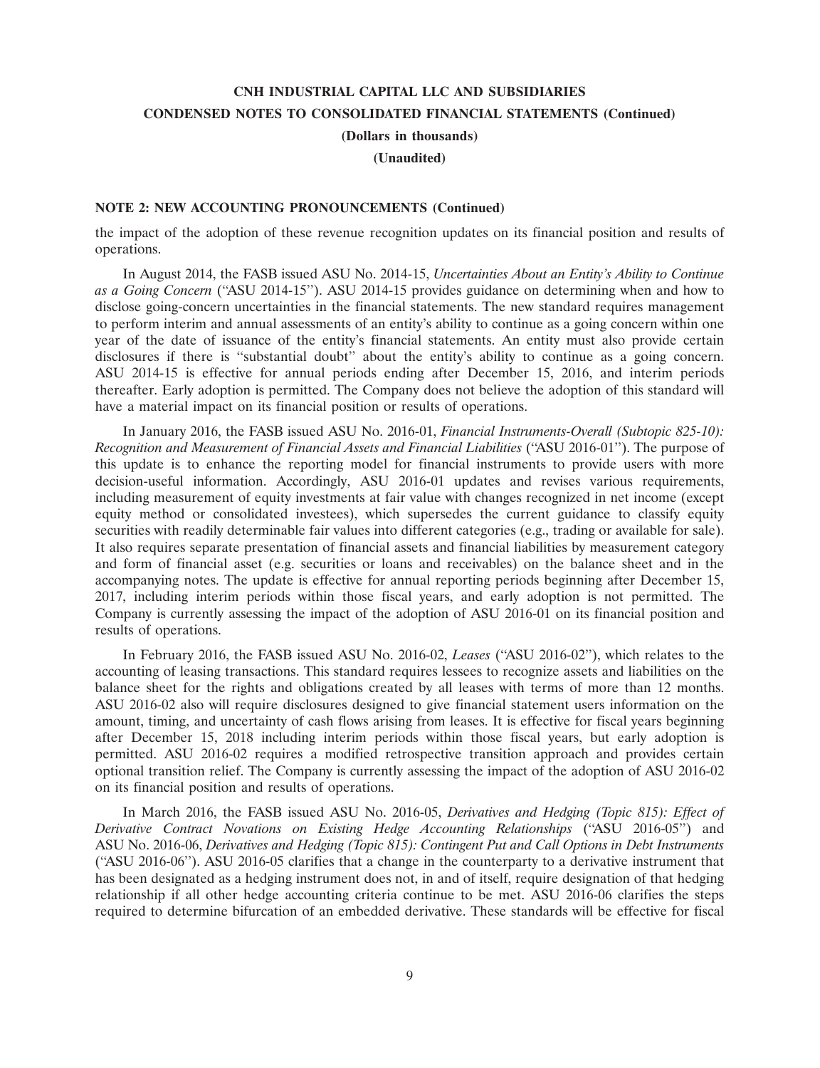### NOTE 2: NEW ACCOUNTING PRONOUNCEMENTS (Continued)

the impact of the adoption of these revenue recognition updates on its financial position and results of operations.

In August 2014, the FASB issued ASU No. 2014-15, *Uncertainties About an Entity's Ability to Continue as a Going Concern* ("ASU 2014-15"). ASU 2014-15 provides guidance on determining when and how to disclose going-concern uncertainties in the financial statements. The new standard requires management to perform interim and annual assessments of an entity's ability to continue as a going concern within one year of the date of issuance of the entity's financial statements. An entity must also provide certain disclosures if there is "substantial doubt" about the entity's ability to continue as a going concern. ASU 2014-15 is effective for annual periods ending after December 15, 2016, and interim periods thereafter. Early adoption is permitted. The Company does not believe the adoption of this standard will have a material impact on its financial position or results of operations.

In January 2016, the FASB issued ASU No. 2016-01, *Financial Instruments-Overall (Subtopic 825-10): Recognition and Measurement of Financial Assets and Financial Liabilities* ("ASU 2016-01"). The purpose of this update is to enhance the reporting model for financial instruments to provide users with more decision-useful information. Accordingly, ASU 2016-01 updates and revises various requirements, including measurement of equity investments at fair value with changes recognized in net income (except equity method or consolidated investees), which supersedes the current guidance to classify equity securities with readily determinable fair values into different categories (e.g., trading or available for sale). It also requires separate presentation of financial assets and financial liabilities by measurement category and form of financial asset (e.g. securities or loans and receivables) on the balance sheet and in the accompanying notes. The update is effective for annual reporting periods beginning after December 15, 2017, including interim periods within those fiscal years, and early adoption is not permitted. The Company is currently assessing the impact of the adoption of ASU 2016-01 on its financial position and results of operations.

In February 2016, the FASB issued ASU No. 2016-02, *Leases* ("ASU 2016-02"), which relates to the accounting of leasing transactions. This standard requires lessees to recognize assets and liabilities on the balance sheet for the rights and obligations created by all leases with terms of more than 12 months. ASU 2016-02 also will require disclosures designed to give financial statement users information on the amount, timing, and uncertainty of cash flows arising from leases. It is effective for fiscal years beginning after December 15, 2018 including interim periods within those fiscal years, but early adoption is permitted. ASU 2016-02 requires a modified retrospective transition approach and provides certain optional transition relief. The Company is currently assessing the impact of the adoption of ASU 2016-02 on its financial position and results of operations.

In March 2016, the FASB issued ASU No. 2016-05, *Derivatives and Hedging (Topic 815): Effect of Derivative Contract Novations on Existing Hedge Accounting Relationships* ("ASU 2016-05") and ASU No. 2016-06, *Derivatives and Hedging (Topic 815): Contingent Put and Call Options in Debt Instruments* ("ASU 2016-06"). ASU 2016-05 clarifies that a change in the counterparty to a derivative instrument that has been designated as a hedging instrument does not, in and of itself, require designation of that hedging relationship if all other hedge accounting criteria continue to be met. ASU 2016-06 clarifies the steps required to determine bifurcation of an embedded derivative. These standards will be effective for fiscal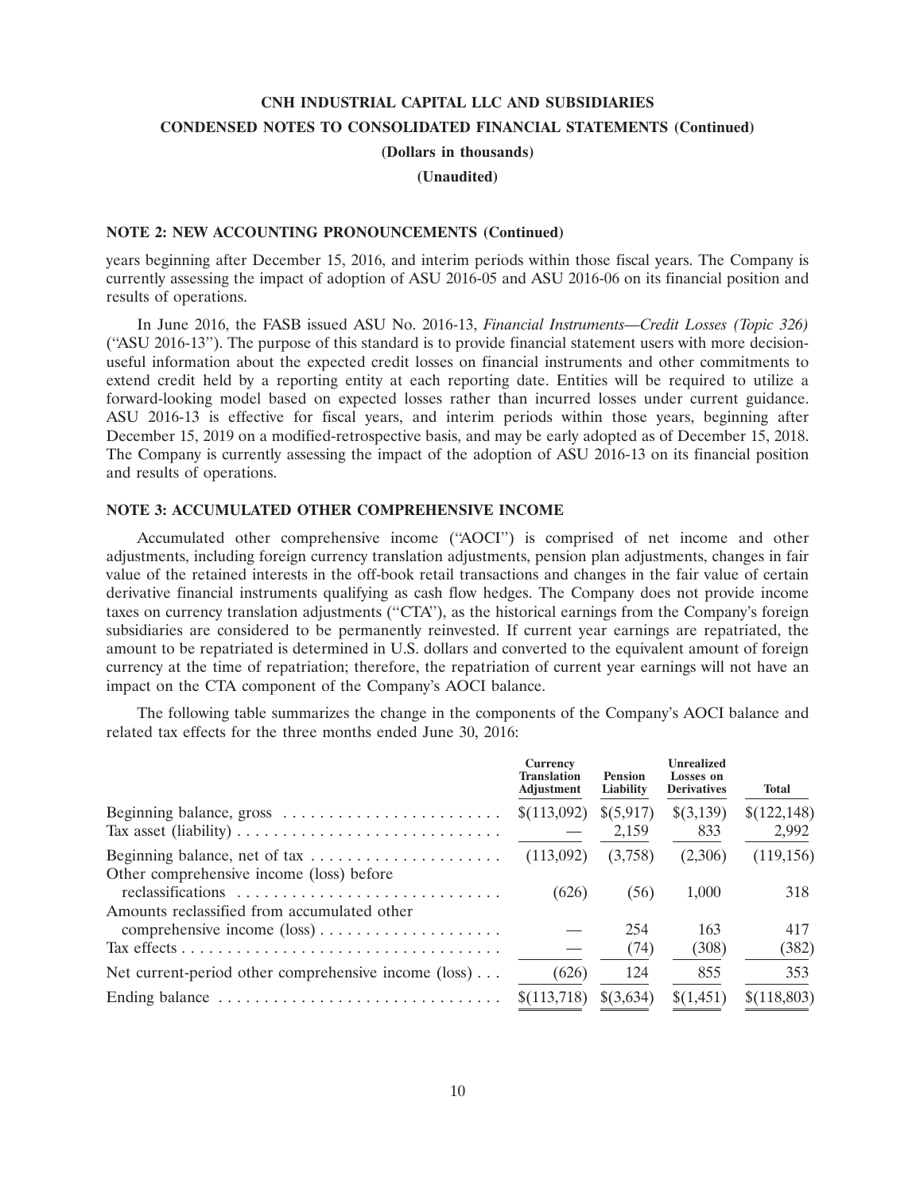### NOTE 2: NEW ACCOUNTING PRONOUNCEMENTS (Continued)

years beginning after December 15, 2016, and interim periods within those fiscal years. The Company is currently assessing the impact of adoption of ASU 2016-05 and ASU 2016-06 on its financial position and results of operations.

In June 2016, the FASB issued ASU No. 2016-13, *Financial Instruments—Credit Losses (Topic 326)* (''ASU 2016-13''). The purpose of this standard is to provide financial statement users with more decision-useful information about the expected credit losses on financial instruments and other commitments to extend credit held by a reporting entity at each reporting date. Entities will be required to utilize a forward-looking model based on expected losses rather than incurred losses under current guidance. ASU 2016-13 is effective for fiscal years, and interim periods within those years, beginning after December 15, 2019 on a modified-retrospective basis, and may be early adopted as of December 15, 2018. The Company is currently assessing the impact of the adoption of ASU 2016-13 on its financial position and results of operations.

### NOTE 3: ACCUMULATED OTHER COMPREHENSIVE INCOME

Accumulated other comprehensive income (''AOCI'') is comprised of net income and other adjustments, including foreign currency translation adjustments, pension plan adjustments, changes in fair value of the retained interests in the off-book retail transactions and changes in the fair value of certain derivative financial instruments qualifying as cash flow hedges. The Company does not provide income taxes on currency translation adjustments (''CTA''), as the historical earnings from the Company's foreign subsidiaries are considered to be permanently reinvested. If current year earnings are repatriated, the amount to be repatriated is determined in U.S. dollars and converted to the equivalent amount of foreign currency at the time of repatriation; therefore, the repatriation of current year earnings will not have an impact on the CTA component of the Company's AOCI balance.

The following table summarizes the change in the components of the Company's AOCI balance and related tax effects for the three months ended June 30, 2016:

| | Currency Translation Adjustment | Pension Liability | Unrealized Losses on Derivatives | Total |
|---|---|---|---|---|
| Beginning balance, gross | $(113,092) | $(5,917) | $(3,139) | $(122,148) |
| Tax asset (liability) | — | 2,159 | 833 | 2,992 |
| Beginning balance, net of tax | (113,092) | (3,758) | (2,306) | (119,156) |
| Other comprehensive income (loss) before reclassifications | (626) | (56) | 1,000 | 318 |
| Amounts reclassified from accumulated other comprehensive income (loss) | — | 254 | 163 | 417 |
| Tax effects | — | (74) | (308) | (382) |
| Net current-period other comprehensive income (loss) | (626) | 124 | 855 | 353 |
| Ending balance | $(113,718) | $(3,634) | $(1,451) | $(118,803) |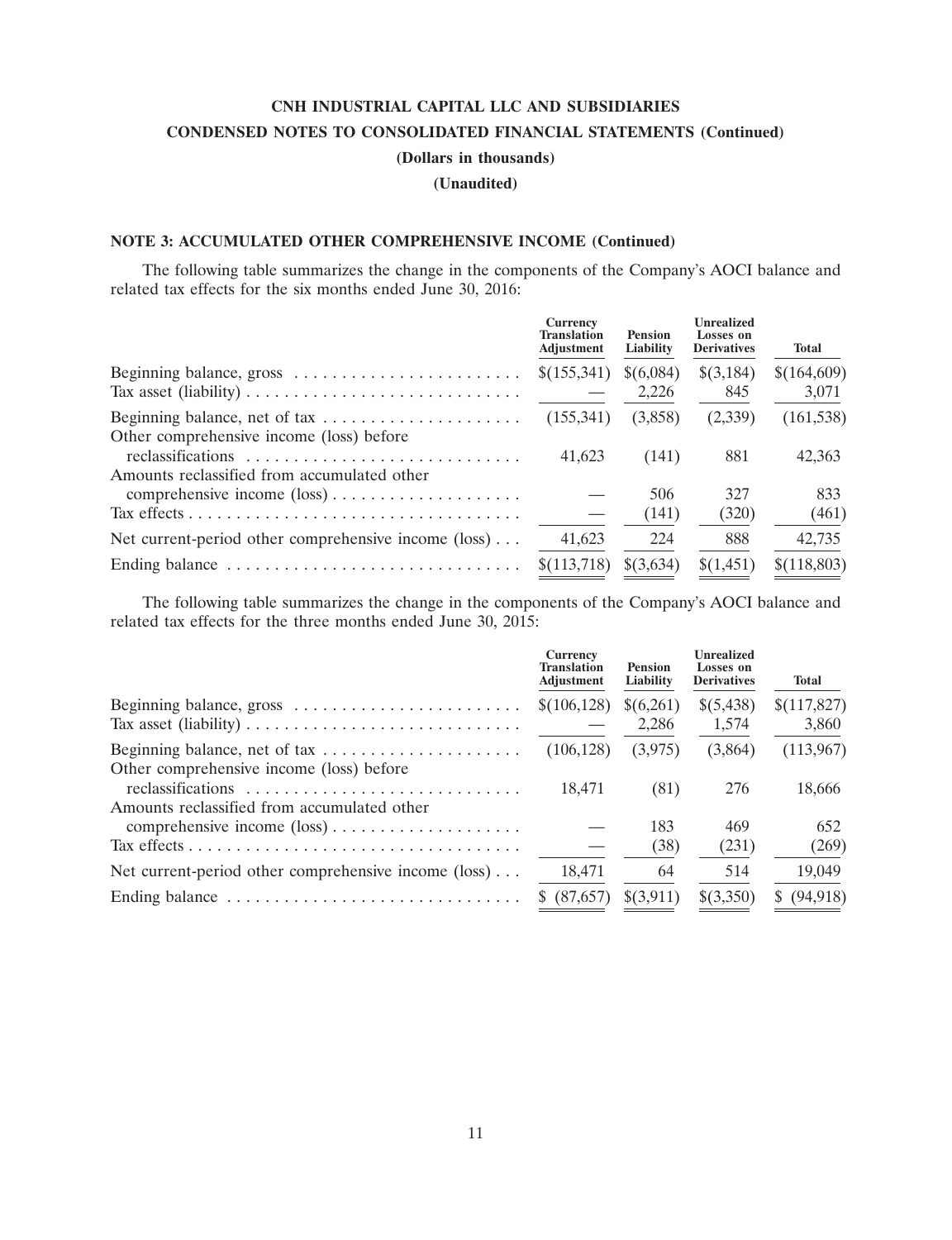# CNH INDUSTRIAL CAPITAL LLC AND SUBSIDIARIES

## CONDENSED NOTES TO CONSOLIDATED FINANCIAL STATEMENTS (Continued)

**(Dollars in thousands)**

**(Unaudited)**

### NOTE 3: ACCUMULATED OTHER COMPREHENSIVE INCOME (Continued)

The following table summarizes the change in the components of the Company's AOCI balance and related tax effects for the six months ended June 30, 2016:

| | Currency Translation Adjustment | Pension Liability | Unrealized Losses on Derivatives | Total |
|---|---|---|---|---|
| Beginning balance, gross | $(155,341) | $(6,084) | $(3,184) | $(164,609) |
| Tax asset (liability) | — | 2,226 | 845 | 3,071 |
| Beginning balance, net of tax | (155,341) | (3,858) | (2,339) | (161,538) |
| Other comprehensive income (loss) before reclassifications | 41,623 | (141) | 881 | 42,363 |
| Amounts reclassified from accumulated other comprehensive income (loss) | — | 506 | 327 | 833 |
| Tax effects | — | (141) | (320) | (461) |
| Net current-period other comprehensive income (loss) | 41,623 | 224 | 888 | 42,735 |
| Ending balance | $(113,718) | $(3,634) | $(1,451) | $(118,803) |

The following table summarizes the change in the components of the Company's AOCI balance and related tax effects for the three months ended June 30, 2015:

| | Currency Translation Adjustment | Pension Liability | Unrealized Losses on Derivatives | Total |
|---|---|---|---|---|
| Beginning balance, gross | $(106,128) | $(6,261) | $(5,438) | $(117,827) |
| Tax asset (liability) | — | 2,286 | 1,574 | 3,860 |
| Beginning balance, net of tax | (106,128) | (3,975) | (3,864) | (113,967) |
| Other comprehensive income (loss) before reclassifications | 18,471 | (81) | 276 | 18,666 |
| Amounts reclassified from accumulated other comprehensive income (loss) | — | 183 | 469 | 652 |
| Tax effects | — | (38) | (231) | (269) |
| Net current-period other comprehensive income (loss) | 18,471 | 64 | 514 | 19,049 |
| Ending balance | $ (87,657) | $(3,911) | $(3,350) | $ (94,918) |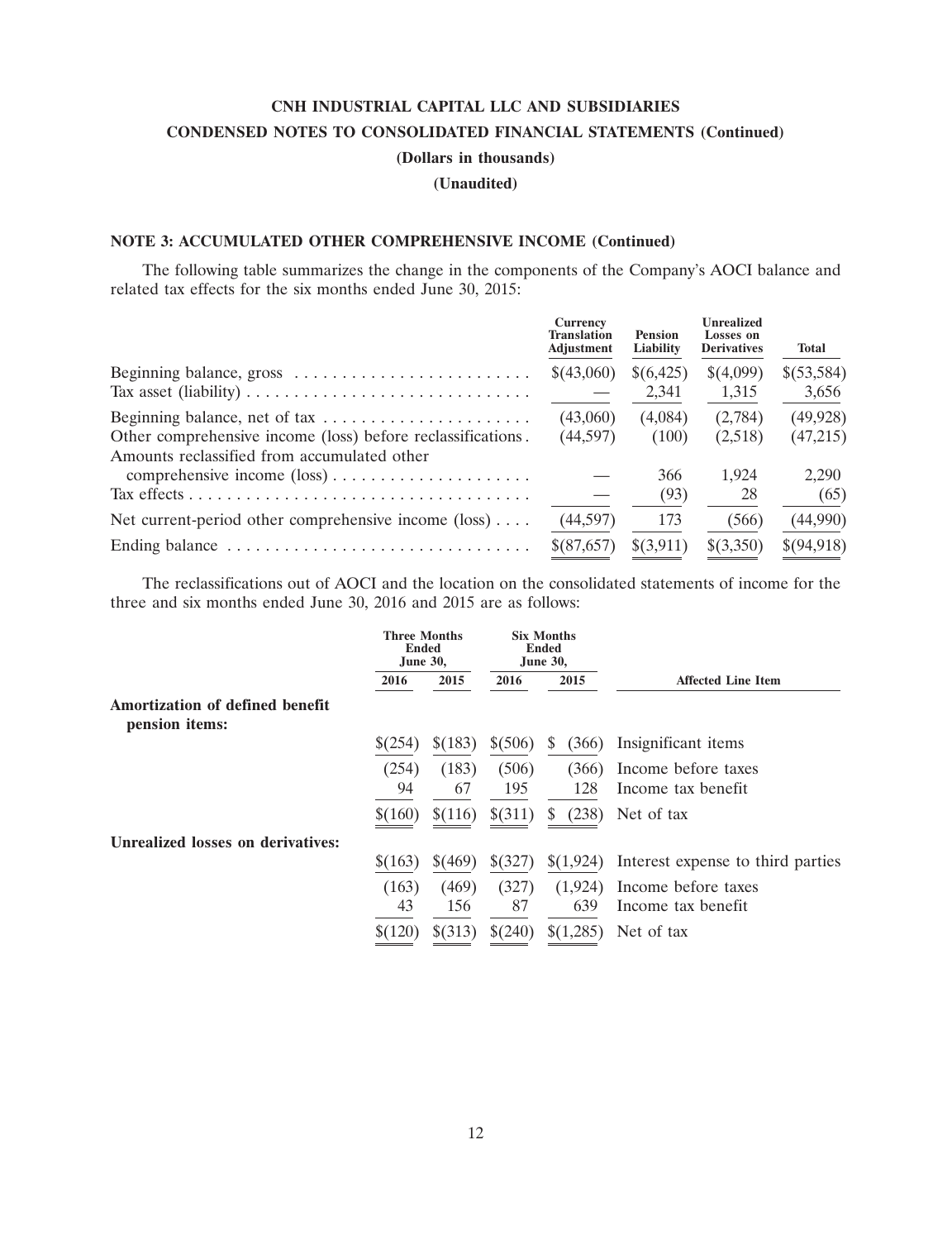**CNH INDUSTRIAL CAPITAL LLC AND SUBSIDIARIES**

**CONDENSED NOTES TO CONSOLIDATED FINANCIAL STATEMENTS (Continued)**

**(Dollars in thousands)**

**(Unaudited)**

### NOTE 3: ACCUMULATED OTHER COMPREHENSIVE INCOME (Continued)

The following table summarizes the change in the components of the Company's AOCI balance and related tax effects for the six months ended June 30, 2015:

| | Currency Translation Adjustment | Pension Liability | Unrealized Losses on Derivatives | Total |
|---|---|---|---|---|
| Beginning balance, gross | $(43,060) | $(6,425) | $(4,099) | $(53,584) |
| Tax asset (liability) | — | 2,341 | 1,315 | 3,656 |
| Beginning balance, net of tax | (43,060) | (4,084) | (2,784) | (49,928) |
| Other comprehensive income (loss) before reclassifications | (44,597) | (100) | (2,518) | (47,215) |
| Amounts reclassified from accumulated other comprehensive income (loss) | — | 366 | 1,924 | 2,290 |
| Tax effects | — | (93) | 28 | (65) |
| Net current-period other comprehensive income (loss) | (44,597) | 173 | (566) | (44,990) |
| Ending balance | $(87,657) | $(3,911) | $(3,350) | $(94,918) |

The reclassifications out of AOCI and the location on the consolidated statements of income for the three and six months ended June 30, 2016 and 2015 are as follows:

| | Three Months Ended June 30, | | Six Months Ended June 30, | | |
|---|---|---|---|---|---|
| | 2016 | 2015 | 2016 | 2015 | Affected Line Item |
| **Amortization of defined benefit pension items:** | | | | | |
| | $(254) | $(183) | $(506) | $ (366) | Insignificant items |
| | (254) | (183) | (506) | (366) | Income before taxes |
| | 94 | 67 | 195 | 128 | Income tax benefit |
| | $(160) | $(116) | $(311) | $ (238) | Net of tax |
| **Unrealized losses on derivatives:** | | | | | |
| | $(163) | $(469) | $(327) | $(1,924) | Interest expense to third parties |
| | (163) | (469) | (327) | (1,924) | Income before taxes |
| | 43 | 156 | 87 | 639 | Income tax benefit |
| | $(120) | $(313) | $(240) | $(1,285) | Net of tax |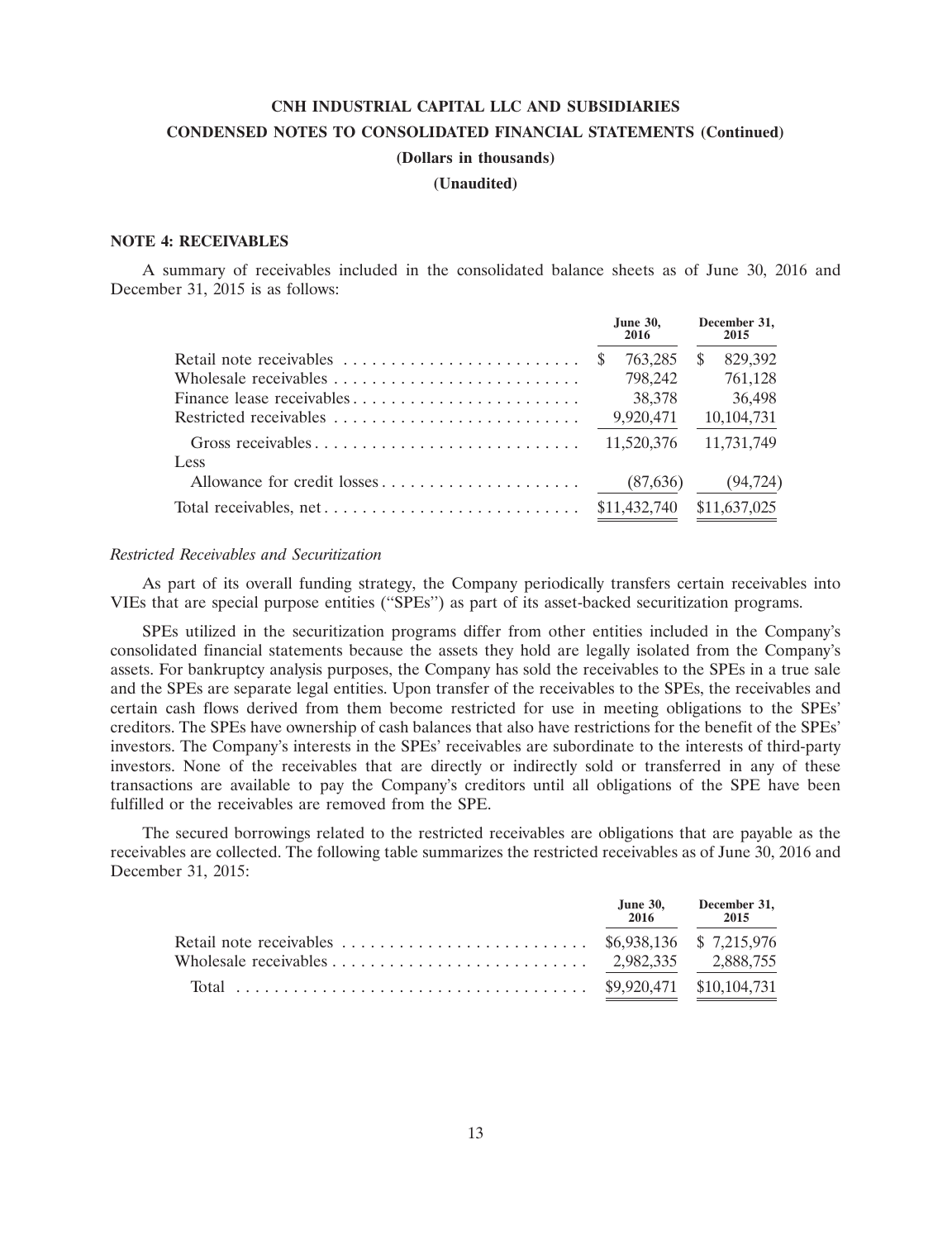# CNH INDUSTRIAL CAPITAL LLC AND SUBSIDIARIES

## CONDENSED NOTES TO CONSOLIDATED FINANCIAL STATEMENTS (Continued)

**(Dollars in thousands)**

**(Unaudited)**

### NOTE 4: RECEIVABLES

A summary of receivables included in the consolidated balance sheets as of June 30, 2016 and December 31, 2015 is as follows:

| | June 30, 2016 | December 31, 2015 |
|---|---|---|
| Retail note receivables | $ 763,285 | $ 829,392 |
| Wholesale receivables | 798,242 | 761,128 |
| Finance lease receivables | 38,378 | 36,498 |
| Restricted receivables | 9,920,471 | 10,104,731 |
| Gross receivables | 11,520,376 | 11,731,749 |
| Less | | |
| Allowance for credit losses | (87,636) | (94,724) |
| Total receivables, net | $11,432,740 | $11,637,025 |

*Restricted Receivables and Securitization*

As part of its overall funding strategy, the Company periodically transfers certain receivables into VIEs that are special purpose entities ("SPEs") as part of its asset-backed securitization programs.

SPEs utilized in the securitization programs differ from other entities included in the Company's consolidated financial statements because the assets they hold are legally isolated from the Company's assets. For bankruptcy analysis purposes, the Company has sold the receivables to the SPEs in a true sale and the SPEs are separate legal entities. Upon transfer of the receivables to the SPEs, the receivables and certain cash flows derived from them become restricted for use in meeting obligations to the SPEs' creditors. The SPEs have ownership of cash balances that also have restrictions for the benefit of the SPEs' investors. The Company's interests in the SPEs' receivables are subordinate to the interests of third-party investors. None of the receivables that are directly or indirectly sold or transferred in any of these transactions are available to pay the Company's creditors until all obligations of the SPE have been fulfilled or the receivables are removed from the SPE.

The secured borrowings related to the restricted receivables are obligations that are payable as the receivables are collected. The following table summarizes the restricted receivables as of June 30, 2016 and December 31, 2015:

| | June 30, 2016 | December 31, 2015 |
|---|---|---|
| Retail note receivables | $6,938,136 | $ 7,215,976 |
| Wholesale receivables | 2,982,335 | 2,888,755 |
| Total | $9,920,471 | $10,104,731 |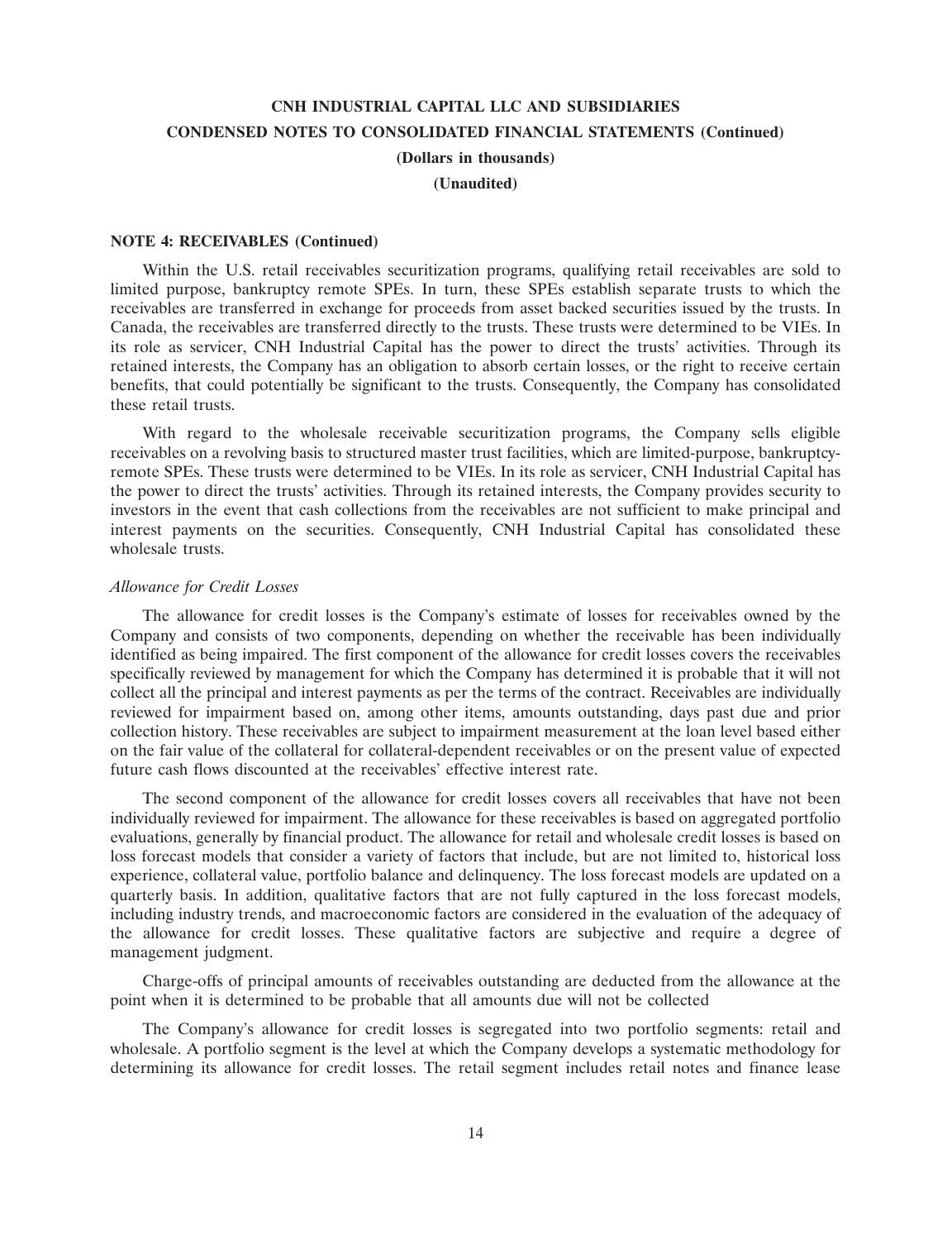## NOTE 4: RECEIVABLES (Continued)

Within the U.S. retail receivables securitization programs, qualifying retail receivables are sold to limited purpose, bankruptcy remote SPEs. In turn, these SPEs establish separate trusts to which the receivables are transferred in exchange for proceeds from asset backed securities issued by the trusts. In Canada, the receivables are transferred directly to the trusts. These trusts were determined to be VIEs. In its role as servicer, CNH Industrial Capital has the power to direct the trusts' activities. Through its retained interests, the Company has an obligation to absorb certain losses, or the right to receive certain benefits, that could potentially be significant to the trusts. Consequently, the Company has consolidated these retail trusts.

With regard to the wholesale receivable securitization programs, the Company sells eligible receivables on a revolving basis to structured master trust facilities, which are limited-purpose, bankruptcy-remote SPEs. These trusts were determined to be VIEs. In its role as servicer, CNH Industrial Capital has the power to direct the trusts' activities. Through its retained interests, the Company provides security to investors in the event that cash collections from the receivables are not sufficient to make principal and interest payments on the securities. Consequently, CNH Industrial Capital has consolidated these wholesale trusts.

*Allowance for Credit Losses*

The allowance for credit losses is the Company's estimate of losses for receivables owned by the Company and consists of two components, depending on whether the receivable has been individually identified as being impaired. The first component of the allowance for credit losses covers the receivables specifically reviewed by management for which the Company has determined it is probable that it will not collect all the principal and interest payments as per the terms of the contract. Receivables are individually reviewed for impairment based on, among other items, amounts outstanding, days past due and prior collection history. These receivables are subject to impairment measurement at the loan level based either on the fair value of the collateral for collateral-dependent receivables or on the present value of expected future cash flows discounted at the receivables' effective interest rate.

The second component of the allowance for credit losses covers all receivables that have not been individually reviewed for impairment. The allowance for these receivables is based on aggregated portfolio evaluations, generally by financial product. The allowance for retail and wholesale credit losses is based on loss forecast models that consider a variety of factors that include, but are not limited to, historical loss experience, collateral value, portfolio balance and delinquency. The loss forecast models are updated on a quarterly basis. In addition, qualitative factors that are not fully captured in the loss forecast models, including industry trends, and macroeconomic factors are considered in the evaluation of the adequacy of the allowance for credit losses. These qualitative factors are subjective and require a degree of management judgment.

Charge-offs of principal amounts of receivables outstanding are deducted from the allowance at the point when it is determined to be probable that all amounts due will not be collected

The Company's allowance for credit losses is segregated into two portfolio segments: retail and wholesale. A portfolio segment is the level at which the Company develops a systematic methodology for determining its allowance for credit losses. The retail segment includes retail notes and finance lease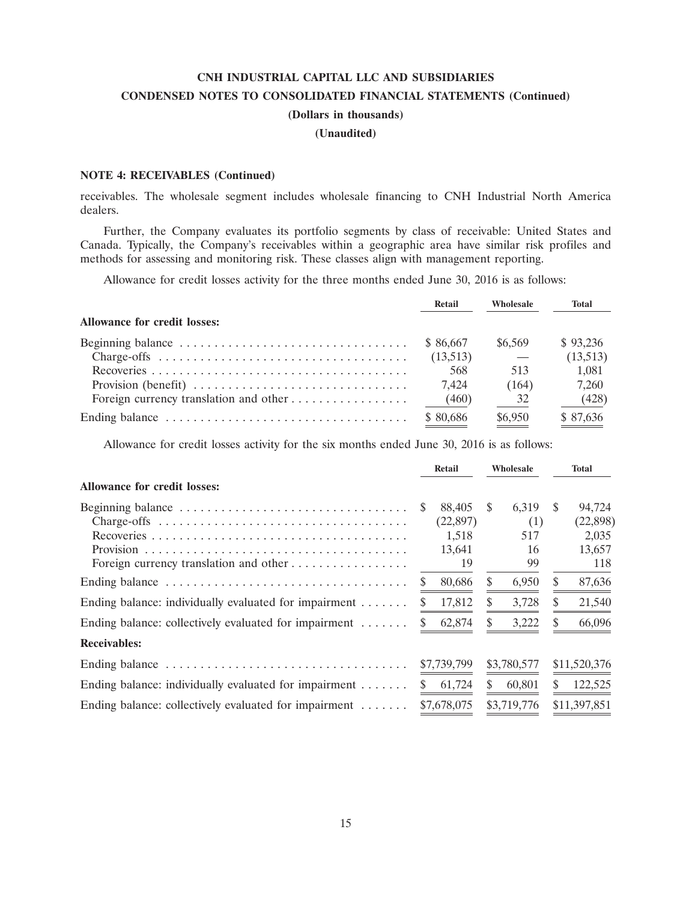**CNH INDUSTRIAL CAPITAL LLC AND SUBSIDIARIES**

**CONDENSED NOTES TO CONSOLIDATED FINANCIAL STATEMENTS (Continued)**

**(Dollars in thousands)**

**(Unaudited)**

**NOTE 4: RECEIVABLES (Continued)**

receivables. The wholesale segment includes wholesale financing to CNH Industrial North America dealers.

Further, the Company evaluates its portfolio segments by class of receivable: United States and Canada. Typically, the Company's receivables within a geographic area have similar risk profiles and methods for assessing and monitoring risk. These classes align with management reporting.

Allowance for credit losses activity for the three months ended June 30, 2016 is as follows:

| | Retail | Wholesale | Total |
|---|---|---|---|
| **Allowance for credit losses:** | | | |
| Beginning balance | $ 86,667 | $6,569 | $ 93,236 |
| Charge-offs | (13,513) | — | (13,513) |
| Recoveries | 568 | 513 | 1,081 |
| Provision (benefit) | 7,424 | (164) | 7,260 |
| Foreign currency translation and other | (460) | 32 | (428) |
| Ending balance | $ 80,686 | $6,950 | $ 87,636 |

Allowance for credit losses activity for the six months ended June 30, 2016 is as follows:

| | Retail | Wholesale | Total |
|---|---|---|---|
| **Allowance for credit losses:** | | | |
| Beginning balance | $ 88,405 | $ 6,319 | $ 94,724 |
| Charge-offs | (22,897) | (1) | (22,898) |
| Recoveries | 1,518 | 517 | 2,035 |
| Provision | 13,641 | 16 | 13,657 |
| Foreign currency translation and other | 19 | 99 | 118 |
| Ending balance | $ 80,686 | $ 6,950 | $ 87,636 |
| Ending balance: individually evaluated for impairment | $ 17,812 | $ 3,728 | $ 21,540 |
| Ending balance: collectively evaluated for impairment | $ 62,874 | $ 3,222 | $ 66,096 |
| **Receivables:** | | | |
| Ending balance | $7,739,799 | $3,780,577 | $11,520,376 |
| Ending balance: individually evaluated for impairment | $ 61,724 | $ 60,801 | $ 122,525 |
| Ending balance: collectively evaluated for impairment | $7,678,075 | $3,719,776 | $11,397,851 |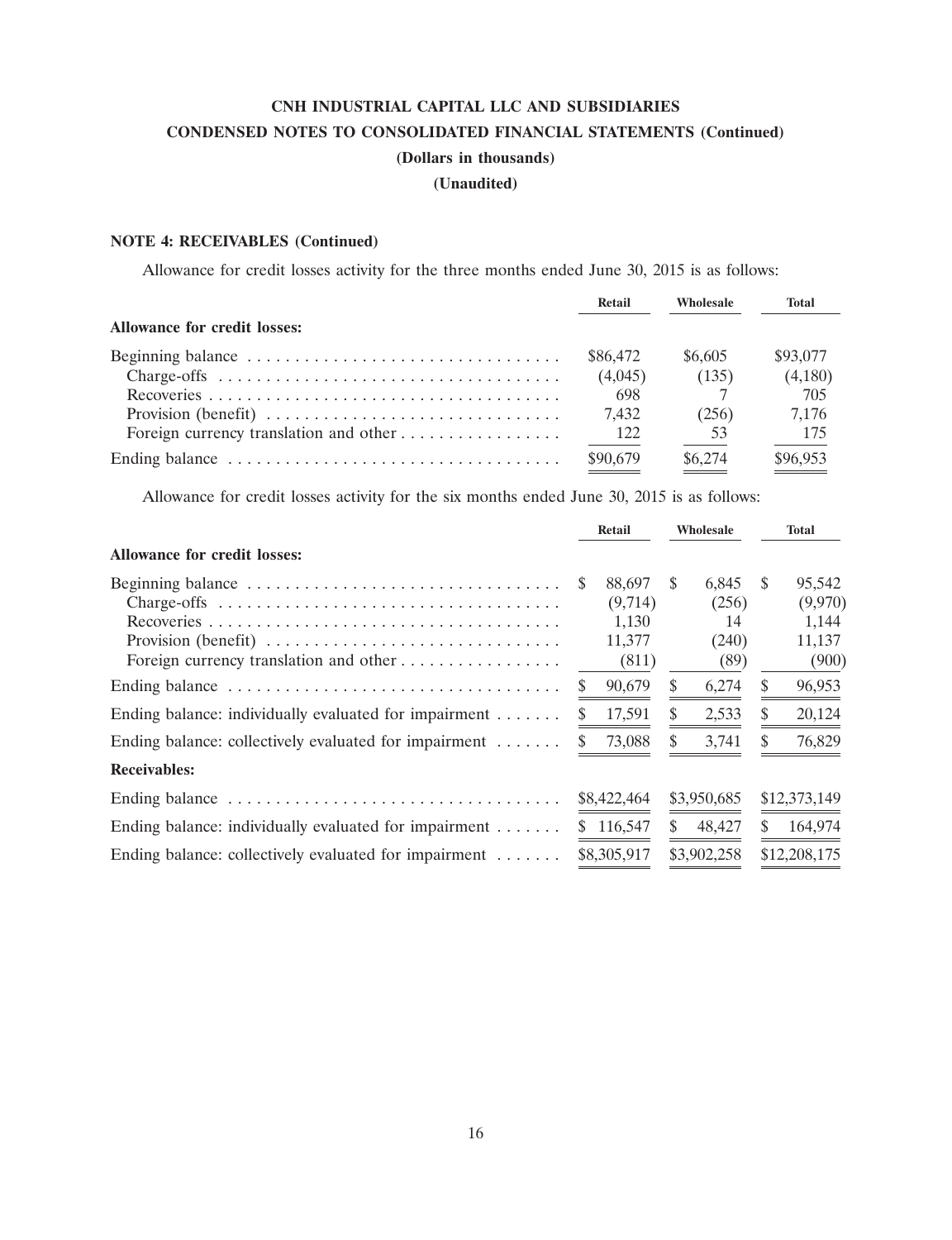# CNH INDUSTRIAL CAPITAL LLC AND SUBSIDIARIES

## CONDENSED NOTES TO CONSOLIDATED FINANCIAL STATEMENTS (Continued)

**(Dollars in thousands)**

**(Unaudited)**

### NOTE 4: RECEIVABLES (Continued)

Allowance for credit losses activity for the three months ended June 30, 2015 is as follows:

| | Retail | Wholesale | Total |
|---|---|---|---|
| **Allowance for credit losses:** | | | |
| Beginning balance | $86,472 | $6,605 | $93,077 |
| Charge-offs | (4,045) | (135) | (4,180) |
| Recoveries | 698 | 7 | 705 |
| Provision (benefit) | 7,432 | (256) | 7,176 |
| Foreign currency translation and other | 122 | 53 | 175 |
| Ending balance | $90,679 | $6,274 | $96,953 |

Allowance for credit losses activity for the six months ended June 30, 2015 is as follows:

| | Retail | Wholesale | Total |
|---|---|---|---|
| **Allowance for credit losses:** | | | |
| Beginning balance | $ 88,697 | $ 6,845 | $ 95,542 |
| Charge-offs | (9,714) | (256) | (9,970) |
| Recoveries | 1,130 | 14 | 1,144 |
| Provision (benefit) | 11,377 | (240) | 11,137 |
| Foreign currency translation and other | (811) | (89) | (900) |
| Ending balance | $ 90,679 | $ 6,274 | $ 96,953 |
| Ending balance: individually evaluated for impairment | $ 17,591 | $ 2,533 | $ 20,124 |
| Ending balance: collectively evaluated for impairment | $ 73,088 | $ 3,741 | $ 76,829 |
| **Receivables:** | | | |
| Ending balance | $8,422,464 | $3,950,685 | $12,373,149 |
| Ending balance: individually evaluated for impairment | $ 116,547 | $ 48,427 | $ 164,974 |
| Ending balance: collectively evaluated for impairment | $8,305,917 | $3,902,258 | $12,208,175 |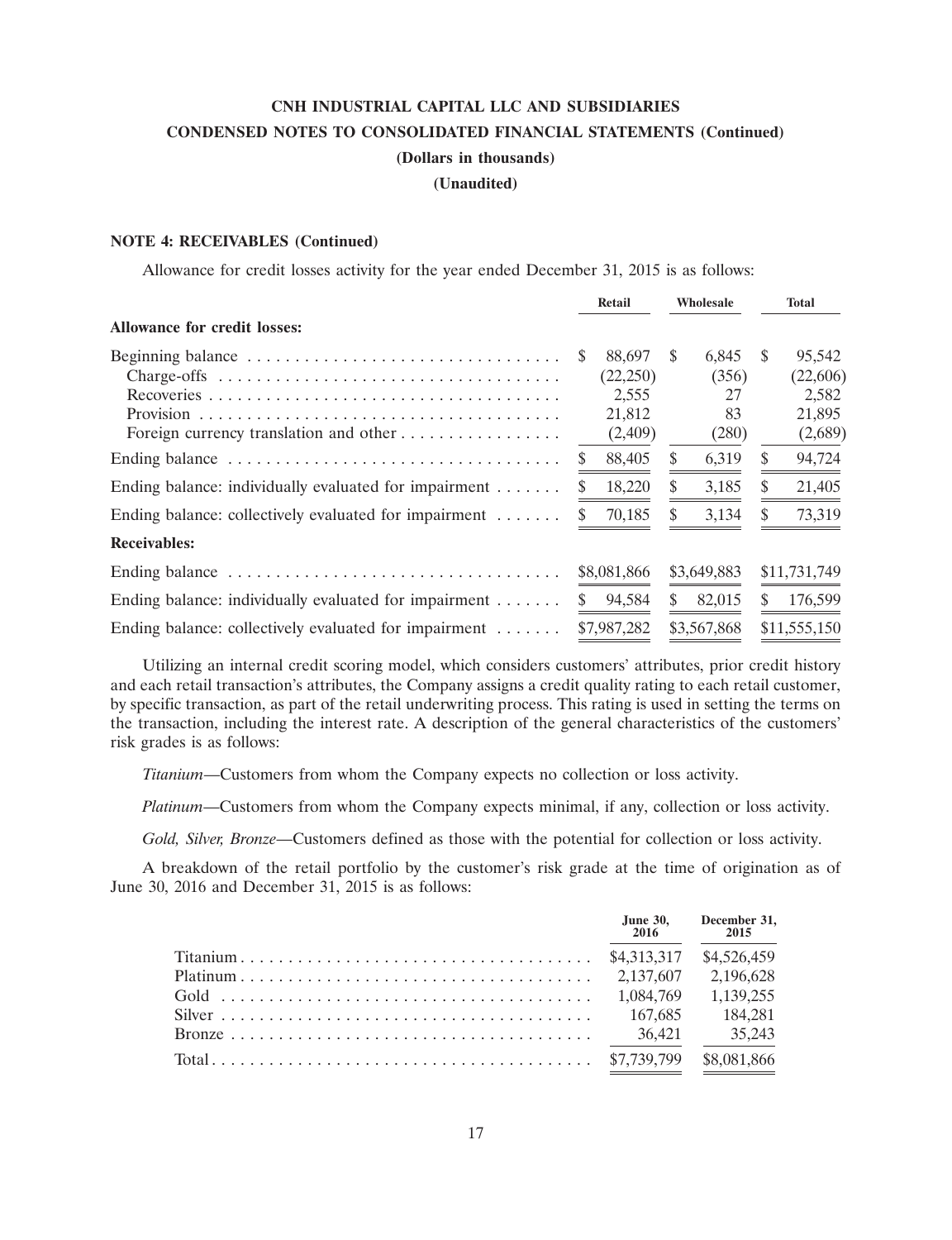**CNH INDUSTRIAL CAPITAL LLC AND SUBSIDIARIES**

**CONDENSED NOTES TO CONSOLIDATED FINANCIAL STATEMENTS (Continued)**

**(Dollars in thousands)**

**(Unaudited)**

**NOTE 4: RECEIVABLES (Continued)**

Allowance for credit losses activity for the year ended December 31, 2015 is as follows:

| | Retail | Wholesale | Total |
|---|---|---|---|
| **Allowance for credit losses:** | | | |
| Beginning balance | $ 88,697 | $ 6,845 | $ 95,542 |
| Charge-offs | (22,250) | (356) | (22,606) |
| Recoveries | 2,555 | 27 | 2,582 |
| Provision | 21,812 | 83 | 21,895 |
| Foreign currency translation and other | (2,409) | (280) | (2,689) |
| Ending balance | $ 88,405 | $ 6,319 | $ 94,724 |
| Ending balance: individually evaluated for impairment | $ 18,220 | $ 3,185 | $ 21,405 |
| Ending balance: collectively evaluated for impairment | $ 70,185 | $ 3,134 | $ 73,319 |
| **Receivables:** | | | |
| Ending balance | $8,081,866 | $3,649,883 | $11,731,749 |
| Ending balance: individually evaluated for impairment | $ 94,584 | $ 82,015 | $ 176,599 |
| Ending balance: collectively evaluated for impairment | $7,987,282 | $3,567,868 | $11,555,150 |

Utilizing an internal credit scoring model, which considers customers' attributes, prior credit history and each retail transaction's attributes, the Company assigns a credit quality rating to each retail customer, by specific transaction, as part of the retail underwriting process. This rating is used in setting the terms on the transaction, including the interest rate. A description of the general characteristics of the customers' risk grades is as follows:

*Titanium*—Customers from whom the Company expects no collection or loss activity.

*Platinum*—Customers from whom the Company expects minimal, if any, collection or loss activity.

*Gold, Silver, Bronze*—Customers defined as those with the potential for collection or loss activity.

A breakdown of the retail portfolio by the customer's risk grade at the time of origination as of June 30, 2016 and December 31, 2015 is as follows:

| | June 30, 2016 | December 31, 2015 |
|---|---|---|
| Titanium | $4,313,317 | $4,526,459 |
| Platinum | 2,137,607 | 2,196,628 |
| Gold | 1,084,769 | 1,139,255 |
| Silver | 167,685 | 184,281 |
| Bronze | 36,421 | 35,243 |
| Total | $7,739,799 | $8,081,866 |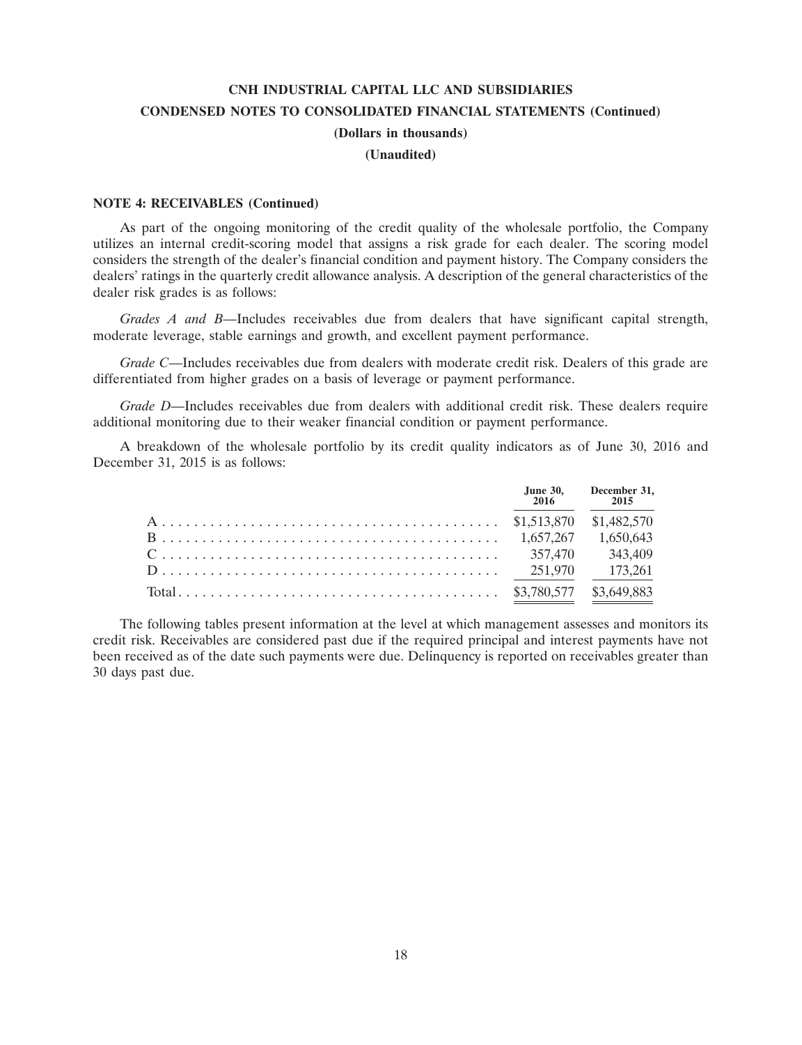**NOTE 4: RECEIVABLES (Continued)**

As part of the ongoing monitoring of the credit quality of the wholesale portfolio, the Company utilizes an internal credit-scoring model that assigns a risk grade for each dealer. The scoring model considers the strength of the dealer's financial condition and payment history. The Company considers the dealers' ratings in the quarterly credit allowance analysis. A description of the general characteristics of the dealer risk grades is as follows:

*Grades A and B*—Includes receivables due from dealers that have significant capital strength, moderate leverage, stable earnings and growth, and excellent payment performance.

*Grade C*—Includes receivables due from dealers with moderate credit risk. Dealers of this grade are differentiated from higher grades on a basis of leverage or payment performance.

*Grade D*—Includes receivables due from dealers with additional credit risk. These dealers require additional monitoring due to their weaker financial condition or payment performance.

A breakdown of the wholesale portfolio by its credit quality indicators as of June 30, 2016 and December 31, 2015 is as follows:

| | June 30, 2016 | December 31, 2015 |
|---|---|---|
| A | $1,513,870 | $1,482,570 |
| B | 1,657,267 | 1,650,643 |
| C | 357,470 | 343,409 |
| D | 251,970 | 173,261 |
| Total | $3,780,577 | $3,649,883 |

The following tables present information at the level at which management assesses and monitors its credit risk. Receivables are considered past due if the required principal and interest payments have not been received as of the date such payments were due. Delinquency is reported on receivables greater than 30 days past due.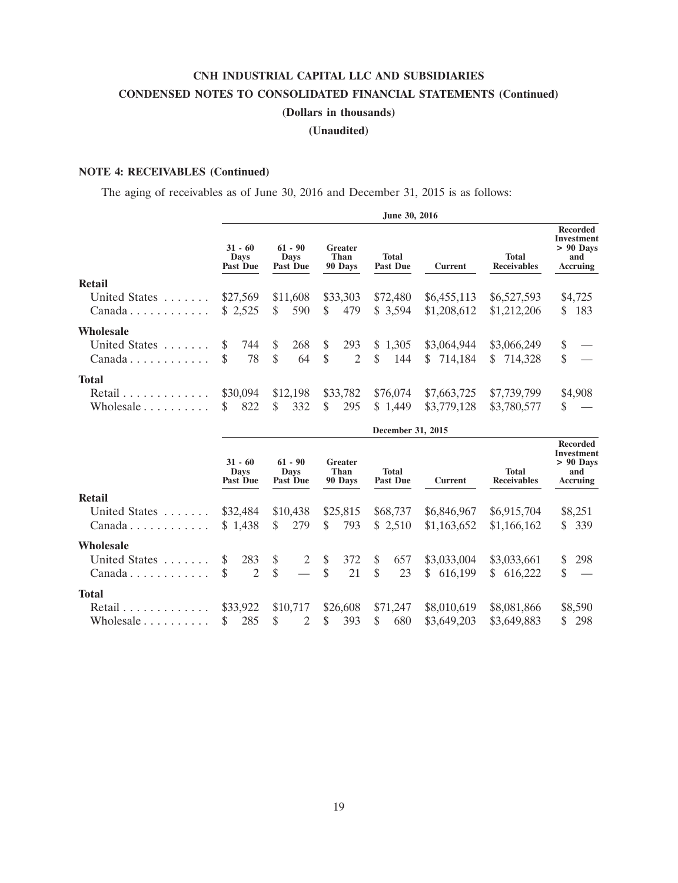# CNH INDUSTRIAL CAPITAL LLC AND SUBSIDIARIES
## CONDENSED NOTES TO CONSOLIDATED FINANCIAL STATEMENTS (Continued)
### (Dollars in thousands)
### (Unaudited)

**NOTE 4: RECEIVABLES (Continued)**

The aging of receivables as of June 30, 2016 and December 31, 2015 is as follows:

| | June 30, 2016 | | | | | | |
|---|---|---|---|---|---|---|---|
| | 31 - 60 Days Past Due | 61 - 90 Days Past Due | Greater Than 90 Days | Total Past Due | Current | Total Receivables | Recorded Investment > 90 Days and Accruing |
| **Retail** | | | | | | | |
| United States | $27,569 | $11,608 | $33,303 | $72,480 | $6,455,113 | $6,527,593 | $4,725 |
| Canada | $ 2,525 | $ 590 | $ 479 | $ 3,594 | $1,208,612 | $1,212,206 | $ 183 |
| **Wholesale** | | | | | | | |
| United States | $ 744 | $ 268 | $ 293 | $ 1,305 | $3,064,944 | $3,066,249 | $ — |
| Canada | $ 78 | $ 64 | $ 2 | $ 144 | $ 714,184 | $ 714,328 | $ — |
| **Total** | | | | | | | |
| Retail | $30,094 | $12,198 | $33,782 | $76,074 | $7,663,725 | $7,739,799 | $4,908 |
| Wholesale | $ 822 | $ 332 | $ 295 | $ 1,449 | $3,779,128 | $3,780,577 | $ — |

| | December 31, 2015 | | | | | | |
|---|---|---|---|---|---|---|---|
| | 31 - 60 Days Past Due | 61 - 90 Days Past Due | Greater Than 90 Days | Total Past Due | Current | Total Receivables | Recorded Investment > 90 Days and Accruing |
| **Retail** | | | | | | | |
| United States | $32,484 | $10,438 | $25,815 | $68,737 | $6,846,967 | $6,915,704 | $8,251 |
| Canada | $ 1,438 | $ 279 | $ 793 | $ 2,510 | $1,163,652 | $1,166,162 | $ 339 |
| **Wholesale** | | | | | | | |
| United States | $ 283 | $ 2 | $ 372 | $ 657 | $3,033,004 | $3,033,661 | $ 298 |
| Canada | $ 2 | $ — | $ 21 | $ 23 | $ 616,199 | $ 616,222 | $ — |
| **Total** | | | | | | | |
| Retail | $33,922 | $10,717 | $26,608 | $71,247 | $8,010,619 | $8,081,866 | $8,590 |
| Wholesale | $ 285 | $ 2 | $ 393 | $ 680 | $3,649,203 | $3,649,883 | $ 298 |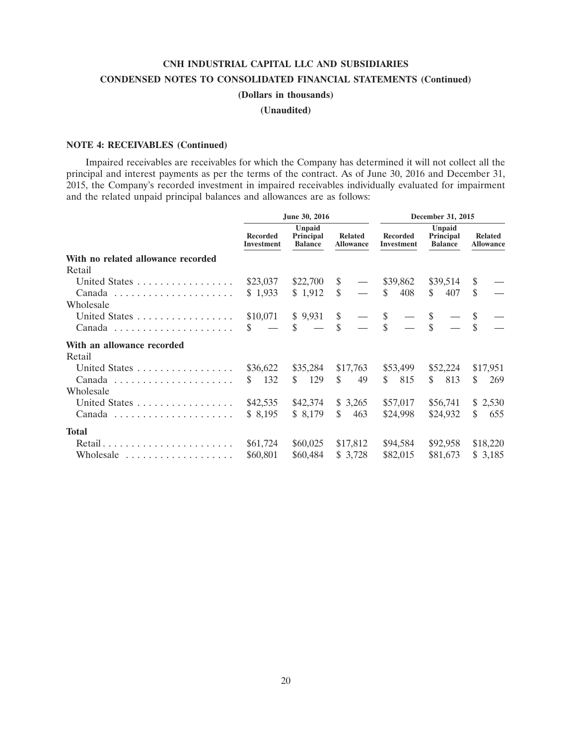**CNH INDUSTRIAL CAPITAL LLC AND SUBSIDIARIES**

**CONDENSED NOTES TO CONSOLIDATED FINANCIAL STATEMENTS (Continued)**

**(Dollars in thousands)**

**(Unaudited)**

**NOTE 4: RECEIVABLES (Continued)**

Impaired receivables are receivables for which the Company has determined it will not collect all the principal and interest payments as per the terms of the contract. As of June 30, 2016 and December 31, 2015, the Company's recorded investment in impaired receivables individually evaluated for impairment and the related unpaid principal balances and allowances are as follows:

| | June 30, 2016 | | | December 31, 2015 | | |
|---|---|---|---|---|---|---|
| | Recorded Investment | Unpaid Principal Balance | Related Allowance | Recorded Investment | Unpaid Principal Balance | Related Allowance |
| **With no related allowance recorded** | | | | | | |
| Retail | | | | | | |
| United States | $23,037 | $22,700 | $ — | $39,862 | $39,514 | $ — |
| Canada | $ 1,933 | $ 1,912 | $ — | $ 408 | $ 407 | $ — |
| Wholesale | | | | | | |
| United States | $10,071 | $ 9,931 | $ — | $ — | $ — | $ — |
| Canada | $ — | $ — | $ — | $ — | $ — | $ — |
| **With an allowance recorded** | | | | | | |
| Retail | | | | | | |
| United States | $36,622 | $35,284 | $17,763 | $53,499 | $52,224 | $17,951 |
| Canada | $ 132 | $ 129 | $ 49 | $ 815 | $ 813 | $ 269 |
| Wholesale | | | | | | |
| United States | $42,535 | $42,374 | $ 3,265 | $57,017 | $56,741 | $ 2,530 |
| Canada | $ 8,195 | $ 8,179 | $ 463 | $24,998 | $24,932 | $ 655 |
| **Total** | | | | | | |
| Retail | $61,724 | $60,025 | $17,812 | $94,584 | $92,958 | $18,220 |
| Wholesale | $60,801 | $60,484 | $ 3,728 | $82,015 | $81,673 | $ 3,185 |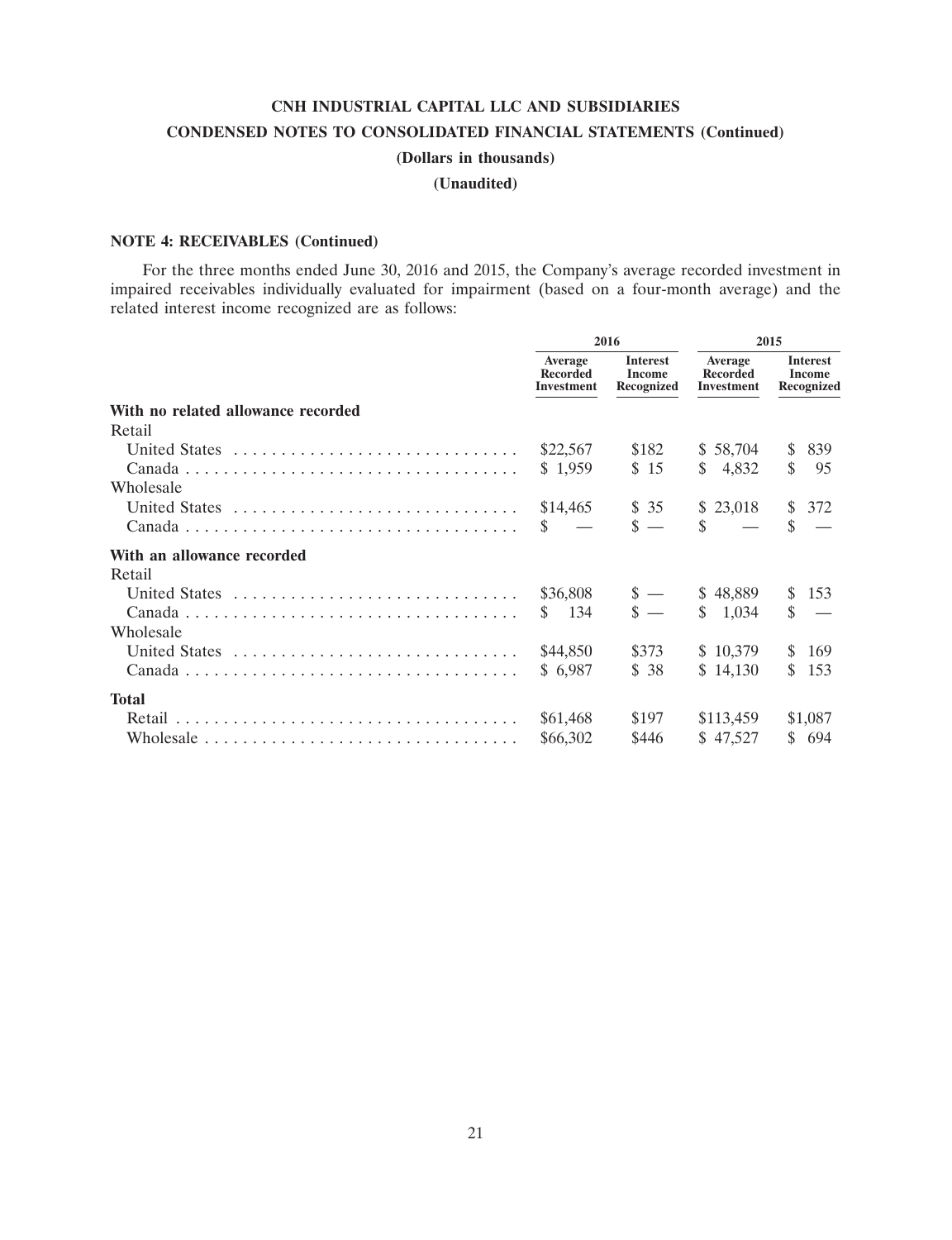**CNH INDUSTRIAL CAPITAL LLC AND SUBSIDIARIES**

**CONDENSED NOTES TO CONSOLIDATED FINANCIAL STATEMENTS (Continued)**

**(Dollars in thousands)**

**(Unaudited)**

**NOTE 4: RECEIVABLES (Continued)**

For the three months ended June 30, 2016 and 2015, the Company's average recorded investment in impaired receivables individually evaluated for impairment (based on a four-month average) and the related interest income recognized are as follows:

| | 2016 | | 2015 | |
|---|---|---|---|---|
| | Average Recorded Investment | Interest Income Recognized | Average Recorded Investment | Interest Income Recognized |
| **With no related allowance recorded** | | | | |
| Retail | | | | |
| United States | $22,567 | $182 | $ 58,704 | $ 839 |
| Canada | $ 1,959 | $ 15 | $ 4,832 | $ 95 |
| Wholesale | | | | |
| United States | $14,465 | $ 35 | $ 23,018 | $ 372 |
| Canada | $ — | $ — | $ — | $ — |
| **With an allowance recorded** | | | | |
| Retail | | | | |
| United States | $36,808 | $ — | $ 48,889 | $ 153 |
| Canada | $ 134 | $ — | $ 1,034 | $ — |
| Wholesale | | | | |
| United States | $44,850 | $373 | $ 10,379 | $ 169 |
| Canada | $ 6,987 | $ 38 | $ 14,130 | $ 153 |
| **Total** | | | | |
| Retail | $61,468 | $197 | $113,459 | $1,087 |
| Wholesale | $66,302 | $446 | $ 47,527 | $ 694 |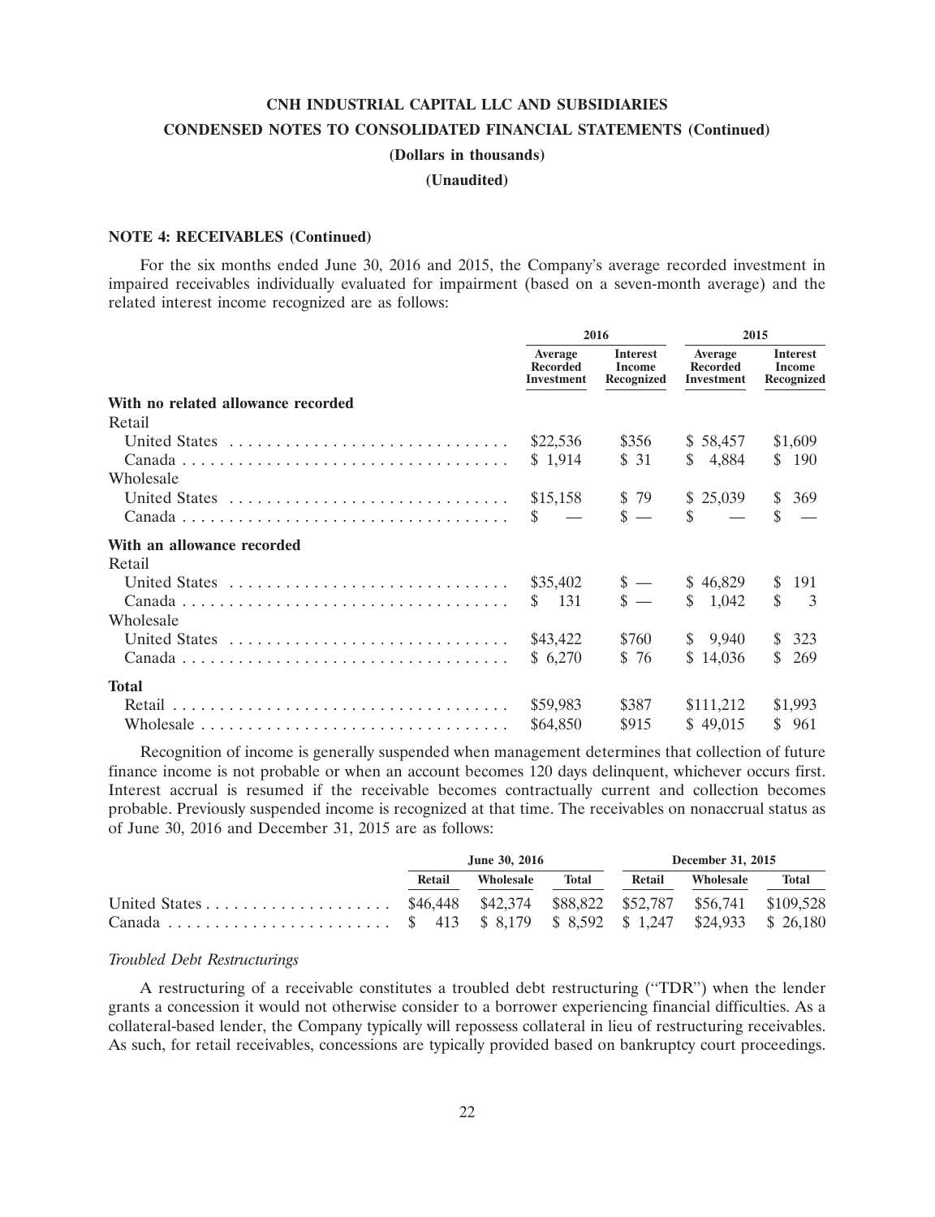**CNH INDUSTRIAL CAPITAL LLC AND SUBSIDIARIES**

**CONDENSED NOTES TO CONSOLIDATED FINANCIAL STATEMENTS (Continued)**

**(Dollars in thousands)**

**(Unaudited)**

**NOTE 4: RECEIVABLES (Continued)**

For the six months ended June 30, 2016 and 2015, the Company's average recorded investment in impaired receivables individually evaluated for impairment (based on a seven-month average) and the related interest income recognized are as follows:

| | 2016 | | 2015 | |
|---|---|---|---|---|
| | Average Recorded Investment | Interest Income Recognized | Average Recorded Investment | Interest Income Recognized |
| **With no related allowance recorded** | | | | |
| Retail | | | | |
| United States | $22,536 | $356 | $ 58,457 | $1,609 |
| Canada | $ 1,914 | $ 31 | $ 4,884 | $ 190 |
| Wholesale | | | | |
| United States | $15,158 | $ 79 | $ 25,039 | $ 369 |
| Canada | $ — | $ — | $ — | $ — |
| **With an allowance recorded** | | | | |
| Retail | | | | |
| United States | $35,402 | $ — | $ 46,829 | $ 191 |
| Canada | $ 131 | $ — | $ 1,042 | $ 3 |
| Wholesale | | | | |
| United States | $43,422 | $760 | $ 9,940 | $ 323 |
| Canada | $ 6,270 | $ 76 | $ 14,036 | $ 269 |
| **Total** | | | | |
| Retail | $59,983 | $387 | $111,212 | $1,993 |
| Wholesale | $64,850 | $915 | $ 49,015 | $ 961 |

Recognition of income is generally suspended when management determines that collection of future finance income is not probable or when an account becomes 120 days delinquent, whichever occurs first. Interest accrual is resumed if the receivable becomes contractually current and collection becomes probable. Previously suspended income is recognized at that time. The receivables on nonaccrual status as of June 30, 2016 and December 31, 2015 are as follows:

| | June 30, 2016 | | | December 31, 2015 | | |
|---|---|---|---|---|---|---|
| | Retail | Wholesale | Total | Retail | Wholesale | Total |
| United States | $46,448 | $42,374 | $88,822 | $52,787 | $56,741 | $109,528 |
| Canada | $ 413 | $ 8,179 | $ 8,592 | $ 1,247 | $24,933 | $ 26,180 |

*Troubled Debt Restructurings*

A restructuring of a receivable constitutes a troubled debt restructuring ("TDR") when the lender grants a concession it would not otherwise consider to a borrower experiencing financial difficulties. As a collateral-based lender, the Company typically will repossess collateral in lieu of restructuring receivables. As such, for retail receivables, concessions are typically provided based on bankruptcy court proceedings.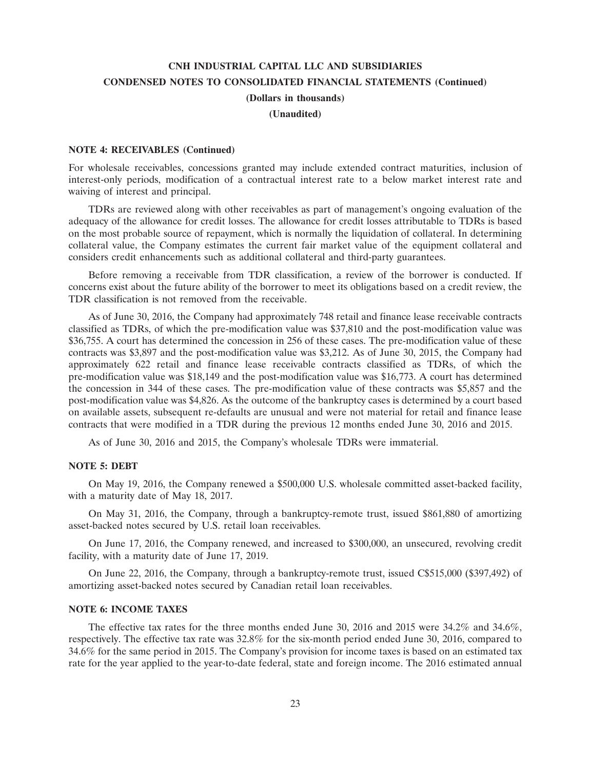**NOTE 4: RECEIVABLES (Continued)**

For wholesale receivables, concessions granted may include extended contract maturities, inclusion of interest-only periods, modification of a contractual interest rate to a below market interest rate and waiving of interest and principal.

TDRs are reviewed along with other receivables as part of management's ongoing evaluation of the adequacy of the allowance for credit losses. The allowance for credit losses attributable to TDRs is based on the most probable source of repayment, which is normally the liquidation of collateral. In determining collateral value, the Company estimates the current fair market value of the equipment collateral and considers credit enhancements such as additional collateral and third-party guarantees.

Before removing a receivable from TDR classification, a review of the borrower is conducted. If concerns exist about the future ability of the borrower to meet its obligations based on a credit review, the TDR classification is not removed from the receivable.

As of June 30, 2016, the Company had approximately 748 retail and finance lease receivable contracts classified as TDRs, of which the pre-modification value was $37,810 and the post-modification value was $36,755. A court has determined the concession in 256 of these cases. The pre-modification value of these contracts was $3,897 and the post-modification value was $3,212. As of June 30, 2015, the Company had approximately 622 retail and finance lease receivable contracts classified as TDRs, of which the pre-modification value was $18,149 and the post-modification value was $16,773. A court has determined the concession in 344 of these cases. The pre-modification value of these contracts was $5,857 and the post-modification value was $4,826. As the outcome of the bankruptcy cases is determined by a court based on available assets, subsequent re-defaults are unusual and were not material for retail and finance lease contracts that were modified in a TDR during the previous 12 months ended June 30, 2016 and 2015.

As of June 30, 2016 and 2015, the Company's wholesale TDRs were immaterial.

**NOTE 5: DEBT**

On May 19, 2016, the Company renewed a $500,000 U.S. wholesale committed asset-backed facility, with a maturity date of May 18, 2017.

On May 31, 2016, the Company, through a bankruptcy-remote trust, issued $861,880 of amortizing asset-backed notes secured by U.S. retail loan receivables.

On June 17, 2016, the Company renewed, and increased to $300,000, an unsecured, revolving credit facility, with a maturity date of June 17, 2019.

On June 22, 2016, the Company, through a bankruptcy-remote trust, issued C$515,000 ($397,492) of amortizing asset-backed notes secured by Canadian retail loan receivables.

**NOTE 6: INCOME TAXES**

The effective tax rates for the three months ended June 30, 2016 and 2015 were 34.2% and 34.6%, respectively. The effective tax rate was 32.8% for the six-month period ended June 30, 2016, compared to 34.6% for the same period in 2015. The Company's provision for income taxes is based on an estimated tax rate for the year applied to the year-to-date federal, state and foreign income. The 2016 estimated annual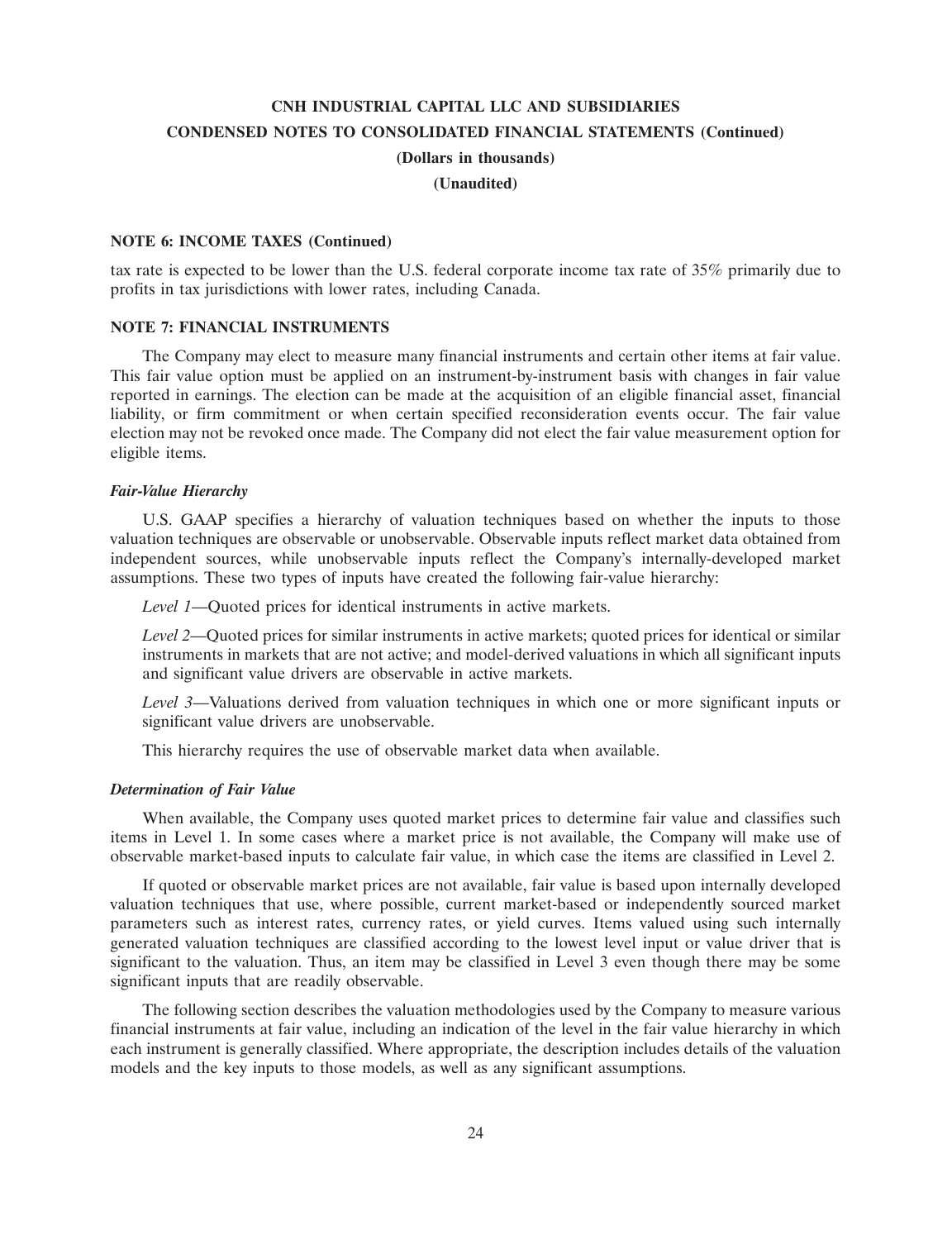### NOTE 6: INCOME TAXES (Continued)

tax rate is expected to be lower than the U.S. federal corporate income tax rate of 35% primarily due to profits in tax jurisdictions with lower rates, including Canada.

### NOTE 7: FINANCIAL INSTRUMENTS

The Company may elect to measure many financial instruments and certain other items at fair value. This fair value option must be applied on an instrument-by-instrument basis with changes in fair value reported in earnings. The election can be made at the acquisition of an eligible financial asset, financial liability, or firm commitment or when certain specified reconsideration events occur. The fair value election may not be revoked once made. The Company did not elect the fair value measurement option for eligible items.

***Fair-Value Hierarchy***

U.S. GAAP specifies a hierarchy of valuation techniques based on whether the inputs to those valuation techniques are observable or unobservable. Observable inputs reflect market data obtained from independent sources, while unobservable inputs reflect the Company's internally-developed market assumptions. These two types of inputs have created the following fair-value hierarchy:

*Level 1*—Quoted prices for identical instruments in active markets.

*Level 2*—Quoted prices for similar instruments in active markets; quoted prices for identical or similar instruments in markets that are not active; and model-derived valuations in which all significant inputs and significant value drivers are observable in active markets.

*Level 3*—Valuations derived from valuation techniques in which one or more significant inputs or significant value drivers are unobservable.

This hierarchy requires the use of observable market data when available.

***Determination of Fair Value***

When available, the Company uses quoted market prices to determine fair value and classifies such items in Level 1. In some cases where a market price is not available, the Company will make use of observable market-based inputs to calculate fair value, in which case the items are classified in Level 2.

If quoted or observable market prices are not available, fair value is based upon internally developed valuation techniques that use, where possible, current market-based or independently sourced market parameters such as interest rates, currency rates, or yield curves. Items valued using such internally generated valuation techniques are classified according to the lowest level input or value driver that is significant to the valuation. Thus, an item may be classified in Level 3 even though there may be some significant inputs that are readily observable.

The following section describes the valuation methodologies used by the Company to measure various financial instruments at fair value, including an indication of the level in the fair value hierarchy in which each instrument is generally classified. Where appropriate, the description includes details of the valuation models and the key inputs to those models, as well as any significant assumptions.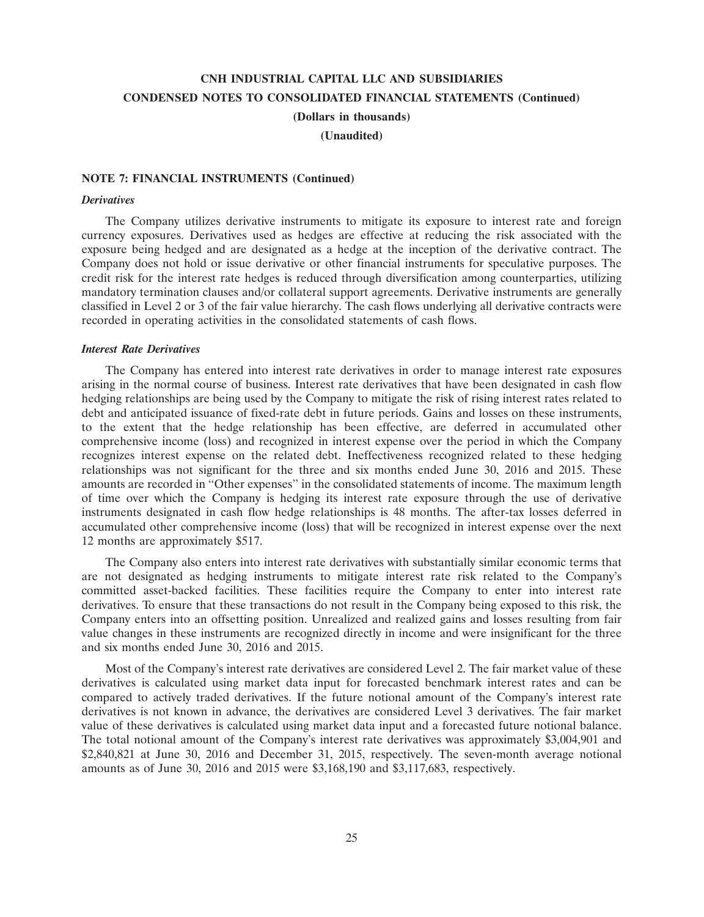**NOTE 7: FINANCIAL INSTRUMENTS (Continued)**

***Derivatives***

The Company utilizes derivative instruments to mitigate its exposure to interest rate and foreign currency exposures. Derivatives used as hedges are effective at reducing the risk associated with the exposure being hedged and are designated as a hedge at the inception of the derivative contract. The Company does not hold or issue derivative or other financial instruments for speculative purposes. The credit risk for the interest rate hedges is reduced through diversification among counterparties, utilizing mandatory termination clauses and/or collateral support agreements. Derivative instruments are generally classified in Level 2 or 3 of the fair value hierarchy. The cash flows underlying all derivative contracts were recorded in operating activities in the consolidated statements of cash flows.

***Interest Rate Derivatives***

The Company has entered into interest rate derivatives in order to manage interest rate exposures arising in the normal course of business. Interest rate derivatives that have been designated in cash flow hedging relationships are being used by the Company to mitigate the risk of rising interest rates related to debt and anticipated issuance of fixed-rate debt in future periods. Gains and losses on these instruments, to the extent that the hedge relationship has been effective, are deferred in accumulated other comprehensive income (loss) and recognized in interest expense over the period in which the Company recognizes interest expense on the related debt. Ineffectiveness recognized related to these hedging relationships was not significant for the three and six months ended June 30, 2016 and 2015. These amounts are recorded in "Other expenses" in the consolidated statements of income. The maximum length of time over which the Company is hedging its interest rate exposure through the use of derivative instruments designated in cash flow hedge relationships is 48 months. The after-tax losses deferred in accumulated other comprehensive income (loss) that will be recognized in interest expense over the next 12 months are approximately $517.

The Company also enters into interest rate derivatives with substantially similar economic terms that are not designated as hedging instruments to mitigate interest rate risk related to the Company's committed asset-backed facilities. These facilities require the Company to enter into interest rate derivatives. To ensure that these transactions do not result in the Company being exposed to this risk, the Company enters into an offsetting position. Unrealized and realized gains and losses resulting from fair value changes in these instruments are recognized directly in income and were insignificant for the three and six months ended June 30, 2016 and 2015.

Most of the Company's interest rate derivatives are considered Level 2. The fair market value of these derivatives is calculated using market data input for forecasted benchmark interest rates and can be compared to actively traded derivatives. If the future notional amount of the Company's interest rate derivatives is not known in advance, the derivatives are considered Level 3 derivatives. The fair market value of these derivatives is calculated using market data input and a forecasted future notional balance. The total notional amount of the Company's interest rate derivatives was approximately $3,004,901 and $2,840,821 at June 30, 2016 and December 31, 2015, respectively. The seven-month average notional amounts as of June 30, 2016 and 2015 were $3,168,190 and $3,117,683, respectively.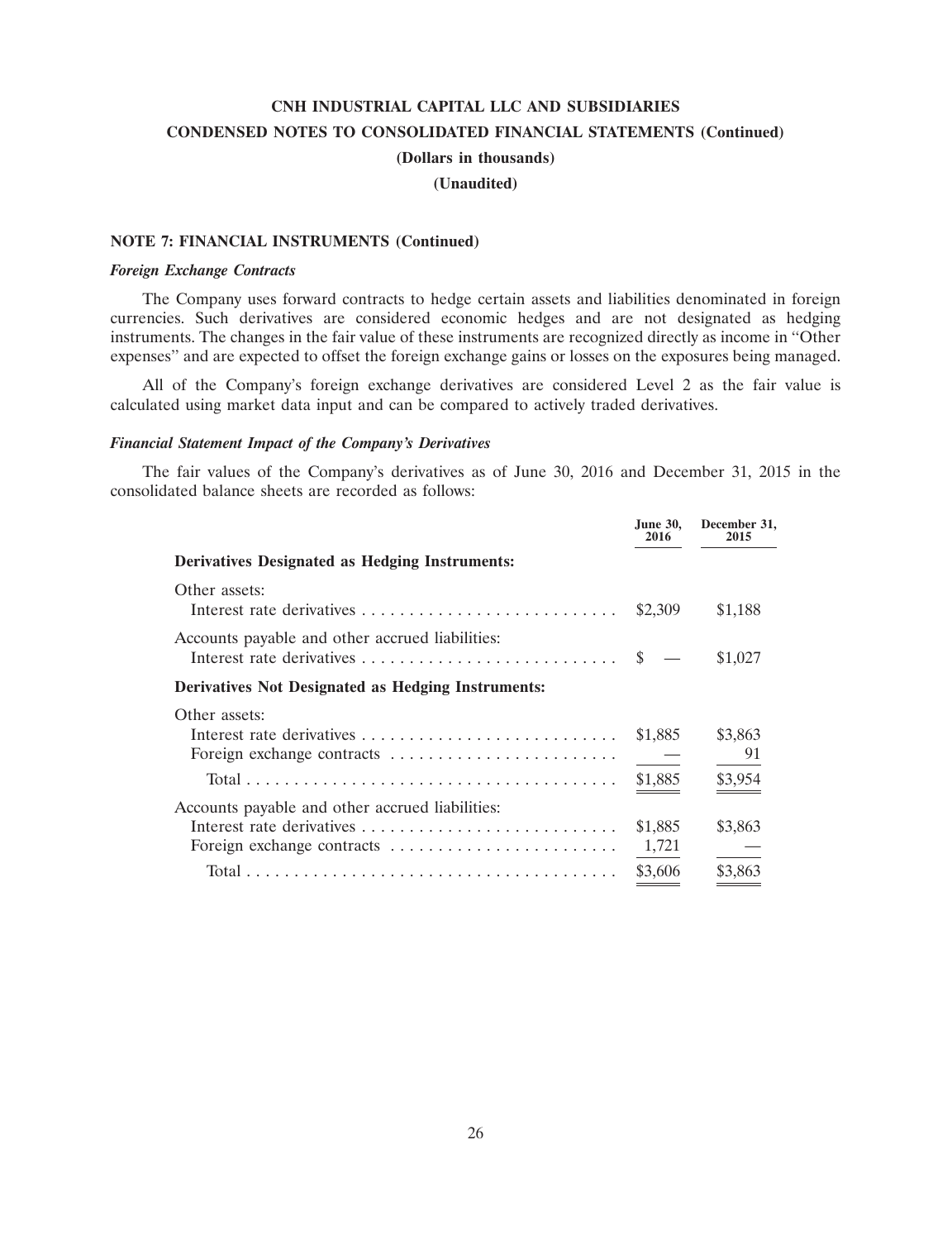# CNH INDUSTRIAL CAPITAL LLC AND SUBSIDIARIES

## CONDENSED NOTES TO CONSOLIDATED FINANCIAL STATEMENTS (Continued)

**(Dollars in thousands)**

**(Unaudited)**

### NOTE 7: FINANCIAL INSTRUMENTS (Continued)

***Foreign Exchange Contracts***

The Company uses forward contracts to hedge certain assets and liabilities denominated in foreign currencies. Such derivatives are considered economic hedges and are not designated as hedging instruments. The changes in the fair value of these instruments are recognized directly as income in "Other expenses" and are expected to offset the foreign exchange gains or losses on the exposures being managed.

All of the Company's foreign exchange derivatives are considered Level 2 as the fair value is calculated using market data input and can be compared to actively traded derivatives.

***Financial Statement Impact of the Company's Derivatives***

The fair values of the Company's derivatives as of June 30, 2016 and December 31, 2015 in the consolidated balance sheets are recorded as follows:

| | June 30, 2016 | December 31, 2015 |
|---|---|---|
| **Derivatives Designated as Hedging Instruments:** | | |
| Other assets: | | |
| Interest rate derivatives | $2,309 | $1,188 |
| Accounts payable and other accrued liabilities: | | |
| Interest rate derivatives | $ — | $1,027 |
| **Derivatives Not Designated as Hedging Instruments:** | | |
| Other assets: | | |
| Interest rate derivatives | $1,885 | $3,863 |
| Foreign exchange contracts | — | 91 |
| Total | $1,885 | $3,954 |
| Accounts payable and other accrued liabilities: | | |
| Interest rate derivatives | $1,885 | $3,863 |
| Foreign exchange contracts | 1,721 | — |
| Total | $3,606 | $3,863 |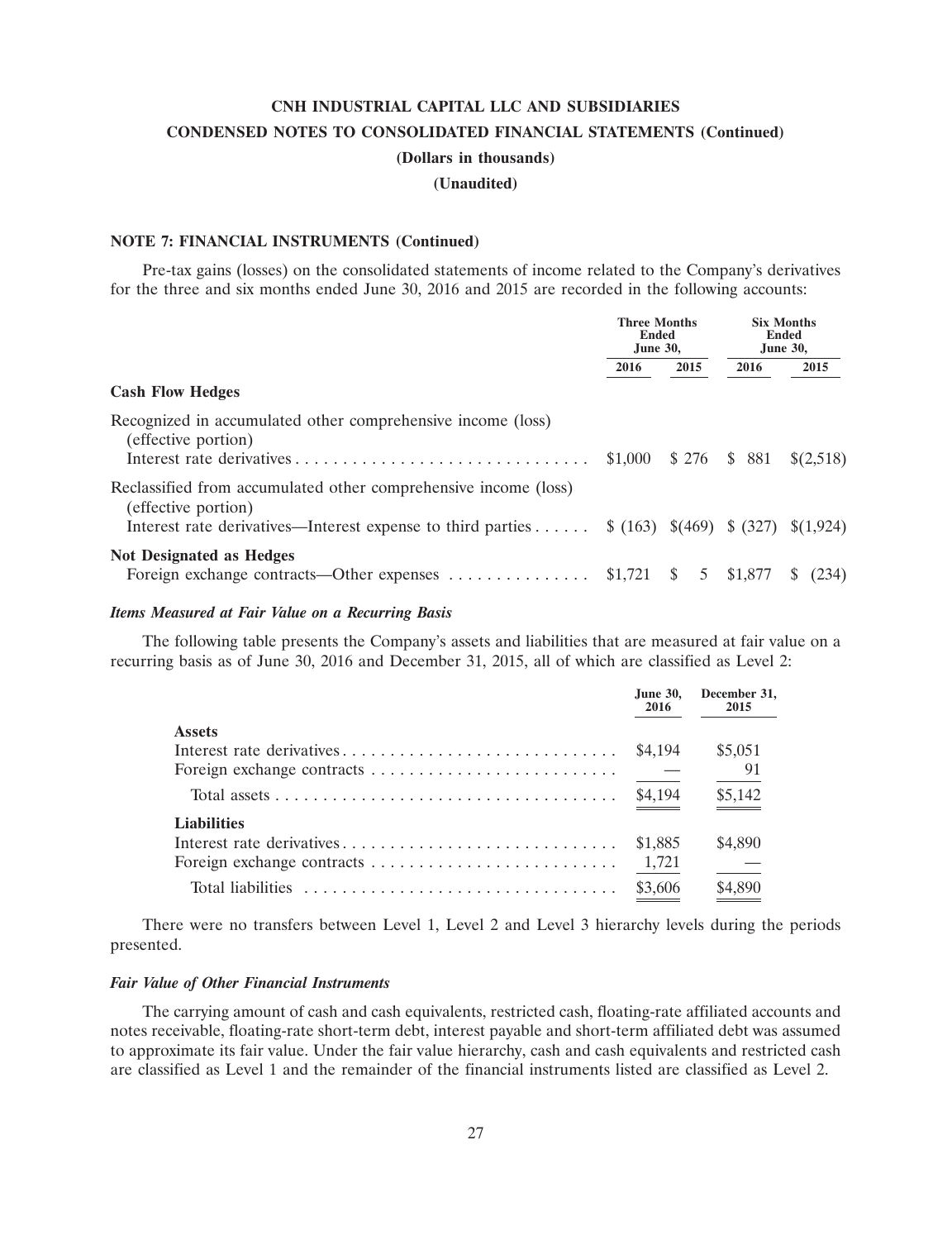**CNH INDUSTRIAL CAPITAL LLC AND SUBSIDIARIES**

**CONDENSED NOTES TO CONSOLIDATED FINANCIAL STATEMENTS (Continued)**

**(Dollars in thousands)**

**(Unaudited)**

**NOTE 7: FINANCIAL INSTRUMENTS (Continued)**

Pre-tax gains (losses) on the consolidated statements of income related to the Company's derivatives for the three and six months ended June 30, 2016 and 2015 are recorded in the following accounts:

| | Three Months Ended June 30, | | Six Months Ended June 30, | |
|---|---|---|---|---|
| | 2016 | 2015 | 2016 | 2015 |
| **Cash Flow Hedges** | | | | |
| Recognized in accumulated other comprehensive income (loss) (effective portion) | | | | |
| Interest rate derivatives | $1,000 | $ 276 | $ 881 | $(2,518) |
| Reclassified from accumulated other comprehensive income (loss) (effective portion) | | | | |
| Interest rate derivatives—Interest expense to third parties | $ (163) | $(469) | $ (327) | $(1,924) |
| **Not Designated as Hedges** | | | | |
| Foreign exchange contracts—Other expenses | $1,721 | $ 5 | $1,877 | $ (234) |

***Items Measured at Fair Value on a Recurring Basis***

The following table presents the Company's assets and liabilities that are measured at fair value on a recurring basis as of June 30, 2016 and December 31, 2015, all of which are classified as Level 2:

| | June 30, 2016 | December 31, 2015 |
|---|---|---|
| **Assets** | | |
| Interest rate derivatives | $4,194 | $5,051 |
| Foreign exchange contracts | — | 91 |
| Total assets | $4,194 | $5,142 |
| **Liabilities** | | |
| Interest rate derivatives | $1,885 | $4,890 |
| Foreign exchange contracts | 1,721 | — |
| Total liabilities | $3,606 | $4,890 |

There were no transfers between Level 1, Level 2 and Level 3 hierarchy levels during the periods presented.

***Fair Value of Other Financial Instruments***

The carrying amount of cash and cash equivalents, restricted cash, floating-rate affiliated accounts and notes receivable, floating-rate short-term debt, interest payable and short-term affiliated debt was assumed to approximate its fair value. Under the fair value hierarchy, cash and cash equivalents and restricted cash are classified as Level 1 and the remainder of the financial instruments listed are classified as Level 2.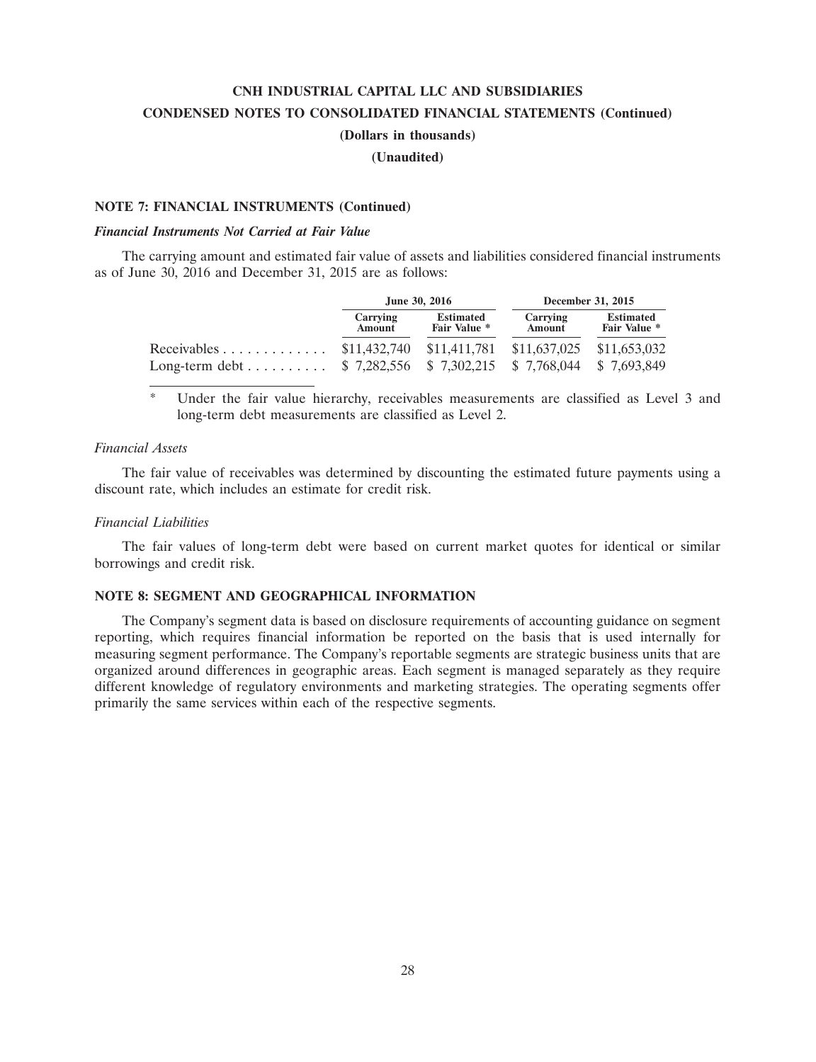CNH INDUSTRIAL CAPITAL LLC AND SUBSIDIARIES

CONDENSED NOTES TO CONSOLIDATED FINANCIAL STATEMENTS (Continued)

(Dollars in thousands)

(Unaudited)

### NOTE 7: FINANCIAL INSTRUMENTS (Continued)

***Financial Instruments Not Carried at Fair Value***

The carrying amount and estimated fair value of assets and liabilities considered financial instruments as of June 30, 2016 and December 31, 2015 are as follows:

| | June 30, 2016 | | December 31, 2015 | |
|---|---|---|---|---|
| | Carrying Amount | Estimated Fair Value * | Carrying Amount | Estimated Fair Value * |
| Receivables | $11,432,740 | $11,411,781 | $11,637,025 | $11,653,032 |
| Long-term debt | $ 7,282,556 | $ 7,302,215 | $ 7,768,044 | $ 7,693,849 |

\* Under the fair value hierarchy, receivables measurements are classified as Level 3 and long-term debt measurements are classified as Level 2.

*Financial Assets*

The fair value of receivables was determined by discounting the estimated future payments using a discount rate, which includes an estimate for credit risk.

*Financial Liabilities*

The fair values of long-term debt were based on current market quotes for identical or similar borrowings and credit risk.

### NOTE 8: SEGMENT AND GEOGRAPHICAL INFORMATION

The Company's segment data is based on disclosure requirements of accounting guidance on segment reporting, which requires financial information be reported on the basis that is used internally for measuring segment performance. The Company's reportable segments are strategic business units that are organized around differences in geographic areas. Each segment is managed separately as they require different knowledge of regulatory environments and marketing strategies. The operating segments offer primarily the same services within each of the respective segments.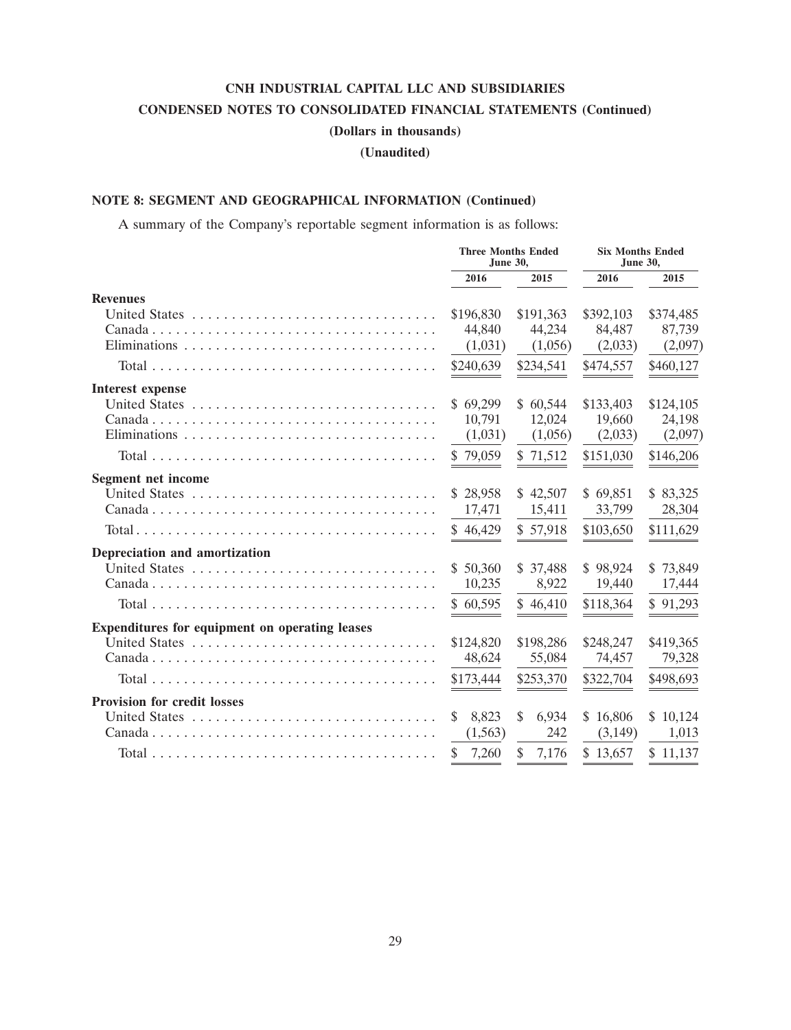**CNH INDUSTRIAL CAPITAL LLC AND SUBSIDIARIES**

**CONDENSED NOTES TO CONSOLIDATED FINANCIAL STATEMENTS (Continued)**

**(Dollars in thousands)**

**(Unaudited)**

**NOTE 8: SEGMENT AND GEOGRAPHICAL INFORMATION (Continued)**

A summary of the Company's reportable segment information is as follows:

| | Three Months Ended June 30, | | Six Months Ended June 30, | |
|---|---|---|---|---|
| | 2016 | 2015 | 2016 | 2015 |
| **Revenues** | | | | |
| United States | $196,830 | $191,363 | $392,103 | $374,485 |
| Canada | 44,840 | 44,234 | 84,487 | 87,739 |
| Eliminations | (1,031) | (1,056) | (2,033) | (2,097) |
| Total | $240,639 | $234,541 | $474,557 | $460,127 |
| **Interest expense** | | | | |
| United States | $ 69,299 | $ 60,544 | $133,403 | $124,105 |
| Canada | 10,791 | 12,024 | 19,660 | 24,198 |
| Eliminations | (1,031) | (1,056) | (2,033) | (2,097) |
| Total | $ 79,059 | $ 71,512 | $151,030 | $146,206 |
| **Segment net income** | | | | |
| United States | $ 28,958 | $ 42,507 | $ 69,851 | $ 83,325 |
| Canada | 17,471 | 15,411 | 33,799 | 28,304 |
| Total | $ 46,429 | $ 57,918 | $103,650 | $111,629 |
| **Depreciation and amortization** | | | | |
| United States | $ 50,360 | $ 37,488 | $ 98,924 | $ 73,849 |
| Canada | 10,235 | 8,922 | 19,440 | 17,444 |
| Total | $ 60,595 | $ 46,410 | $118,364 | $ 91,293 |
| **Expenditures for equipment on operating leases** | | | | |
| United States | $124,820 | $198,286 | $248,247 | $419,365 |
| Canada | 48,624 | 55,084 | 74,457 | 79,328 |
| Total | $173,444 | $253,370 | $322,704 | $498,693 |
| **Provision for credit losses** | | | | |
| United States | $ 8,823 | $ 6,934 | $ 16,806 | $ 10,124 |
| Canada | (1,563) | 242 | (3,149) | 1,013 |
| Total | $ 7,260 | $ 7,176 | $ 13,657 | $ 11,137 |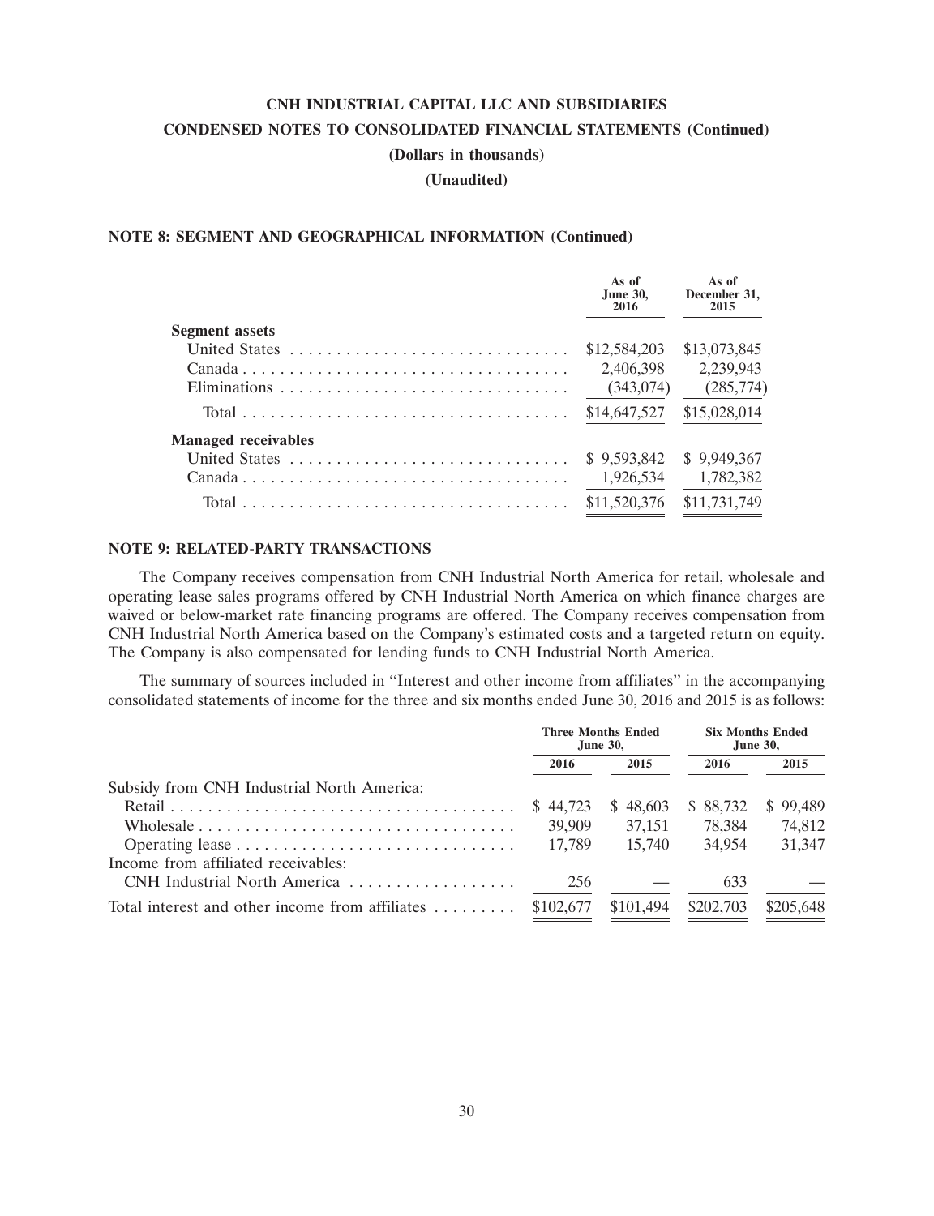**CNH INDUSTRIAL CAPITAL LLC AND SUBSIDIARIES**

**CONDENSED NOTES TO CONSOLIDATED FINANCIAL STATEMENTS (Continued)**

**(Dollars in thousands)**

**(Unaudited)**

**NOTE 8: SEGMENT AND GEOGRAPHICAL INFORMATION (Continued)**

| | As of June 30, 2016 | As of December 31, 2015 |
|---|---|---|
| **Segment assets** | | |
| United States | $12,584,203 | $13,073,845 |
| Canada | 2,406,398 | 2,239,943 |
| Eliminations | (343,074) | (285,774) |
| Total | $14,647,527 | $15,028,014 |
| **Managed receivables** | | |
| United States | $ 9,593,842 | $ 9,949,367 |
| Canada | 1,926,534 | 1,782,382 |
| Total | $11,520,376 | $11,731,749 |

**NOTE 9: RELATED-PARTY TRANSACTIONS**

The Company receives compensation from CNH Industrial North America for retail, wholesale and operating lease sales programs offered by CNH Industrial North America on which finance charges are waived or below-market rate financing programs are offered. The Company receives compensation from CNH Industrial North America based on the Company's estimated costs and a targeted return on equity. The Company is also compensated for lending funds to CNH Industrial North America.

The summary of sources included in "Interest and other income from affiliates" in the accompanying consolidated statements of income for the three and six months ended June 30, 2016 and 2015 is as follows:

| | Three Months Ended June 30, | | Six Months Ended June 30, | |
|---|---|---|---|---|
| | 2016 | 2015 | 2016 | 2015 |
| Subsidy from CNH Industrial North America: | | | | |
| Retail | $ 44,723 | $ 48,603 | $ 88,732 | $ 99,489 |
| Wholesale | 39,909 | 37,151 | 78,384 | 74,812 |
| Operating lease | 17,789 | 15,740 | 34,954 | 31,347 |
| Income from affiliated receivables: | | | | |
| CNH Industrial North America | 256 | — | 633 | — |
| Total interest and other income from affiliates | $102,677 | $101,494 | $202,703 | $205,648 |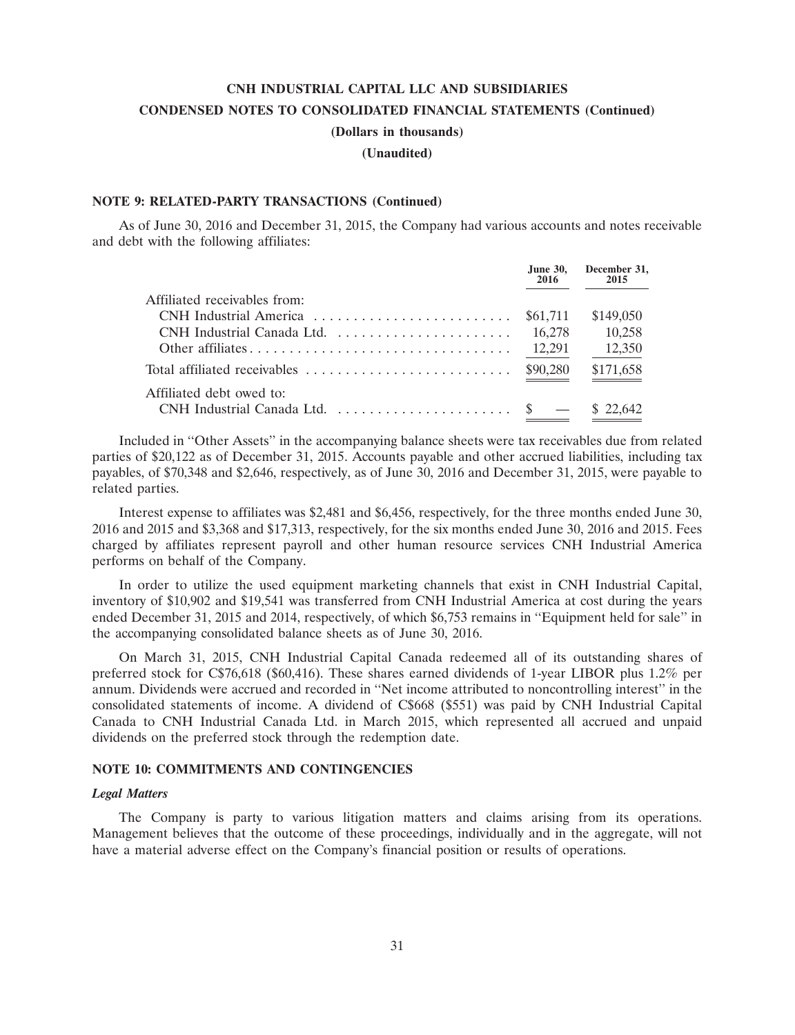# CNH INDUSTRIAL CAPITAL LLC AND SUBSIDIARIES

## CONDENSED NOTES TO CONSOLIDATED FINANCIAL STATEMENTS (Continued)

**(Dollars in thousands)**

**(Unaudited)**

### NOTE 9: RELATED-PARTY TRANSACTIONS (Continued)

As of June 30, 2016 and December 31, 2015, the Company had various accounts and notes receivable and debt with the following affiliates:

| | June 30, 2016 | December 31, 2015 |
|---|---|---|
| Affiliated receivables from: | | |
| CNH Industrial America | $61,711 | $149,050 |
| CNH Industrial Canada Ltd. | 16,278 | 10,258 |
| Other affiliates | 12,291 | 12,350 |
| Total affiliated receivables | $90,280 | $171,658 |
| Affiliated debt owed to: | | |
| CNH Industrial Canada Ltd. | $ — | $ 22,642 |

Included in "Other Assets" in the accompanying balance sheets were tax receivables due from related parties of $20,122 as of December 31, 2015. Accounts payable and other accrued liabilities, including tax payables, of $70,348 and $2,646, respectively, as of June 30, 2016 and December 31, 2015, were payable to related parties.

Interest expense to affiliates was $2,481 and $6,456, respectively, for the three months ended June 30, 2016 and 2015 and $3,368 and $17,313, respectively, for the six months ended June 30, 2016 and 2015. Fees charged by affiliates represent payroll and other human resource services CNH Industrial America performs on behalf of the Company.

In order to utilize the used equipment marketing channels that exist in CNH Industrial Capital, inventory of $10,902 and $19,541 was transferred from CNH Industrial America at cost during the years ended December 31, 2015 and 2014, respectively, of which $6,753 remains in "Equipment held for sale" in the accompanying consolidated balance sheets as of June 30, 2016.

On March 31, 2015, CNH Industrial Capital Canada redeemed all of its outstanding shares of preferred stock for C$76,618 ($60,416). These shares earned dividends of 1-year LIBOR plus 1.2% per annum. Dividends were accrued and recorded in "Net income attributed to noncontrolling interest" in the consolidated statements of income. A dividend of C$668 ($551) was paid by CNH Industrial Capital Canada to CNH Industrial Canada Ltd. in March 2015, which represented all accrued and unpaid dividends on the preferred stock through the redemption date.

### NOTE 10: COMMITMENTS AND CONTINGENCIES

***Legal Matters***

The Company is party to various litigation matters and claims arising from its operations. Management believes that the outcome of these proceedings, individually and in the aggregate, will not have a material adverse effect on the Company's financial position or results of operations.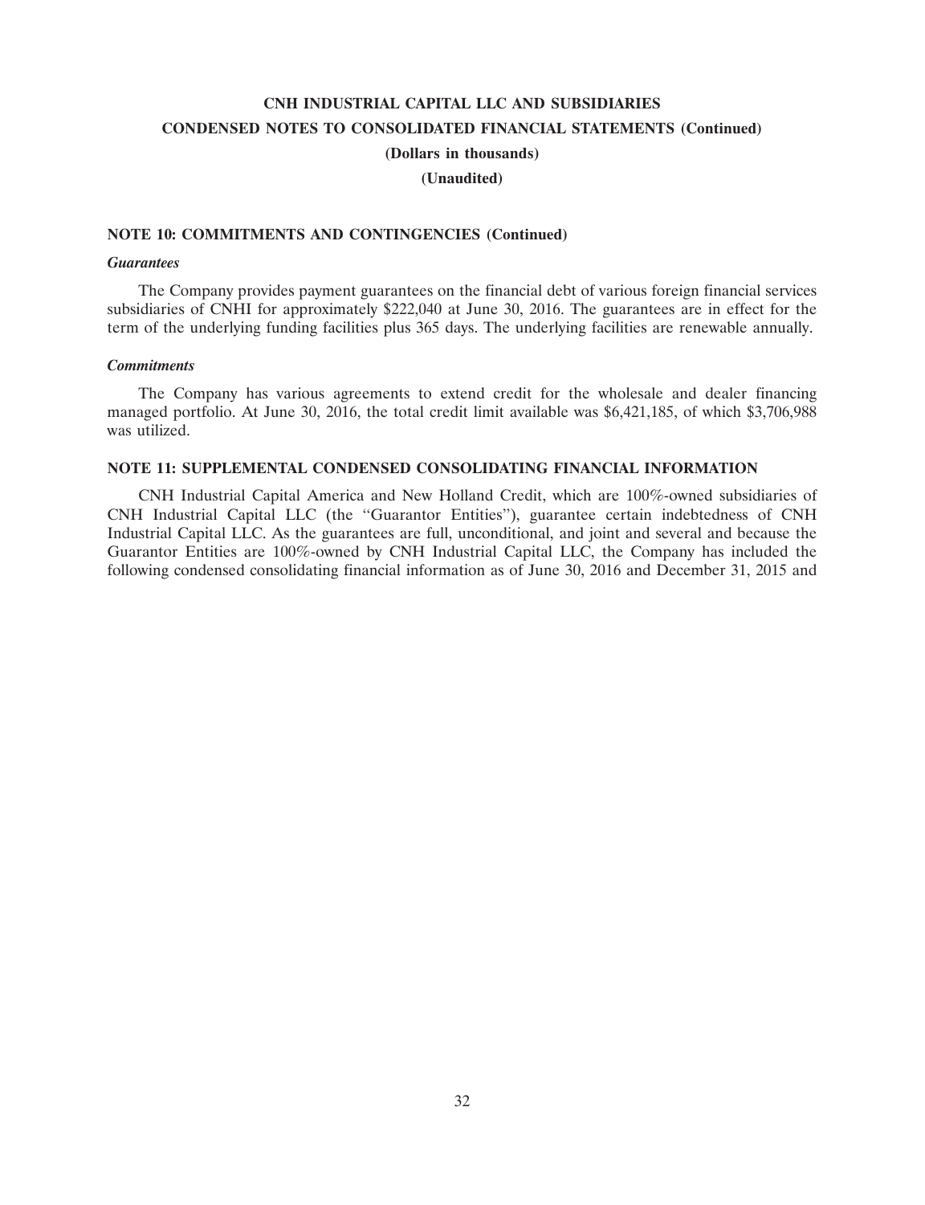**NOTE 10: COMMITMENTS AND CONTINGENCIES (Continued)**

***Guarantees***

The Company provides payment guarantees on the financial debt of various foreign financial services subsidiaries of CNHI for approximately $222,040 at June 30, 2016. The guarantees are in effect for the term of the underlying funding facilities plus 365 days. The underlying facilities are renewable annually.

***Commitments***

The Company has various agreements to extend credit for the wholesale and dealer financing managed portfolio. At June 30, 2016, the total credit limit available was $6,421,185, of which $3,706,988 was utilized.

**NOTE 11: SUPPLEMENTAL CONDENSED CONSOLIDATING FINANCIAL INFORMATION**

CNH Industrial Capital America and New Holland Credit, which are 100%-owned subsidiaries of CNH Industrial Capital LLC (the ''Guarantor Entities''), guarantee certain indebtedness of CNH Industrial Capital LLC. As the guarantees are full, unconditional, and joint and several and because the Guarantor Entities are 100%-owned by CNH Industrial Capital LLC, the Company has included the following condensed consolidating financial information as of June 30, 2016 and December 31, 2015 and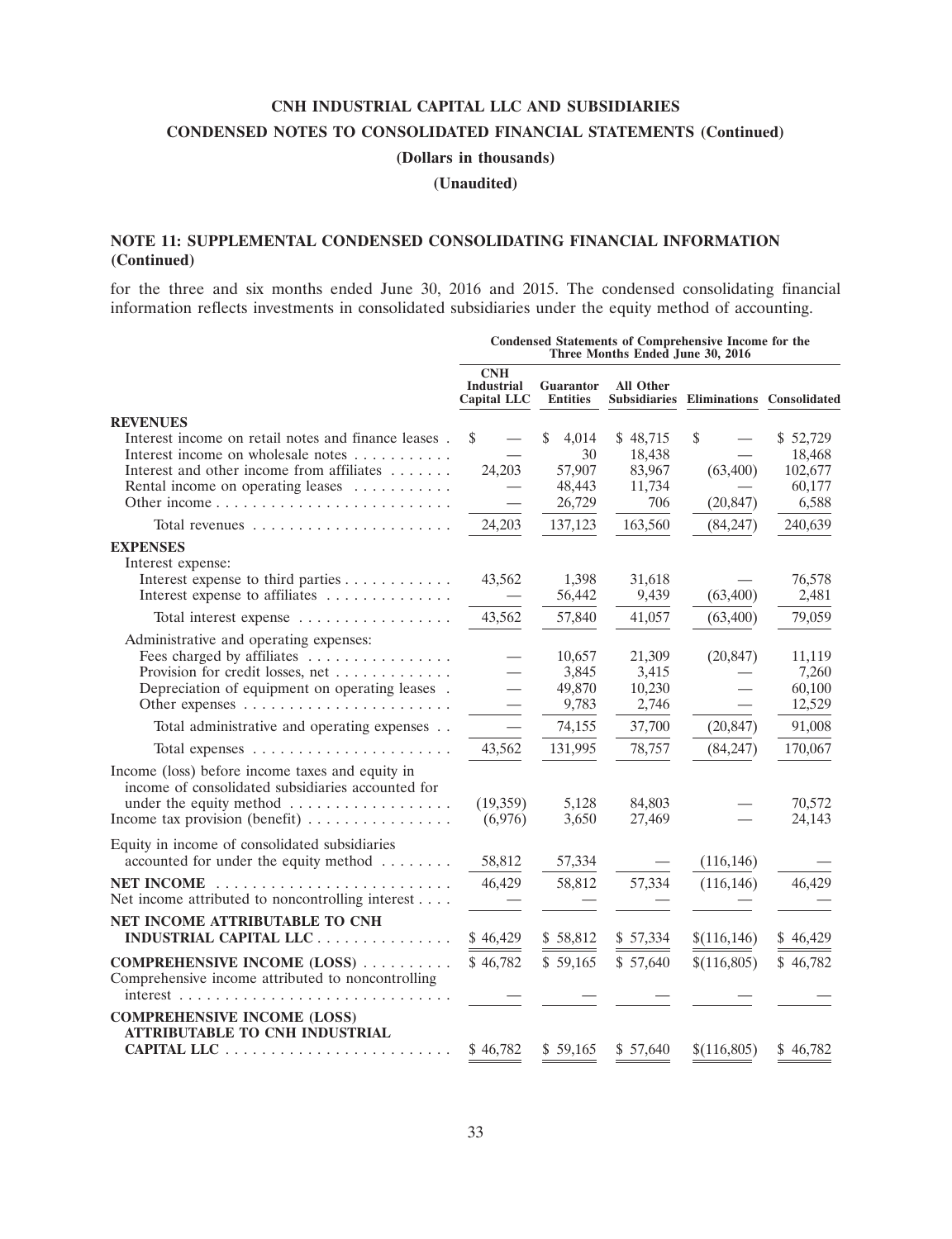# CNH INDUSTRIAL CAPITAL LLC AND SUBSIDIARIES

## CONDENSED NOTES TO CONSOLIDATED FINANCIAL STATEMENTS (Continued)

**(Dollars in thousands)**

**(Unaudited)**

### NOTE 11: SUPPLEMENTAL CONDENSED CONSOLIDATING FINANCIAL INFORMATION (Continued)

for the three and six months ended June 30, 2016 and 2015. The condensed consolidating financial information reflects investments in consolidated subsidiaries under the equity method of accounting.

| | Condensed Statements of Comprehensive Income for the Three Months Ended June 30, 2016 | | | | |
|---|---|---|---|---|---|
| | CNH Industrial Capital LLC | Guarantor Entities | All Other Subsidiaries | Eliminations | Consolidated |
| **REVENUES** | | | | | |
| Interest income on retail notes and finance leases | $ — | $ 4,014 | $ 48,715 | $ — | $ 52,729 |
| Interest income on wholesale notes | — | 30 | 18,438 | — | 18,468 |
| Interest and other income from affiliates | 24,203 | 57,907 | 83,967 | (63,400) | 102,677 |
| Rental income on operating leases | — | 48,443 | 11,734 | — | 60,177 |
| Other income | — | 26,729 | 706 | (20,847) | 6,588 |
| Total revenues | 24,203 | 137,123 | 163,560 | (84,247) | 240,639 |
| **EXPENSES** | | | | | |
| Interest expense: | | | | | |
| Interest expense to third parties | 43,562 | 1,398 | 31,618 | — | 76,578 |
| Interest expense to affiliates | — | 56,442 | 9,439 | (63,400) | 2,481 |
| Total interest expense | 43,562 | 57,840 | 41,057 | (63,400) | 79,059 |
| Administrative and operating expenses: | | | | | |
| Fees charged by affiliates | — | 10,657 | 21,309 | (20,847) | 11,119 |
| Provision for credit losses, net | — | 3,845 | 3,415 | — | 7,260 |
| Depreciation of equipment on operating leases | — | 49,870 | 10,230 | — | 60,100 |
| Other expenses | — | 9,783 | 2,746 | — | 12,529 |
| Total administrative and operating expenses | — | 74,155 | 37,700 | (20,847) | 91,008 |
| Total expenses | 43,562 | 131,995 | 78,757 | (84,247) | 170,067 |
| Income (loss) before income taxes and equity in income of consolidated subsidiaries accounted for under the equity method | (19,359) | 5,128 | 84,803 | — | 70,572 |
| Income tax provision (benefit) | (6,976) | 3,650 | 27,469 | — | 24,143 |
| Equity in income of consolidated subsidiaries accounted for under the equity method | 58,812 | 57,334 | — | (116,146) | — |
| **NET INCOME** | 46,429 | 58,812 | 57,334 | (116,146) | 46,429 |
| Net income attributed to noncontrolling interest | — | — | — | — | — |
| **NET INCOME ATTRIBUTABLE TO CNH INDUSTRIAL CAPITAL LLC** | $ 46,429 | $ 58,812 | $ 57,334 | $(116,146) | $ 46,429 |
| **COMPREHENSIVE INCOME (LOSS)** | $ 46,782 | $ 59,165 | $ 57,640 | $(116,805) | $ 46,782 |
| Comprehensive income attributed to noncontrolling interest | — | — | — | — | — |
| **COMPREHENSIVE INCOME (LOSS) ATTRIBUTABLE TO CNH INDUSTRIAL CAPITAL LLC** | $ 46,782 | $ 59,165 | $ 57,640 | $(116,805) | $ 46,782 |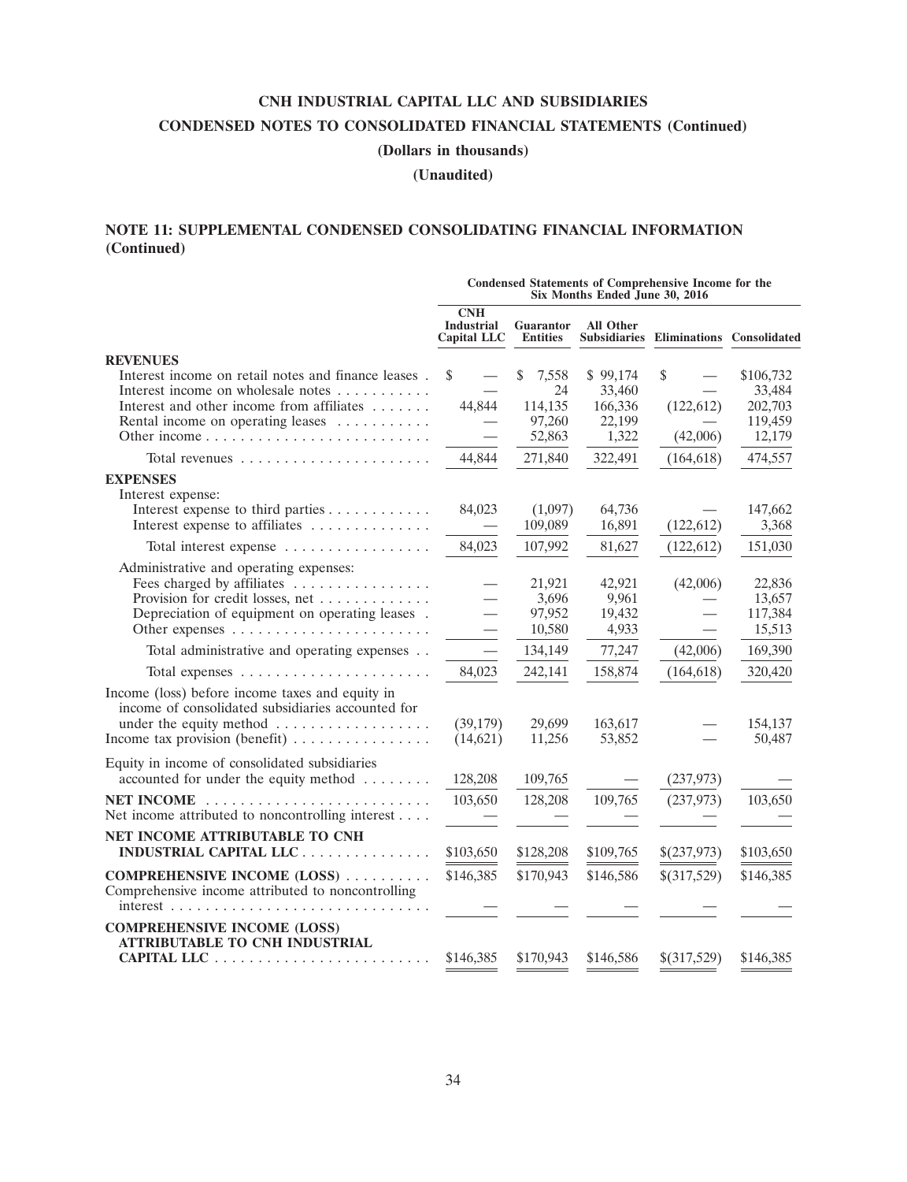# CNH INDUSTRIAL CAPITAL LLC AND SUBSIDIARIES

## CONDENSED NOTES TO CONSOLIDATED FINANCIAL STATEMENTS (Continued)

### (Dollars in thousands)

### (Unaudited)

## NOTE 11: SUPPLEMENTAL CONDENSED CONSOLIDATING FINANCIAL INFORMATION (Continued)

| | Condensed Statements of Comprehensive Income for the Six Months Ended June 30, 2016 | | | | |
|---|---|---|---|---|---|
| | CNH Industrial Capital LLC | Guarantor Entities | All Other Subsidiaries | Eliminations | Consolidated |
| **REVENUES** | | | | | |
| Interest income on retail notes and finance leases | $ — | $ 7,558 | $ 99,174 | $ — | $106,732 |
| Interest income on wholesale notes | — | 24 | 33,460 | — | 33,484 |
| Interest and other income from affiliates | 44,844 | 114,135 | 166,336 | (122,612) | 202,703 |
| Rental income on operating leases | — | 97,260 | 22,199 | — | 119,459 |
| Other income | — | 52,863 | 1,322 | (42,006) | 12,179 |
| Total revenues | 44,844 | 271,840 | 322,491 | (164,618) | 474,557 |
| **EXPENSES** | | | | | |
| Interest expense: | | | | | |
| Interest expense to third parties | 84,023 | (1,097) | 64,736 | — | 147,662 |
| Interest expense to affiliates | — | 109,089 | 16,891 | (122,612) | 3,368 |
| Total interest expense | 84,023 | 107,992 | 81,627 | (122,612) | 151,030 |
| Administrative and operating expenses: | | | | | |
| Fees charged by affiliates | — | 21,921 | 42,921 | (42,006) | 22,836 |
| Provision for credit losses, net | — | 3,696 | 9,961 | — | 13,657 |
| Depreciation of equipment on operating leases | — | 97,952 | 19,432 | — | 117,384 |
| Other expenses | — | 10,580 | 4,933 | — | 15,513 |
| Total administrative and operating expenses | — | 134,149 | 77,247 | (42,006) | 169,390 |
| Total expenses | 84,023 | 242,141 | 158,874 | (164,618) | 320,420 |
| Income (loss) before income taxes and equity in income of consolidated subsidiaries accounted for under the equity method | (39,179) | 29,699 | 163,617 | — | 154,137 |
| Income tax provision (benefit) | (14,621) | 11,256 | 53,852 | — | 50,487 |
| Equity in income of consolidated subsidiaries accounted for under the equity method | 128,208 | 109,765 | — | (237,973) | — |
| **NET INCOME** | 103,650 | 128,208 | 109,765 | (237,973) | 103,650 |
| Net income attributed to noncontrolling interest | — | — | — | — | — |
| **NET INCOME ATTRIBUTABLE TO CNH INDUSTRIAL CAPITAL LLC** | $103,650 | $128,208 | $109,765 | $(237,973) | $103,650 |
| **COMPREHENSIVE INCOME (LOSS)** | $146,385 | $170,943 | $146,586 | $(317,529) | $146,385 |
| Comprehensive income attributed to noncontrolling interest | — | — | — | — | — |
| **COMPREHENSIVE INCOME (LOSS) ATTRIBUTABLE TO CNH INDUSTRIAL CAPITAL LLC** | $146,385 | $170,943 | $146,586 | $(317,529) | $146,385 |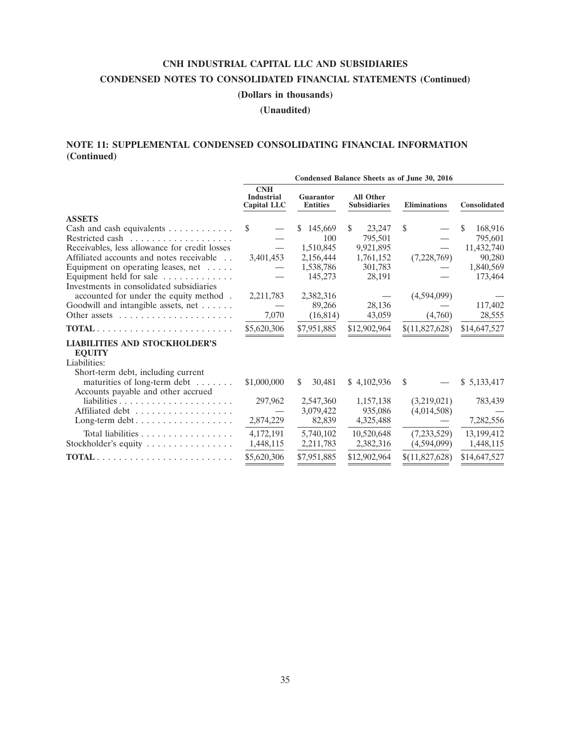# CNH INDUSTRIAL CAPITAL LLC AND SUBSIDIARIES

## CONDENSED NOTES TO CONSOLIDATED FINANCIAL STATEMENTS (Continued)

**(Dollars in thousands)**

**(Unaudited)**

### NOTE 11: SUPPLEMENTAL CONDENSED CONSOLIDATING FINANCIAL INFORMATION (Continued)

| | Condensed Balance Sheets as of June 30, 2016 | | | | |
|---|---|---|---|---|---|
| | CNH Industrial Capital LLC | Guarantor Entities | All Other Subsidiaries | Eliminations | Consolidated |
| **ASSETS** | | | | | |
| Cash and cash equivalents | $ — | $ 145,669 | $ 23,247 | $ — | $ 168,916 |
| Restricted cash | — | 100 | 795,501 | — | 795,601 |
| Receivables, less allowance for credit losses | — | 1,510,845 | 9,921,895 | — | 11,432,740 |
| Affiliated accounts and notes receivable | 3,401,453 | 2,156,444 | 1,761,152 | (7,228,769) | 90,280 |
| Equipment on operating leases, net | — | 1,538,786 | 301,783 | — | 1,840,569 |
| Equipment held for sale | — | 145,273 | 28,191 | — | 173,464 |
| Investments in consolidated subsidiaries accounted for under the equity method | 2,211,783 | 2,382,316 | — | (4,594,099) | — |
| Goodwill and intangible assets, net | — | 89,266 | 28,136 | — | 117,402 |
| Other assets | 7,070 | (16,814) | 43,059 | (4,760) | 28,555 |
| **TOTAL** | $5,620,306 | $7,951,885 | $12,902,964 | $(11,827,628) | $14,647,527 |
| **LIABILITIES AND STOCKHOLDER'S EQUITY** | | | | | |
| Liabilities: | | | | | |
| Short-term debt, including current maturities of long-term debt | $1,000,000 | $ 30,481 | $ 4,102,936 | $ — | $ 5,133,417 |
| Accounts payable and other accrued liabilities | 297,962 | 2,547,360 | 1,157,138 | (3,219,021) | 783,439 |
| Affiliated debt | — | 3,079,422 | 935,086 | (4,014,508) | — |
| Long-term debt | 2,874,229 | 82,839 | 4,325,488 | — | 7,282,556 |
| Total liabilities | 4,172,191 | 5,740,102 | 10,520,648 | (7,233,529) | 13,199,412 |
| Stockholder's equity | 1,448,115 | 2,211,783 | 2,382,316 | (4,594,099) | 1,448,115 |
| **TOTAL** | $5,620,306 | $7,951,885 | $12,902,964 | $(11,827,628) | $14,647,527 |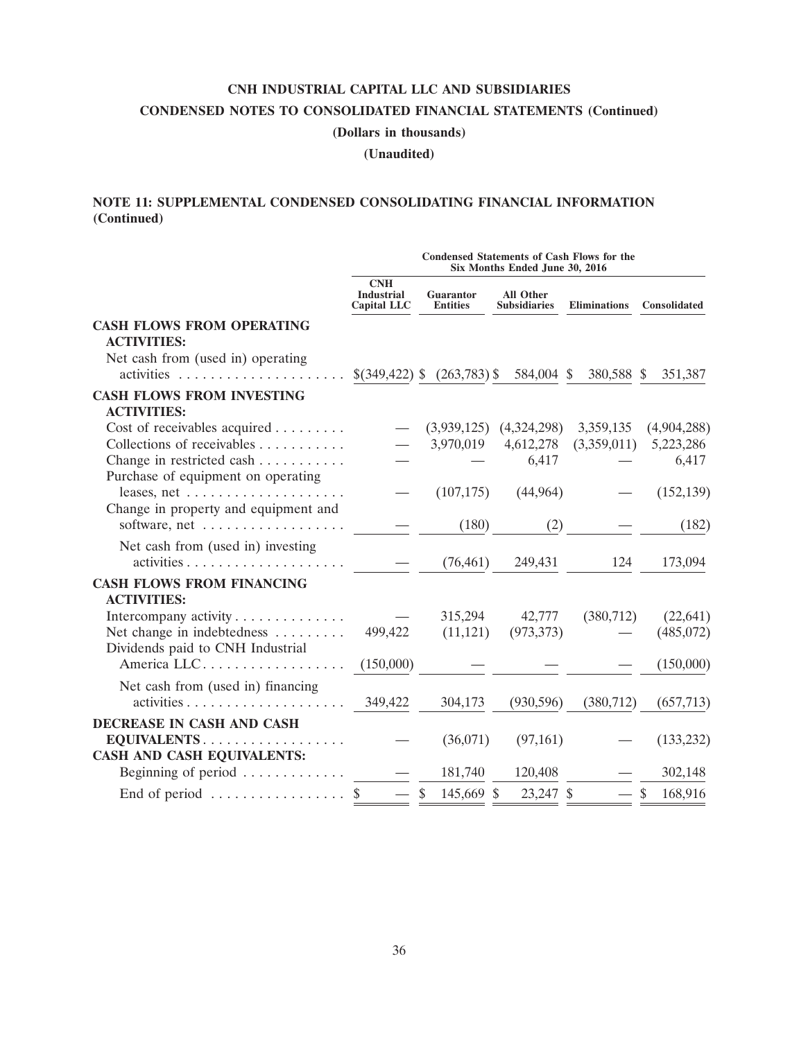# CNH INDUSTRIAL CAPITAL LLC AND SUBSIDIARIES

## CONDENSED NOTES TO CONSOLIDATED FINANCIAL STATEMENTS (Continued)

**(Dollars in thousands)**

**(Unaudited)**

### NOTE 11: SUPPLEMENTAL CONDENSED CONSOLIDATING FINANCIAL INFORMATION (Continued)

| | Condensed Statements of Cash Flows for the Six Months Ended June 30, 2016 | | | | |
|---|---|---|---|---|---|
| | CNH Industrial Capital LLC | Guarantor Entities | All Other Subsidiaries | Eliminations | Consolidated |
| **CASH FLOWS FROM OPERATING ACTIVITIES:** | | | | | |
| Net cash from (used in) operating activities | $(349,422) | $ (263,783) | $ 584,004 | $ 380,588 | $ 351,387 |
| **CASH FLOWS FROM INVESTING ACTIVITIES:** | | | | | |
| Cost of receivables acquired | — | (3,939,125) | (4,324,298) | 3,359,135 | (4,904,288) |
| Collections of receivables | — | 3,970,019 | 4,612,278 | (3,359,011) | 5,223,286 |
| Change in restricted cash | — | — | 6,417 | — | 6,417 |
| Purchase of equipment on operating leases, net | — | (107,175) | (44,964) | — | (152,139) |
| Change in property and equipment and software, net | — | (180) | (2) | — | (182) |
| Net cash from (used in) investing activities | — | (76,461) | 249,431 | 124 | 173,094 |
| **CASH FLOWS FROM FINANCING ACTIVITIES:** | | | | | |
| Intercompany activity | — | 315,294 | 42,777 | (380,712) | (22,641) |
| Net change in indebtedness | 499,422 | (11,121) | (973,373) | — | (485,072) |
| Dividends paid to CNH Industrial America LLC | (150,000) | — | — | — | (150,000) |
| Net cash from (used in) financing activities | 349,422 | 304,173 | (930,596) | (380,712) | (657,713) |
| **DECREASE IN CASH AND CASH EQUIVALENTS** | — | (36,071) | (97,161) | — | (133,232) |
| **CASH AND CASH EQUIVALENTS:** | | | | | |
| Beginning of period | — | 181,740 | 120,408 | — | 302,148 |
| End of period | $ — | $ 145,669 | $ 23,247 | $ — | $ 168,916 |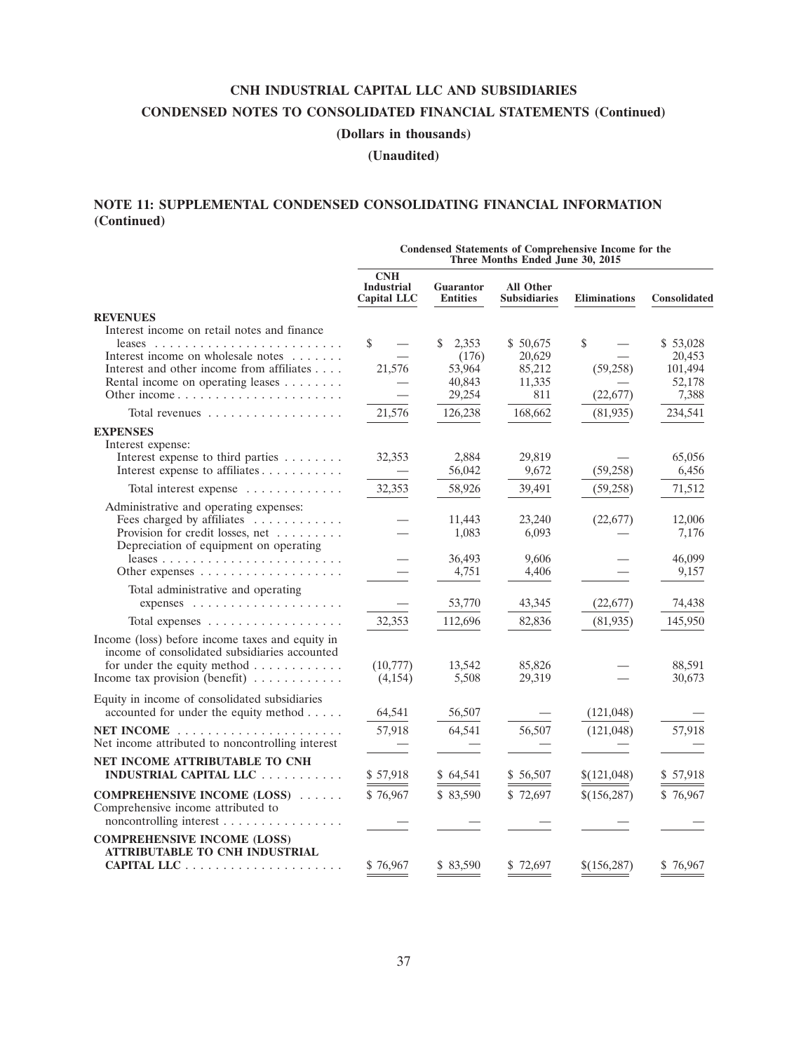# CNH INDUSTRIAL CAPITAL LLC AND SUBSIDIARIES

## CONDENSED NOTES TO CONSOLIDATED FINANCIAL STATEMENTS (Continued)

**(Dollars in thousands)**

**(Unaudited)**

### NOTE 11: SUPPLEMENTAL CONDENSED CONSOLIDATING FINANCIAL INFORMATION (Continued)

| | Condensed Statements of Comprehensive Income for the Three Months Ended June 30, 2015 | | | | |
|---|---|---|---|---|---|
| | CNH Industrial Capital LLC | Guarantor Entities | All Other Subsidiaries | Eliminations | Consolidated |
| **REVENUES** | | | | | |
| Interest income on retail notes and finance leases | $ — | $ 2,353 | $ 50,675 | $ — | $ 53,028 |
| Interest income on wholesale notes | — | (176) | 20,629 | — | 20,453 |
| Interest and other income from affiliates | 21,576 | 53,964 | 85,212 | (59,258) | 101,494 |
| Rental income on operating leases | — | 40,843 | 11,335 | — | 52,178 |
| Other income | — | 29,254 | 811 | (22,677) | 7,388 |
| Total revenues | 21,576 | 126,238 | 168,662 | (81,935) | 234,541 |
| **EXPENSES** | | | | | |
| Interest expense: | | | | | |
| Interest expense to third parties | 32,353 | 2,884 | 29,819 | — | 65,056 |
| Interest expense to affiliates | — | 56,042 | 9,672 | (59,258) | 6,456 |
| Total interest expense | 32,353 | 58,926 | 39,491 | (59,258) | 71,512 |
| Administrative and operating expenses: | | | | | |
| Fees charged by affiliates | — | 11,443 | 23,240 | (22,677) | 12,006 |
| Provision for credit losses, net | — | 1,083 | 6,093 | — | 7,176 |
| Depreciation of equipment on operating leases | — | 36,493 | 9,606 | — | 46,099 |
| Other expenses | — | 4,751 | 4,406 | — | 9,157 |
| Total administrative and operating expenses | — | 53,770 | 43,345 | (22,677) | 74,438 |
| Total expenses | 32,353 | 112,696 | 82,836 | (81,935) | 145,950 |
| Income (loss) before income taxes and equity in income of consolidated subsidiaries accounted for under the equity method | (10,777) | 13,542 | 85,826 | — | 88,591 |
| Income tax provision (benefit) | (4,154) | 5,508 | 29,319 | — | 30,673 |
| Equity in income of consolidated subsidiaries accounted for under the equity method | 64,541 | 56,507 | — | (121,048) | — |
| **NET INCOME** | 57,918 | 64,541 | 56,507 | (121,048) | 57,918 |
| Net income attributed to noncontrolling interest | — | — | — | — | — |
| **NET INCOME ATTRIBUTABLE TO CNH INDUSTRIAL CAPITAL LLC** | $ 57,918 | $ 64,541 | $ 56,507 | $(121,048) | $ 57,918 |
| **COMPREHENSIVE INCOME (LOSS)** | $ 76,967 | $ 83,590 | $ 72,697 | $(156,287) | $ 76,967 |
| Comprehensive income attributed to noncontrolling interest | — | — | — | — | — |
| **COMPREHENSIVE INCOME (LOSS) ATTRIBUTABLE TO CNH INDUSTRIAL CAPITAL LLC** | $ 76,967 | $ 83,590 | $ 72,697 | $(156,287) | $ 76,967 |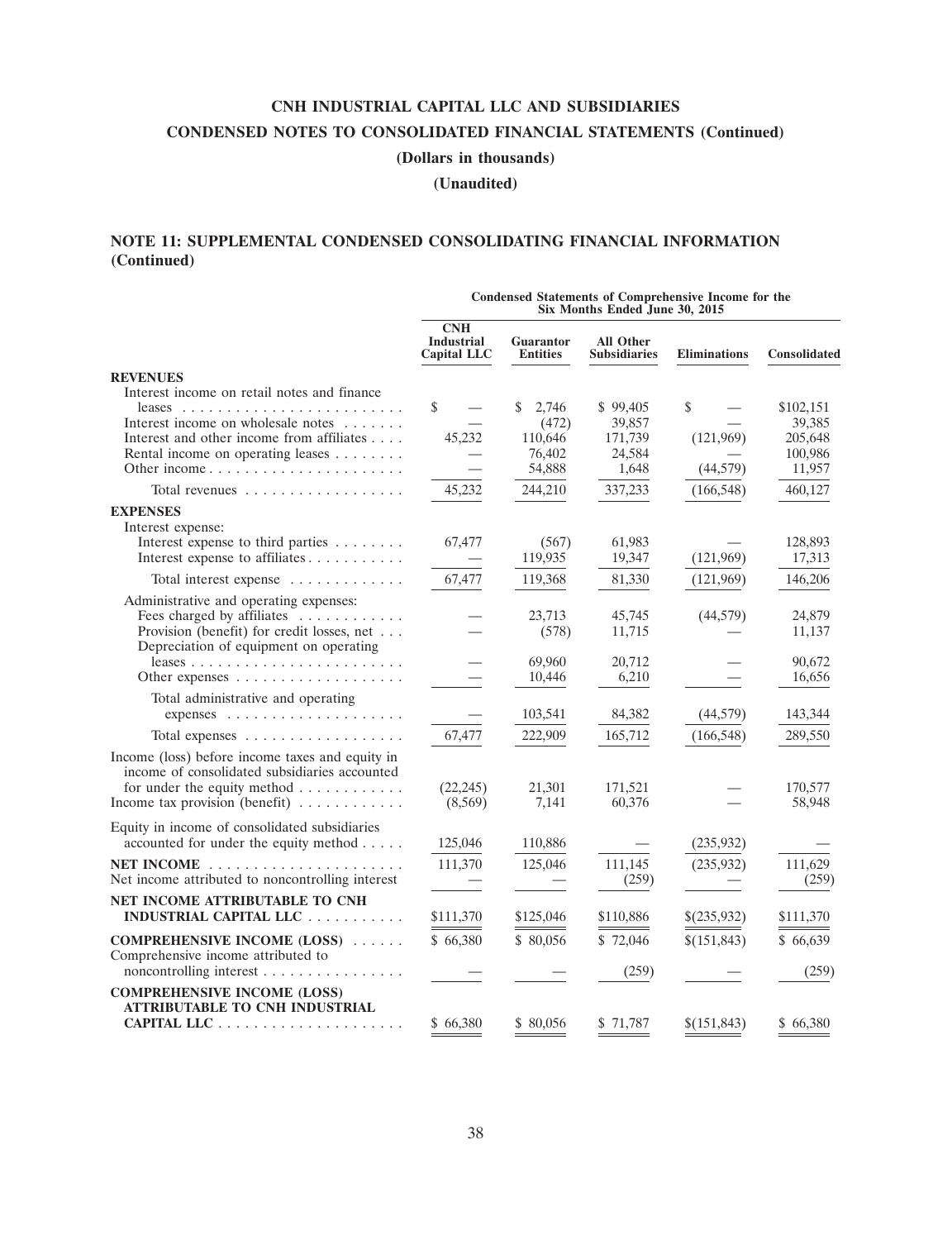# CNH INDUSTRIAL CAPITAL LLC AND SUBSIDIARIES

## CONDENSED NOTES TO CONSOLIDATED FINANCIAL STATEMENTS (Continued)

**(Dollars in thousands)**

**(Unaudited)**

## NOTE 11: SUPPLEMENTAL CONDENSED CONSOLIDATING FINANCIAL INFORMATION (Continued)

| | Condensed Statements of Comprehensive Income for the Six Months Ended June 30, 2015 | | | | |
|---|---|---|---|---|---|
| | CNH Industrial Capital LLC | Guarantor Entities | All Other Subsidiaries | Eliminations | Consolidated |
| **REVENUES** | | | | | |
| Interest income on retail notes and finance leases | $ — | $ 2,746 | $ 99,405 | $ — | $102,151 |
| Interest income on wholesale notes | — | (472) | 39,857 | — | 39,385 |
| Interest and other income from affiliates | 45,232 | 110,646 | 171,739 | (121,969) | 205,648 |
| Rental income on operating leases | — | 76,402 | 24,584 | — | 100,986 |
| Other income | — | 54,888 | 1,648 | (44,579) | 11,957 |
| Total revenues | 45,232 | 244,210 | 337,233 | (166,548) | 460,127 |
| **EXPENSES** | | | | | |
| Interest expense: | | | | | |
| Interest expense to third parties | 67,477 | (567) | 61,983 | — | 128,893 |
| Interest expense to affiliates | — | 119,935 | 19,347 | (121,969) | 17,313 |
| Total interest expense | 67,477 | 119,368 | 81,330 | (121,969) | 146,206 |
| Administrative and operating expenses: | | | | | |
| Fees charged by affiliates | — | 23,713 | 45,745 | (44,579) | 24,879 |
| Provision (benefit) for credit losses, net | — | (578) | 11,715 | — | 11,137 |
| Depreciation of equipment on operating leases | — | 69,960 | 20,712 | — | 90,672 |
| Other expenses | — | 10,446 | 6,210 | — | 16,656 |
| Total administrative and operating expenses | — | 103,541 | 84,382 | (44,579) | 143,344 |
| Total expenses | 67,477 | 222,909 | 165,712 | (166,548) | 289,550 |
| Income (loss) before income taxes and equity in income of consolidated subsidiaries accounted for under the equity method | (22,245) | 21,301 | 171,521 | — | 170,577 |
| Income tax provision (benefit) | (8,569) | 7,141 | 60,376 | — | 58,948 |
| Equity in income of consolidated subsidiaries accounted for under the equity method | 125,046 | 110,886 | — | (235,932) | — |
| **NET INCOME** | 111,370 | 125,046 | 111,145 | (235,932) | 111,629 |
| Net income attributed to noncontrolling interest | — | — | (259) | — | (259) |
| **NET INCOME ATTRIBUTABLE TO CNH INDUSTRIAL CAPITAL LLC** | $111,370 | $125,046 | $110,886 | $(235,932) | $111,370 |
| **COMPREHENSIVE INCOME (LOSS)** | $ 66,380 | $ 80,056 | $ 72,046 | $(151,843) | $ 66,639 |
| Comprehensive income attributed to noncontrolling interest | — | — | (259) | — | (259) |
| **COMPREHENSIVE INCOME (LOSS) ATTRIBUTABLE TO CNH INDUSTRIAL CAPITAL LLC** | $ 66,380 | $ 80,056 | $ 71,787 | $(151,843) | $ 66,380 |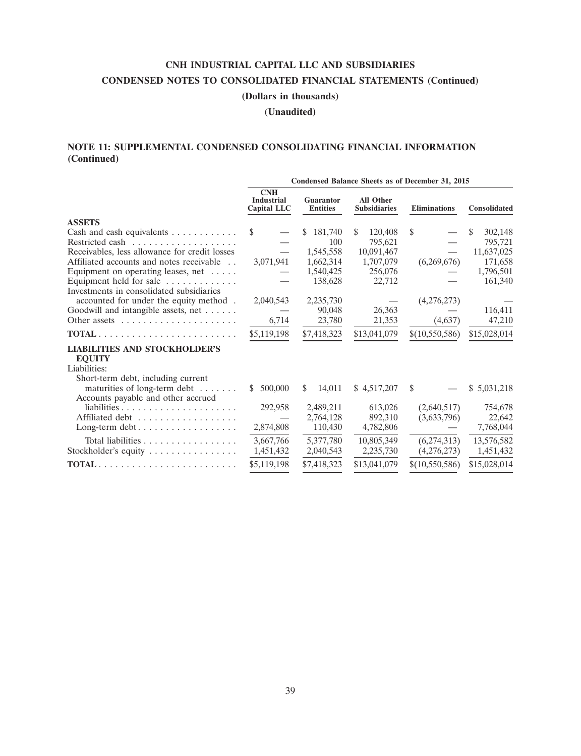# CNH INDUSTRIAL CAPITAL LLC AND SUBSIDIARIES

## CONDENSED NOTES TO CONSOLIDATED FINANCIAL STATEMENTS (Continued)

**(Dollars in thousands)**

**(Unaudited)**

### NOTE 11: SUPPLEMENTAL CONDENSED CONSOLIDATING FINANCIAL INFORMATION (Continued)

| | Condensed Balance Sheets as of December 31, 2015 | | | | |
|---|---|---|---|---|---|
| | CNH Industrial Capital LLC | Guarantor Entities | All Other Subsidiaries | Eliminations | Consolidated |
| **ASSETS** | | | | | |
| Cash and cash equivalents | $ — | $ 181,740 | $ 120,408 | $ — | $ 302,148 |
| Restricted cash | — | 100 | 795,621 | — | 795,721 |
| Receivables, less allowance for credit losses | — | 1,545,558 | 10,091,467 | — | 11,637,025 |
| Affiliated accounts and notes receivable | 3,071,941 | 1,662,314 | 1,707,079 | (6,269,676) | 171,658 |
| Equipment on operating leases, net | — | 1,540,425 | 256,076 | — | 1,796,501 |
| Equipment held for sale | — | 138,628 | 22,712 | — | 161,340 |
| Investments in consolidated subsidiaries accounted for under the equity method | 2,040,543 | 2,235,730 | — | (4,276,273) | — |
| Goodwill and intangible assets, net | — | 90,048 | 26,363 | — | 116,411 |
| Other assets | 6,714 | 23,780 | 21,353 | (4,637) | 47,210 |
| **TOTAL** | $5,119,198 | $7,418,323 | $13,041,079 | $(10,550,586) | $15,028,014 |
| **LIABILITIES AND STOCKHOLDER'S EQUITY** | | | | | |
| Liabilities: | | | | | |
| Short-term debt, including current maturities of long-term debt | $ 500,000 | $ 14,011 | $ 4,517,207 | $ — | $ 5,031,218 |
| Accounts payable and other accrued liabilities | 292,958 | 2,489,211 | 613,026 | (2,640,517) | 754,678 |
| Affiliated debt | — | 2,764,128 | 892,310 | (3,633,796) | 22,642 |
| Long-term debt | 2,874,808 | 110,430 | 4,782,806 | — | 7,768,044 |
| Total liabilities | 3,667,766 | 5,377,780 | 10,805,349 | (6,274,313) | 13,576,582 |
| Stockholder's equity | 1,451,432 | 2,040,543 | 2,235,730 | (4,276,273) | 1,451,432 |
| **TOTAL** | $5,119,198 | $7,418,323 | $13,041,079 | $(10,550,586) | $15,028,014 |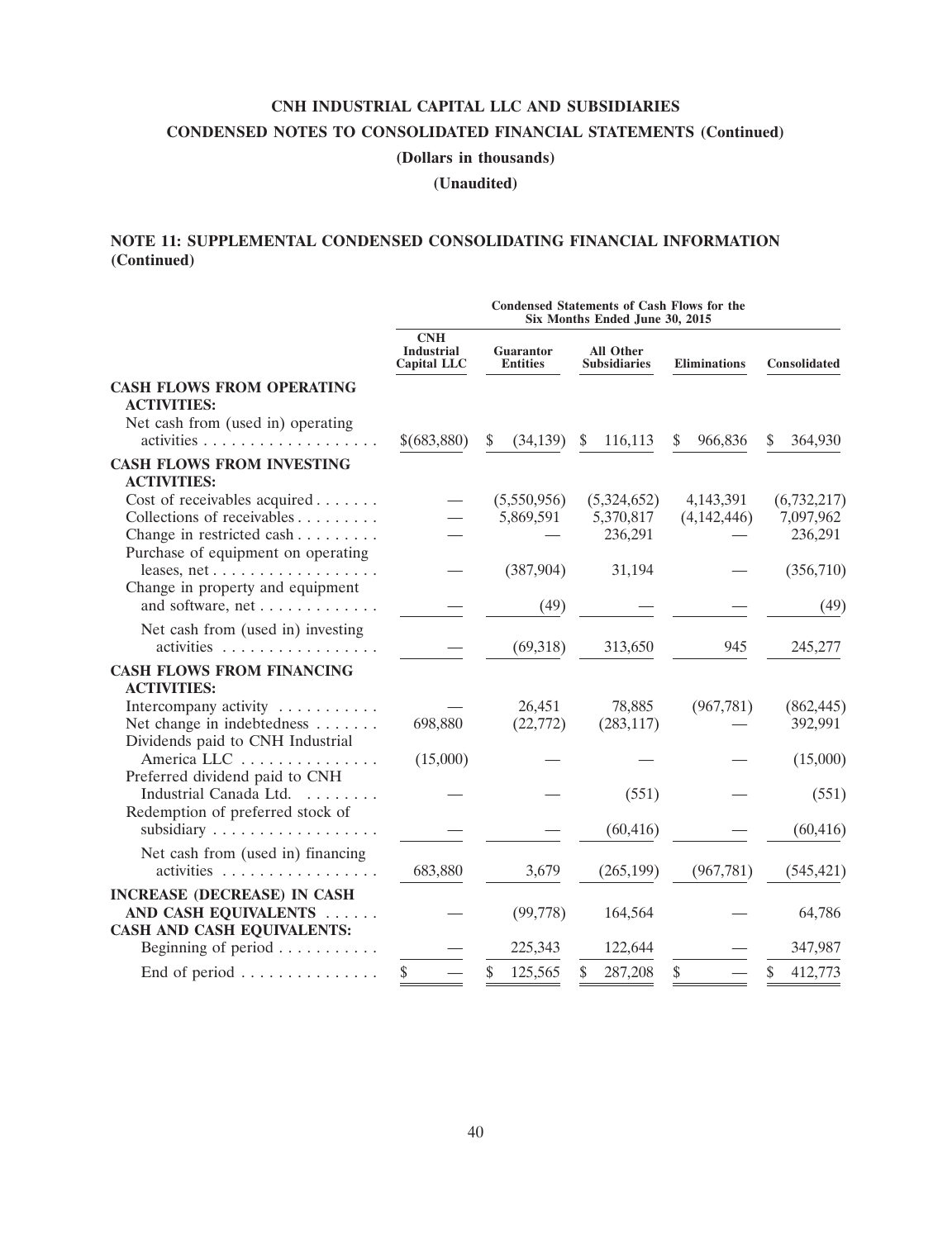# CNH INDUSTRIAL CAPITAL LLC AND SUBSIDIARIES

## CONDENSED NOTES TO CONSOLIDATED FINANCIAL STATEMENTS (Continued)

**(Dollars in thousands)**

**(Unaudited)**

### NOTE 11: SUPPLEMENTAL CONDENSED CONSOLIDATING FINANCIAL INFORMATION (Continued)

| | Condensed Statements of Cash Flows for the Six Months Ended June 30, 2015 | | | | |
|---|---|---|---|---|---|
| | CNH Industrial Capital LLC | Guarantor Entities | All Other Subsidiaries | Eliminations | Consolidated |
| **CASH FLOWS FROM OPERATING ACTIVITIES:** | | | | | |
| Net cash from (used in) operating activities | $(683,880) | $ (34,139) | $ 116,113 | $ 966,836 | $ 364,930 |
| **CASH FLOWS FROM INVESTING ACTIVITIES:** | | | | | |
| Cost of receivables acquired | — | (5,550,956) | (5,324,652) | 4,143,391 | (6,732,217) |
| Collections of receivables | — | 5,869,591 | 5,370,817 | (4,142,446) | 7,097,962 |
| Change in restricted cash | — | — | 236,291 | — | 236,291 |
| Purchase of equipment on operating leases, net | — | (387,904) | 31,194 | — | (356,710) |
| Change in property and equipment and software, net | — | (49) | — | — | (49) |
| Net cash from (used in) investing activities | — | (69,318) | 313,650 | 945 | 245,277 |
| **CASH FLOWS FROM FINANCING ACTIVITIES:** | | | | | |
| Intercompany activity | — | 26,451 | 78,885 | (967,781) | (862,445) |
| Net change in indebtedness | 698,880 | (22,772) | (283,117) | — | 392,991 |
| Dividends paid to CNH Industrial America LLC | (15,000) | — | — | — | (15,000) |
| Preferred dividend paid to CNH Industrial Canada Ltd. | — | — | (551) | — | (551) |
| Redemption of preferred stock of subsidiary | — | — | (60,416) | — | (60,416) |
| Net cash from (used in) financing activities | 683,880 | 3,679 | (265,199) | (967,781) | (545,421) |
| **INCREASE (DECREASE) IN CASH AND CASH EQUIVALENTS** | — | (99,778) | 164,564 | — | 64,786 |
| **CASH AND CASH EQUIVALENTS:** | | | | | |
| Beginning of period | — | 225,343 | 122,644 | — | 347,987 |
| End of period | $ — | $ 125,565 | $ 287,208 | $ — | $ 412,773 |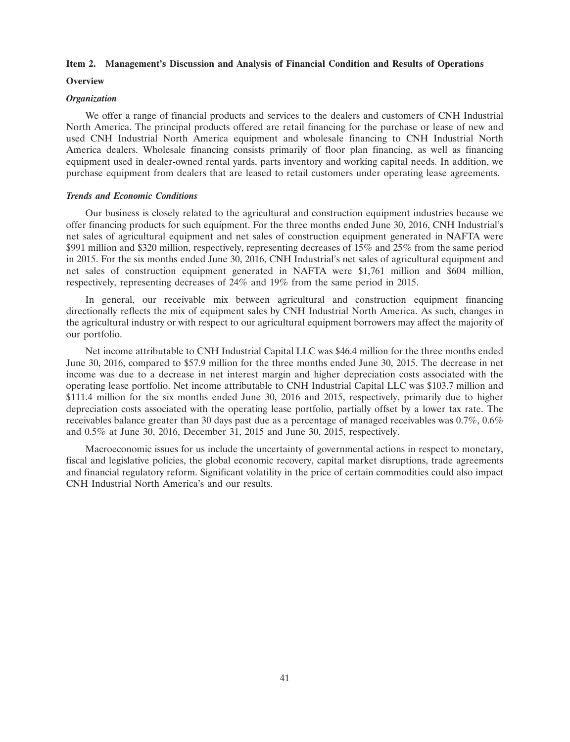## Item 2. Management's Discussion and Analysis of Financial Condition and Results of Operations

### Overview

#### *Organization*

We offer a range of financial products and services to the dealers and customers of CNH Industrial North America. The principal products offered are retail financing for the purchase or lease of new and used CNH Industrial North America equipment and wholesale financing to CNH Industrial North America dealers. Wholesale financing consists primarily of floor plan financing, as well as financing equipment used in dealer-owned rental yards, parts inventory and working capital needs. In addition, we purchase equipment from dealers that are leased to retail customers under operating lease agreements.

#### *Trends and Economic Conditions*

Our business is closely related to the agricultural and construction equipment industries because we offer financing products for such equipment. For the three months ended June 30, 2016, CNH Industrial's net sales of agricultural equipment and net sales of construction equipment generated in NAFTA were \$991 million and \$320 million, respectively, representing decreases of 15% and 25% from the same period in 2015. For the six months ended June 30, 2016, CNH Industrial's net sales of agricultural equipment and net sales of construction equipment generated in NAFTA were \$1,761 million and \$604 million, respectively, representing decreases of 24% and 19% from the same period in 2015.

In general, our receivable mix between agricultural and construction equipment financing directionally reflects the mix of equipment sales by CNH Industrial North America. As such, changes in the agricultural industry or with respect to our agricultural equipment borrowers may affect the majority of our portfolio.

Net income attributable to CNH Industrial Capital LLC was \$46.4 million for the three months ended June 30, 2016, compared to \$57.9 million for the three months ended June 30, 2015. The decrease in net income was due to a decrease in net interest margin and higher depreciation costs associated with the operating lease portfolio. Net income attributable to CNH Industrial Capital LLC was \$103.7 million and \$111.4 million for the six months ended June 30, 2016 and 2015, respectively, primarily due to higher depreciation costs associated with the operating lease portfolio, partially offset by a lower tax rate. The receivables balance greater than 30 days past due as a percentage of managed receivables was 0.7%, 0.6% and 0.5% at June 30, 2016, December 31, 2015 and June 30, 2015, respectively.

Macroeconomic issues for us include the uncertainty of governmental actions in respect to monetary, fiscal and legislative policies, the global economic recovery, capital market disruptions, trade agreements and financial regulatory reform. Significant volatility in the price of certain commodities could also impact CNH Industrial North America's and our results.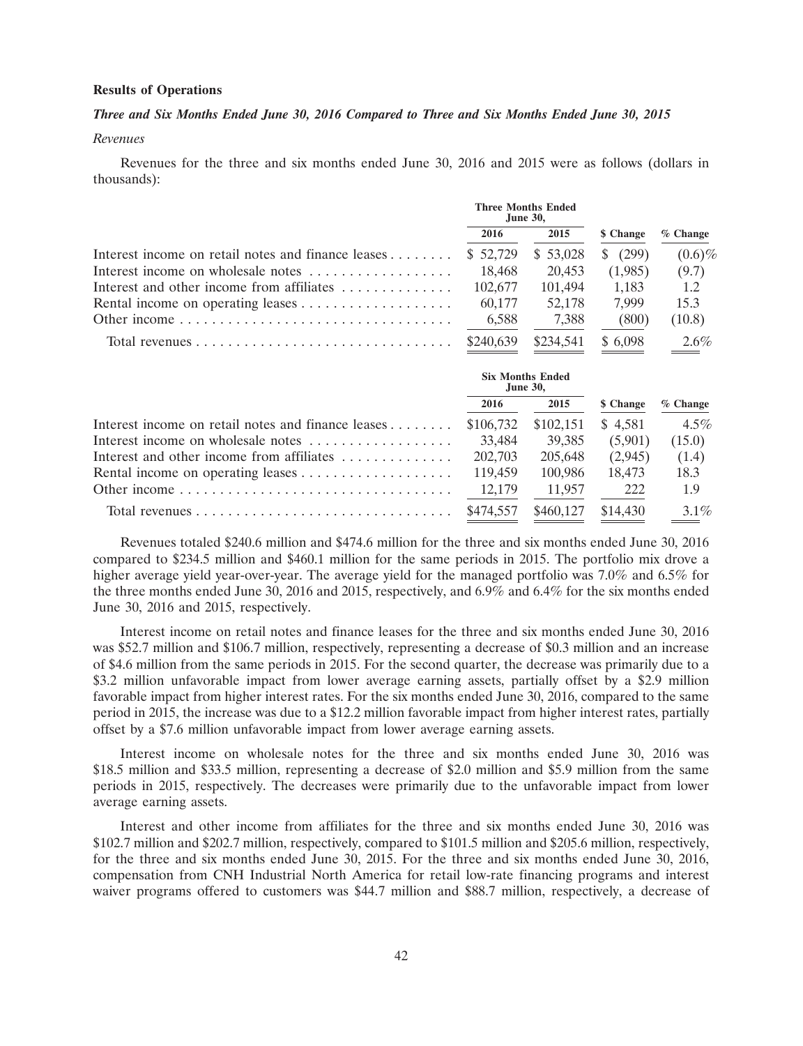**Results of Operations**

***Three and Six Months Ended June 30, 2016 Compared to Three and Six Months Ended June 30, 2015***

*Revenues*

Revenues for the three and six months ended June 30, 2016 and 2015 were as follows (dollars in thousands):

| | Three Months Ended June 30, | | | |
|---|---|---|---|---|
| | 2016 | 2015 | $ Change | % Change |
| Interest income on retail notes and finance leases | $ 52,729 | $ 53,028 | $ (299) | (0.6)% |
| Interest income on wholesale notes | 18,468 | 20,453 | (1,985) | (9.7) |
| Interest and other income from affiliates | 102,677 | 101,494 | 1,183 | 1.2 |
| Rental income on operating leases | 60,177 | 52,178 | 7,999 | 15.3 |
| Other income | 6,588 | 7,388 | (800) | (10.8) |
| Total revenues | $240,639 | $234,541 | $ 6,098 | 2.6% |

| | Six Months Ended June 30, | | | |
|---|---|---|---|---|
| | 2016 | 2015 | $ Change | % Change |
| Interest income on retail notes and finance leases | $106,732 | $102,151 | $ 4,581 | 4.5% |
| Interest income on wholesale notes | 33,484 | 39,385 | (5,901) | (15.0) |
| Interest and other income from affiliates | 202,703 | 205,648 | (2,945) | (1.4) |
| Rental income on operating leases | 119,459 | 100,986 | 18,473 | 18.3 |
| Other income | 12,179 | 11,957 | 222 | 1.9 |
| Total revenues | $474,557 | $460,127 | $14,430 | 3.1% |

Revenues totaled $240.6 million and $474.6 million for the three and six months ended June 30, 2016 compared to $234.5 million and $460.1 million for the same periods in 2015. The portfolio mix drove a higher average yield year-over-year. The average yield for the managed portfolio was 7.0% and 6.5% for the three months ended June 30, 2016 and 2015, respectively, and 6.9% and 6.4% for the six months ended June 30, 2016 and 2015, respectively.

Interest income on retail notes and finance leases for the three and six months ended June 30, 2016 was $52.7 million and $106.7 million, respectively, representing a decrease of $0.3 million and an increase of $4.6 million from the same periods in 2015. For the second quarter, the decrease was primarily due to a $3.2 million unfavorable impact from lower average earning assets, partially offset by a $2.9 million favorable impact from higher interest rates. For the six months ended June 30, 2016, compared to the same period in 2015, the increase was due to a $12.2 million favorable impact from higher interest rates, partially offset by a $7.6 million unfavorable impact from lower average earning assets.

Interest income on wholesale notes for the three and six months ended June 30, 2016 was $18.5 million and $33.5 million, representing a decrease of $2.0 million and $5.9 million from the same periods in 2015, respectively. The decreases were primarily due to the unfavorable impact from lower average earning assets.

Interest and other income from affiliates for the three and six months ended June 30, 2016 was $102.7 million and $202.7 million, respectively, compared to $101.5 million and $205.6 million, respectively, for the three and six months ended June 30, 2015. For the three and six months ended June 30, 2016, compensation from CNH Industrial North America for retail low-rate financing programs and interest waiver programs offered to customers was $44.7 million and $88.7 million, respectively, a decrease of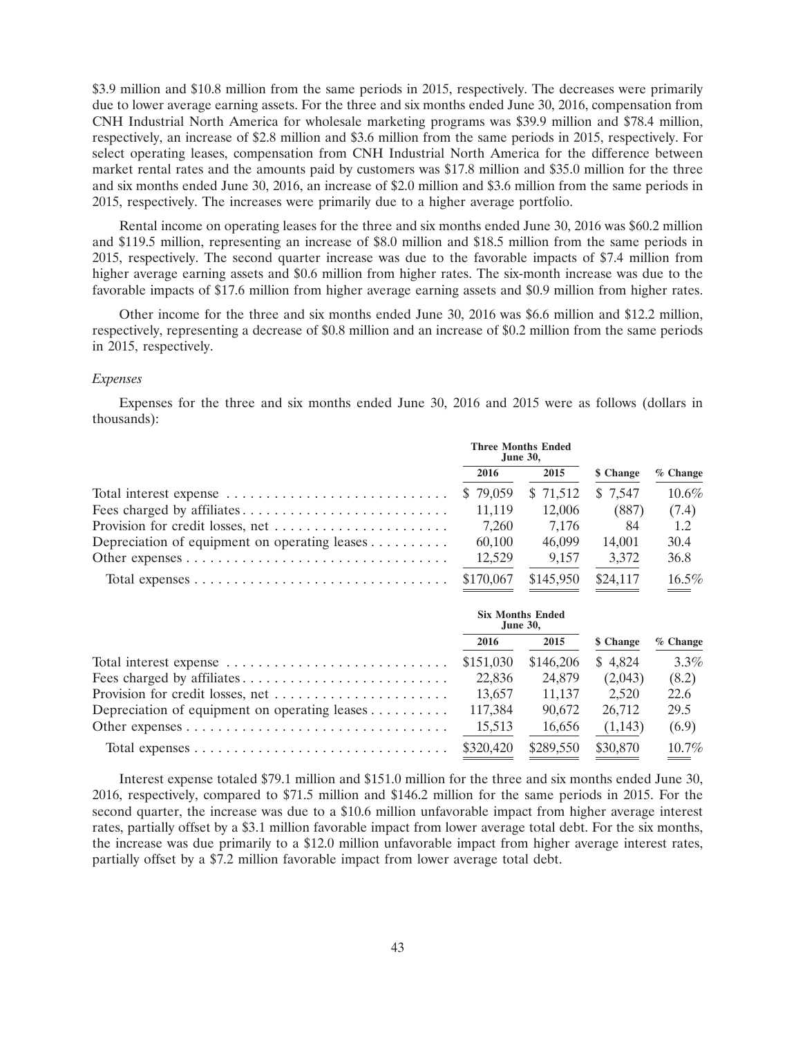$3.9 million and $10.8 million from the same periods in 2015, respectively. The decreases were primarily due to lower average earning assets. For the three and six months ended June 30, 2016, compensation from CNH Industrial North America for wholesale marketing programs was $39.9 million and $78.4 million, respectively, an increase of $2.8 million and $3.6 million from the same periods in 2015, respectively. For select operating leases, compensation from CNH Industrial North America for the difference between market rental rates and the amounts paid by customers was $17.8 million and $35.0 million for the three and six months ended June 30, 2016, an increase of $2.0 million and $3.6 million from the same periods in 2015, respectively. The increases were primarily due to a higher average portfolio.

Rental income on operating leases for the three and six months ended June 30, 2016 was $60.2 million and $119.5 million, representing an increase of $8.0 million and $18.5 million from the same periods in 2015, respectively. The second quarter increase was due to the favorable impacts of $7.4 million from higher average earning assets and $0.6 million from higher rates. The six-month increase was due to the favorable impacts of $17.6 million from higher average earning assets and $0.9 million from higher rates.

Other income for the three and six months ended June 30, 2016 was $6.6 million and $12.2 million, respectively, representing a decrease of $0.8 million and an increase of $0.2 million from the same periods in 2015, respectively.

*Expenses*

Expenses for the three and six months ended June 30, 2016 and 2015 were as follows (dollars in thousands):

| | Three Months Ended June 30, | | | |
|---|---|---|---|---|
| | 2016 | 2015 | $ Change | % Change |
| Total interest expense | $ 79,059 | $ 71,512 | $ 7,547 | 10.6% |
| Fees charged by affiliates | 11,119 | 12,006 | (887) | (7.4) |
| Provision for credit losses, net | 7,260 | 7,176 | 84 | 1.2 |
| Depreciation of equipment on operating leases | 60,100 | 46,099 | 14,001 | 30.4 |
| Other expenses | 12,529 | 9,157 | 3,372 | 36.8 |
| Total expenses | $170,067 | $145,950 | $24,117 | 16.5% |

| | Six Months Ended June 30, | | | |
|---|---|---|---|---|
| | 2016 | 2015 | $ Change | % Change |
| Total interest expense | $151,030 | $146,206 | $ 4,824 | 3.3% |
| Fees charged by affiliates | 22,836 | 24,879 | (2,043) | (8.2) |
| Provision for credit losses, net | 13,657 | 11,137 | 2,520 | 22.6 |
| Depreciation of equipment on operating leases | 117,384 | 90,672 | 26,712 | 29.5 |
| Other expenses | 15,513 | 16,656 | (1,143) | (6.9) |
| Total expenses | $320,420 | $289,550 | $30,870 | 10.7% |

Interest expense totaled $79.1 million and $151.0 million for the three and six months ended June 30, 2016, respectively, compared to $71.5 million and $146.2 million for the same periods in 2015. For the second quarter, the increase was due to a $10.6 million unfavorable impact from higher average interest rates, partially offset by a $3.1 million favorable impact from lower average total debt. For the six months, the increase was due primarily to a $12.0 million unfavorable impact from higher average interest rates, partially offset by a $7.2 million favorable impact from lower average total debt.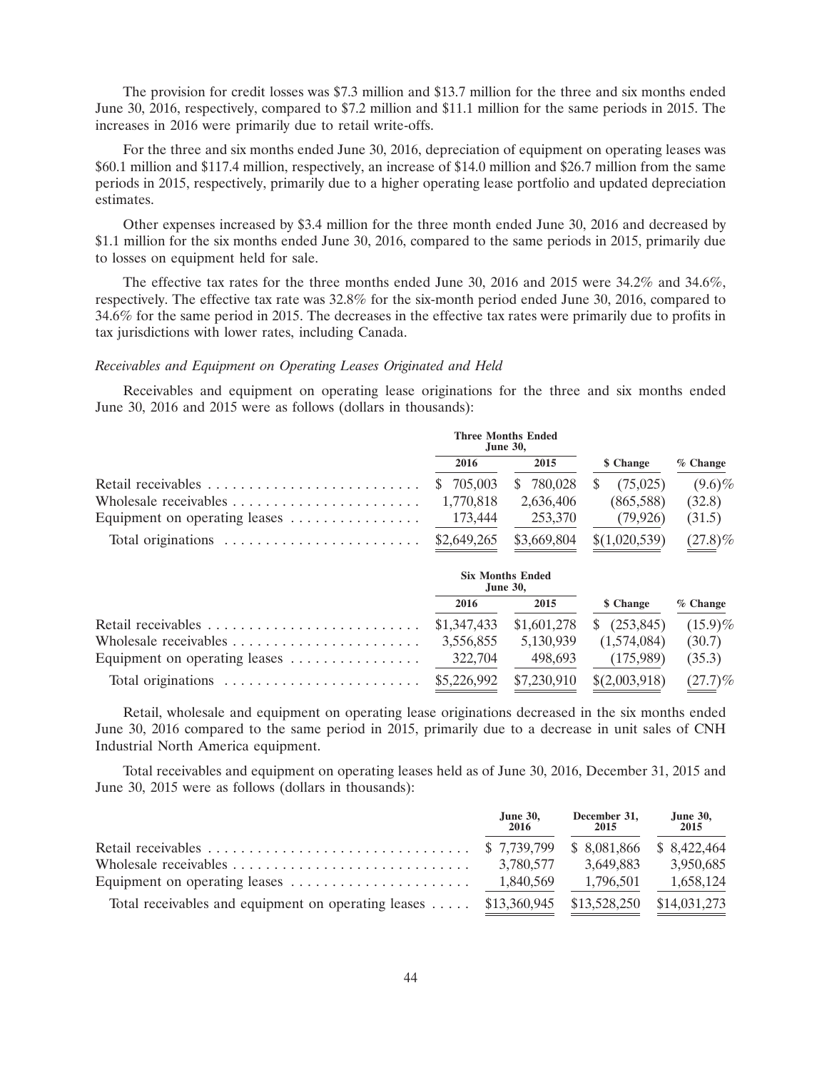The provision for credit losses was $7.3 million and $13.7 million for the three and six months ended June 30, 2016, respectively, compared to $7.2 million and $11.1 million for the same periods in 2015. The increases in 2016 were primarily due to retail write-offs.

For the three and six months ended June 30, 2016, depreciation of equipment on operating leases was $60.1 million and $117.4 million, respectively, an increase of $14.0 million and $26.7 million from the same periods in 2015, respectively, primarily due to a higher operating lease portfolio and updated depreciation estimates.

Other expenses increased by $3.4 million for the three month ended June 30, 2016 and decreased by $1.1 million for the six months ended June 30, 2016, compared to the same periods in 2015, primarily due to losses on equipment held for sale.

The effective tax rates for the three months ended June 30, 2016 and 2015 were 34.2% and 34.6%, respectively. The effective tax rate was 32.8% for the six-month period ended June 30, 2016, compared to 34.6% for the same period in 2015. The decreases in the effective tax rates were primarily due to profits in tax jurisdictions with lower rates, including Canada.

*Receivables and Equipment on Operating Leases Originated and Held*

Receivables and equipment on operating lease originations for the three and six months ended June 30, 2016 and 2015 were as follows (dollars in thousands):

| | Three Months Ended June 30, | | | |
|---|---|---|---|---|
| | 2016 | 2015 | $ Change | % Change |
| Retail receivables | $ 705,003 | $ 780,028 | $ (75,025) | (9.6)% |
| Wholesale receivables | 1,770,818 | 2,636,406 | (865,588) | (32.8) |
| Equipment on operating leases | 173,444 | 253,370 | (79,926) | (31.5) |
| Total originations | $2,649,265 | $3,669,804 | $(1,020,539) | (27.8)% |

| | Six Months Ended June 30, | | | |
|---|---|---|---|---|
| | 2016 | 2015 | $ Change | % Change |
| Retail receivables | $1,347,433 | $1,601,278 | $ (253,845) | (15.9)% |
| Wholesale receivables | 3,556,855 | 5,130,939 | (1,574,084) | (30.7) |
| Equipment on operating leases | 322,704 | 498,693 | (175,989) | (35.3) |
| Total originations | $5,226,992 | $7,230,910 | $(2,003,918) | (27.7)% |

Retail, wholesale and equipment on operating lease originations decreased in the six months ended June 30, 2016 compared to the same period in 2015, primarily due to a decrease in unit sales of CNH Industrial North America equipment.

Total receivables and equipment on operating leases held as of June 30, 2016, December 31, 2015 and June 30, 2015 were as follows (dollars in thousands):

| | June 30, 2016 | December 31, 2015 | June 30, 2015 |
|---|---|---|---|
| Retail receivables | $ 7,739,799 | $ 8,081,866 | $ 8,422,464 |
| Wholesale receivables | 3,780,577 | 3,649,883 | 3,950,685 |
| Equipment on operating leases | 1,840,569 | 1,796,501 | 1,658,124 |
| Total receivables and equipment on operating leases | $13,360,945 | $13,528,250 | $14,031,273 |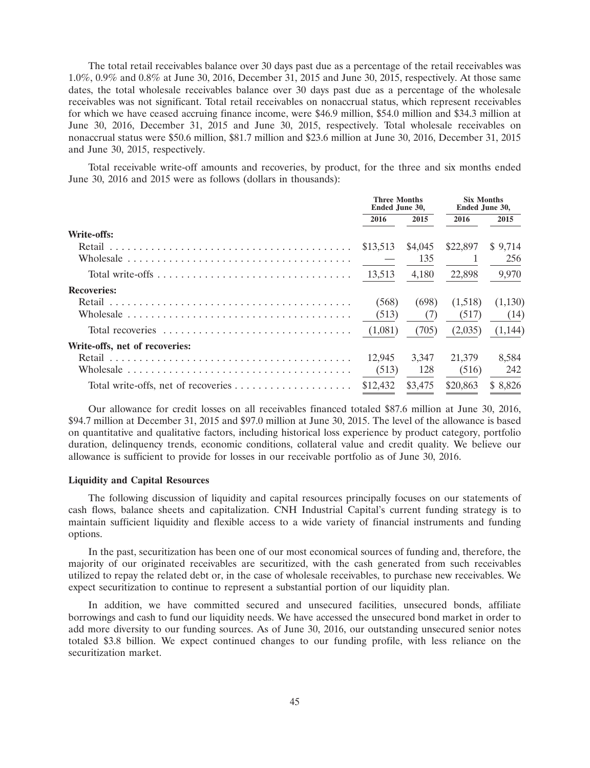The total retail receivables balance over 30 days past due as a percentage of the retail receivables was 1.0%, 0.9% and 0.8% at June 30, 2016, December 31, 2015 and June 30, 2015, respectively. At those same dates, the total wholesale receivables balance over 30 days past due as a percentage of the wholesale receivables was not significant. Total retail receivables on nonaccrual status, which represent receivables for which we have ceased accruing finance income, were $46.9 million, $54.0 million and $34.3 million at June 30, 2016, December 31, 2015 and June 30, 2015, respectively. Total wholesale receivables on nonaccrual status were $50.6 million, $81.7 million and $23.6 million at June 30, 2016, December 31, 2015 and June 30, 2015, respectively.

Total receivable write-off amounts and recoveries, by product, for the three and six months ended June 30, 2016 and 2015 were as follows (dollars in thousands):

| | Three Months Ended June 30, | | Six Months Ended June 30, | |
|---|---|---|---|---|
| | 2016 | 2015 | 2016 | 2015 |
| **Write-offs:** | | | | |
| Retail | $13,513 | $4,045 | $22,897 | $ 9,714 |
| Wholesale | — | 135 | 1 | 256 |
| Total write-offs | 13,513 | 4,180 | 22,898 | 9,970 |
| **Recoveries:** | | | | |
| Retail | (568) | (698) | (1,518) | (1,130) |
| Wholesale | (513) | (7) | (517) | (14) |
| Total recoveries | (1,081) | (705) | (2,035) | (1,144) |
| **Write-offs, net of recoveries:** | | | | |
| Retail | 12,945 | 3,347 | 21,379 | 8,584 |
| Wholesale | (513) | 128 | (516) | 242 |
| Total write-offs, net of recoveries | $12,432 | $3,475 | $20,863 | $ 8,826 |

Our allowance for credit losses on all receivables financed totaled $87.6 million at June 30, 2016, $94.7 million at December 31, 2015 and $97.0 million at June 30, 2015. The level of the allowance is based on quantitative and qualitative factors, including historical loss experience by product category, portfolio duration, delinquency trends, economic conditions, collateral value and credit quality. We believe our allowance is sufficient to provide for losses in our receivable portfolio as of June 30, 2016.

### Liquidity and Capital Resources

The following discussion of liquidity and capital resources principally focuses on our statements of cash flows, balance sheets and capitalization. CNH Industrial Capital's current funding strategy is to maintain sufficient liquidity and flexible access to a wide variety of financial instruments and funding options.

In the past, securitization has been one of our most economical sources of funding and, therefore, the majority of our originated receivables are securitized, with the cash generated from such receivables utilized to repay the related debt or, in the case of wholesale receivables, to purchase new receivables. We expect securitization to continue to represent a substantial portion of our liquidity plan.

In addition, we have committed secured and unsecured facilities, unsecured bonds, affiliate borrowings and cash to fund our liquidity needs. We have accessed the unsecured bond market in order to add more diversity to our funding sources. As of June 30, 2016, our outstanding unsecured senior notes totaled $3.8 billion. We expect continued changes to our funding profile, with less reliance on the securitization market.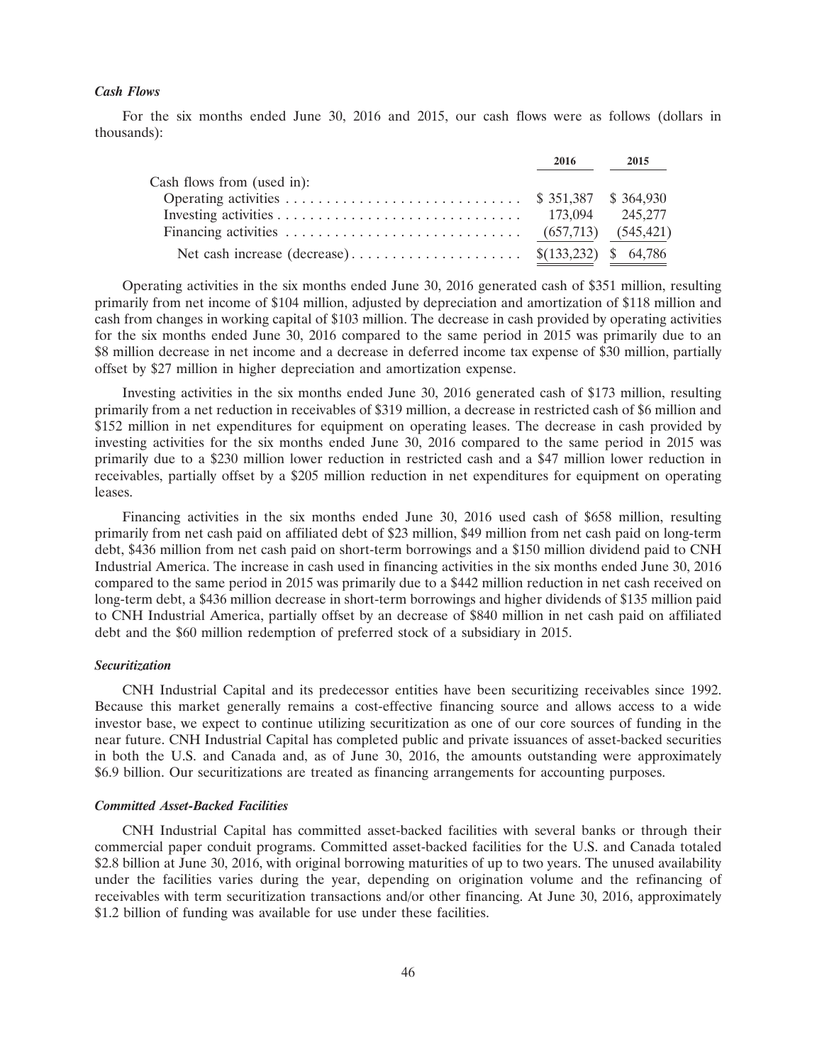### *Cash Flows*

For the six months ended June 30, 2016 and 2015, our cash flows were as follows (dollars in thousands):

| | 2016 | 2015 |
|---|---|---|
| Cash flows from (used in): | | |
| Operating activities | $ 351,387 | $ 364,930 |
| Investing activities | 173,094 | 245,277 |
| Financing activities | (657,713) | (545,421) |
| Net cash increase (decrease) | $(133,232) | $ 64,786 |

Operating activities in the six months ended June 30, 2016 generated cash of $351 million, resulting primarily from net income of $104 million, adjusted by depreciation and amortization of $118 million and cash from changes in working capital of $103 million. The decrease in cash provided by operating activities for the six months ended June 30, 2016 compared to the same period in 2015 was primarily due to an $8 million decrease in net income and a decrease in deferred income tax expense of $30 million, partially offset by $27 million in higher depreciation and amortization expense.

Investing activities in the six months ended June 30, 2016 generated cash of $173 million, resulting primarily from a net reduction in receivables of $319 million, a decrease in restricted cash of $6 million and $152 million in net expenditures for equipment on operating leases. The decrease in cash provided by investing activities for the six months ended June 30, 2016 compared to the same period in 2015 was primarily due to a $230 million lower reduction in restricted cash and a $47 million lower reduction in receivables, partially offset by a $205 million reduction in net expenditures for equipment on operating leases.

Financing activities in the six months ended June 30, 2016 used cash of $658 million, resulting primarily from net cash paid on affiliated debt of $23 million, $49 million from net cash paid on long-term debt, $436 million from net cash paid on short-term borrowings and a $150 million dividend paid to CNH Industrial America. The increase in cash used in financing activities in the six months ended June 30, 2016 compared to the same period in 2015 was primarily due to a $442 million reduction in net cash received on long-term debt, a $436 million decrease in short-term borrowings and higher dividends of $135 million paid to CNH Industrial America, partially offset by an decrease of $840 million in net cash paid on affiliated debt and the $60 million redemption of preferred stock of a subsidiary in 2015.

### *Securitization*

CNH Industrial Capital and its predecessor entities have been securitizing receivables since 1992. Because this market generally remains a cost-effective financing source and allows access to a wide investor base, we expect to continue utilizing securitization as one of our core sources of funding in the near future. CNH Industrial Capital has completed public and private issuances of asset-backed securities in both the U.S. and Canada and, as of June 30, 2016, the amounts outstanding were approximately $6.9 billion. Our securitizations are treated as financing arrangements for accounting purposes.

### *Committed Asset-Backed Facilities*

CNH Industrial Capital has committed asset-backed facilities with several banks or through their commercial paper conduit programs. Committed asset-backed facilities for the U.S. and Canada totaled $2.8 billion at June 30, 2016, with original borrowing maturities of up to two years. The unused availability under the facilities varies during the year, depending on origination volume and the refinancing of receivables with term securitization transactions and/or other financing. At June 30, 2016, approximately $1.2 billion of funding was available for use under these facilities.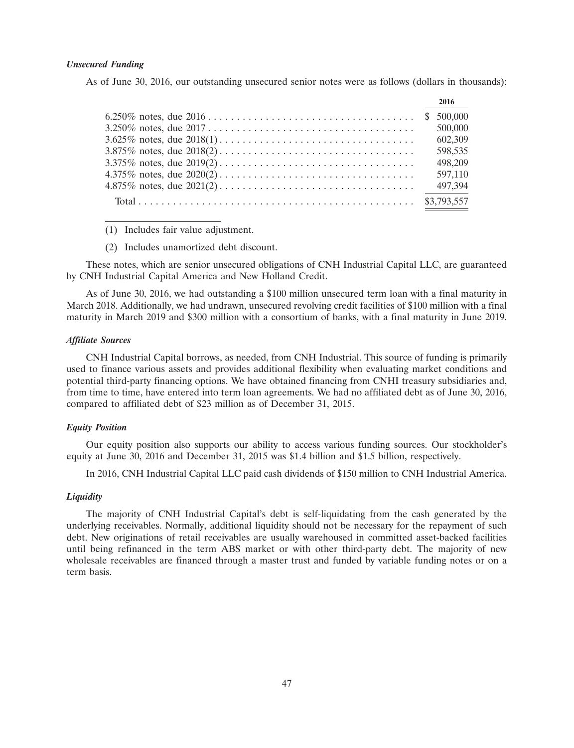***Unsecured Funding***

As of June 30, 2016, our outstanding unsecured senior notes were as follows (dollars in thousands):

| | 2016 |
|---|---|
| 6.250% notes, due 2016 | $ 500,000 |
| 3.250% notes, due 2017 | 500,000 |
| 3.625% notes, due 2018(1) | 602,309 |
| 3.875% notes, due 2018(2) | 598,535 |
| 3.375% notes, due 2019(2) | 498,209 |
| 4.375% notes, due 2020(2) | 597,110 |
| 4.875% notes, due 2021(2) | 497,394 |
| Total | $3,793,557 |

(1) Includes fair value adjustment.

(2) Includes unamortized debt discount.

These notes, which are senior unsecured obligations of CNH Industrial Capital LLC, are guaranteed by CNH Industrial Capital America and New Holland Credit.

As of June 30, 2016, we had outstanding a $100 million unsecured term loan with a final maturity in March 2018. Additionally, we had undrawn, unsecured revolving credit facilities of $100 million with a final maturity in March 2019 and $300 million with a consortium of banks, with a final maturity in June 2019.

***Affiliate Sources***

CNH Industrial Capital borrows, as needed, from CNH Industrial. This source of funding is primarily used to finance various assets and provides additional flexibility when evaluating market conditions and potential third-party financing options. We have obtained financing from CNHI treasury subsidiaries and, from time to time, have entered into term loan agreements. We had no affiliated debt as of June 30, 2016, compared to affiliated debt of $23 million as of December 31, 2015.

***Equity Position***

Our equity position also supports our ability to access various funding sources. Our stockholder's equity at June 30, 2016 and December 31, 2015 was $1.4 billion and $1.5 billion, respectively.

In 2016, CNH Industrial Capital LLC paid cash dividends of $150 million to CNH Industrial America.

***Liquidity***

The majority of CNH Industrial Capital's debt is self-liquidating from the cash generated by the underlying receivables. Normally, additional liquidity should not be necessary for the repayment of such debt. New originations of retail receivables are usually warehoused in committed asset-backed facilities until being refinanced in the term ABS market or with other third-party debt. The majority of new wholesale receivables are financed through a master trust and funded by variable funding notes or on a term basis.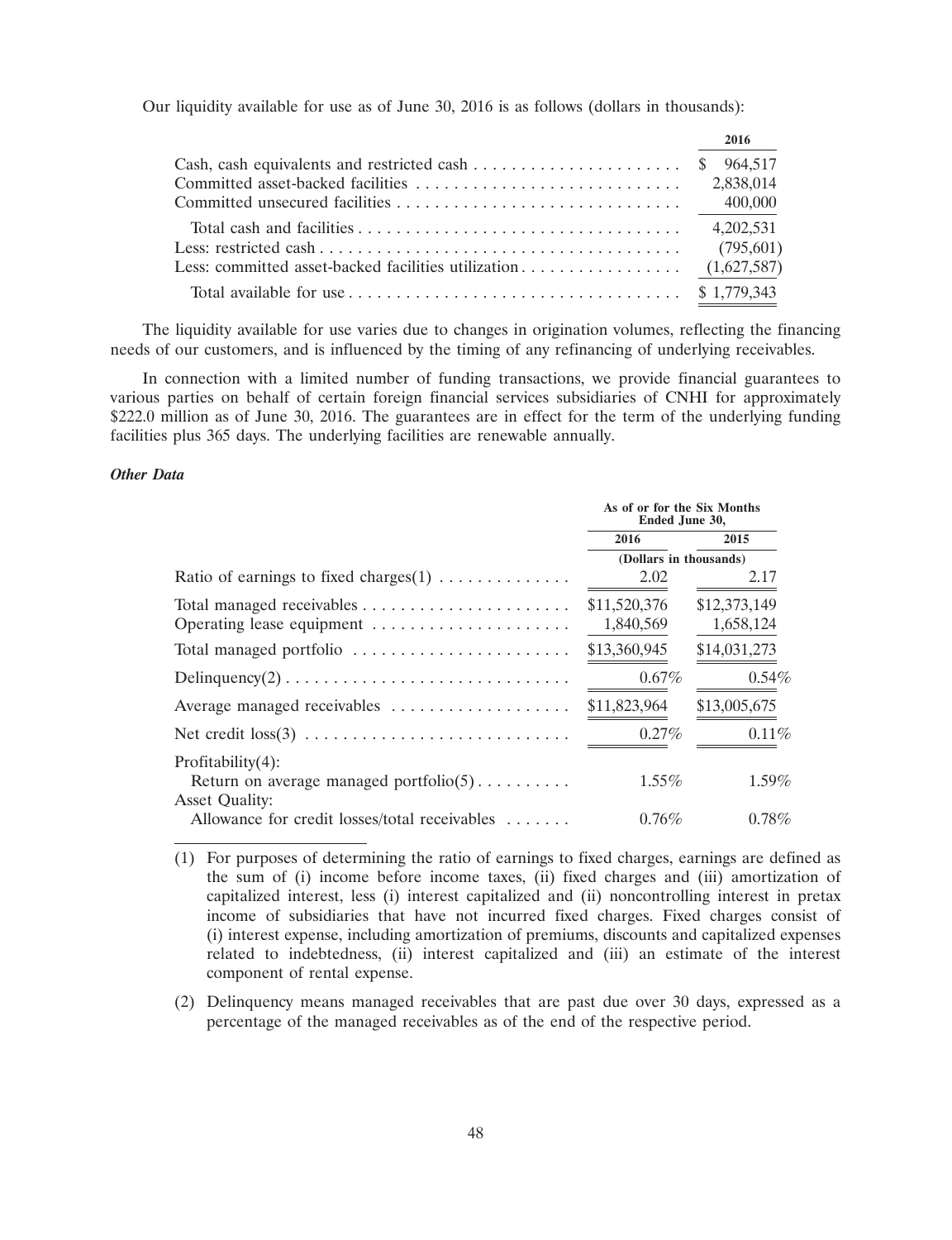Our liquidity available for use as of June 30, 2016 is as follows (dollars in thousands):

| | 2016 |
|---|---|
| Cash, cash equivalents and restricted cash | $ 964,517 |
| Committed asset-backed facilities | 2,838,014 |
| Committed unsecured facilities | 400,000 |
| Total cash and facilities | 4,202,531 |
| Less: restricted cash | (795,601) |
| Less: committed asset-backed facilities utilization | (1,627,587) |
| Total available for use | $ 1,779,343 |

The liquidity available for use varies due to changes in origination volumes, reflecting the financing needs of our customers, and is influenced by the timing of any refinancing of underlying receivables.

In connection with a limited number of funding transactions, we provide financial guarantees to various parties on behalf of certain foreign financial services subsidiaries of CNHI for approximately $222.0 million as of June 30, 2016. The guarantees are in effect for the term of the underlying funding facilities plus 365 days. The underlying facilities are renewable annually.

***Other Data***

| | As of or for the Six Months Ended June 30, | |
|---|---|---|
| | 2016 | 2015 |
| | (Dollars in thousands) | |
| Ratio of earnings to fixed charges(1) | 2.02 | 2.17 |
| Total managed receivables | $11,520,376 | $12,373,149 |
| Operating lease equipment | 1,840,569 | 1,658,124 |
| Total managed portfolio | $13,360,945 | $14,031,273 |
| Delinquency(2) | 0.67% | 0.54% |
| Average managed receivables | $11,823,964 | $13,005,675 |
| Net credit loss(3) | 0.27% | 0.11% |
| Profitability(4): | | |
| Return on average managed portfolio(5) | 1.55% | 1.59% |
| Asset Quality: | | |
| Allowance for credit losses/total receivables | 0.76% | 0.78% |

(1) For purposes of determining the ratio of earnings to fixed charges, earnings are defined as the sum of (i) income before income taxes, (ii) fixed charges and (iii) amortization of capitalized interest, less (i) interest capitalized and (ii) noncontrolling interest in pretax income of subsidiaries that have not incurred fixed charges. Fixed charges consist of (i) interest expense, including amortization of premiums, discounts and capitalized expenses related to indebtedness, (ii) interest capitalized and (iii) an estimate of the interest component of rental expense.

(2) Delinquency means managed receivables that are past due over 30 days, expressed as a percentage of the managed receivables as of the end of the respective period.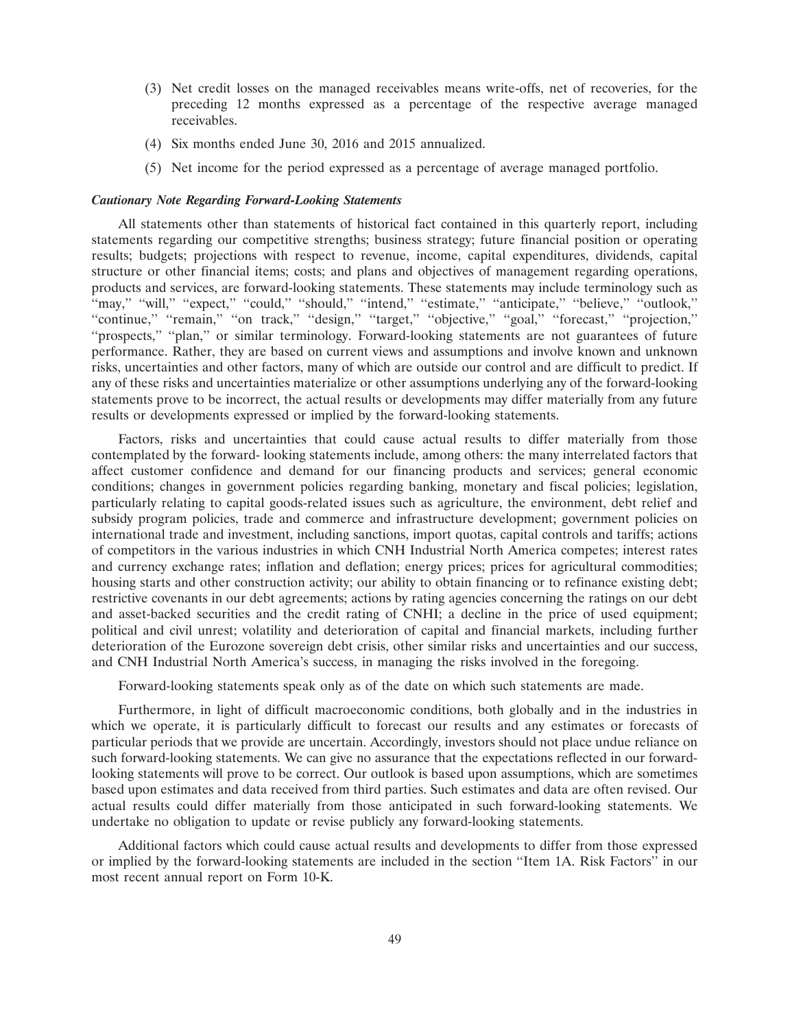(3) Net credit losses on the managed receivables means write-offs, net of recoveries, for the preceding 12 months expressed as a percentage of the respective average managed receivables.

(4) Six months ended June 30, 2016 and 2015 annualized.

(5) Net income for the period expressed as a percentage of average managed portfolio.

***Cautionary Note Regarding Forward-Looking Statements***

All statements other than statements of historical fact contained in this quarterly report, including statements regarding our competitive strengths; business strategy; future financial position or operating results; budgets; projections with respect to revenue, income, capital expenditures, dividends, capital structure or other financial items; costs; and plans and objectives of management regarding operations, products and services, are forward-looking statements. These statements may include terminology such as "may," "will," "expect," "could," "should," "intend," "estimate," "anticipate," "believe," "outlook," "continue," "remain," "on track," "design," "target," "objective," "goal," "forecast," "projection," "prospects," "plan," or similar terminology. Forward-looking statements are not guarantees of future performance. Rather, they are based on current views and assumptions and involve known and unknown risks, uncertainties and other factors, many of which are outside our control and are difficult to predict. If any of these risks and uncertainties materialize or other assumptions underlying any of the forward-looking statements prove to be incorrect, the actual results or developments may differ materially from any future results or developments expressed or implied by the forward-looking statements.

Factors, risks and uncertainties that could cause actual results to differ materially from those contemplated by the forward- looking statements include, among others: the many interrelated factors that affect customer confidence and demand for our financing products and services; general economic conditions; changes in government policies regarding banking, monetary and fiscal policies; legislation, particularly relating to capital goods-related issues such as agriculture, the environment, debt relief and subsidy program policies, trade and commerce and infrastructure development; government policies on international trade and investment, including sanctions, import quotas, capital controls and tariffs; actions of competitors in the various industries in which CNH Industrial North America competes; interest rates and currency exchange rates; inflation and deflation; energy prices; prices for agricultural commodities; housing starts and other construction activity; our ability to obtain financing or to refinance existing debt; restrictive covenants in our debt agreements; actions by rating agencies concerning the ratings on our debt and asset-backed securities and the credit rating of CNHI; a decline in the price of used equipment; political and civil unrest; volatility and deterioration of capital and financial markets, including further deterioration of the Eurozone sovereign debt crisis, other similar risks and uncertainties and our success, and CNH Industrial North America's success, in managing the risks involved in the foregoing.

Forward-looking statements speak only as of the date on which such statements are made.

Furthermore, in light of difficult macroeconomic conditions, both globally and in the industries in which we operate, it is particularly difficult to forecast our results and any estimates or forecasts of particular periods that we provide are uncertain. Accordingly, investors should not place undue reliance on such forward-looking statements. We can give no assurance that the expectations reflected in our forward-looking statements will prove to be correct. Our outlook is based upon assumptions, which are sometimes based upon estimates and data received from third parties. Such estimates and data are often revised. Our actual results could differ materially from those anticipated in such forward-looking statements. We undertake no obligation to update or revise publicly any forward-looking statements.

Additional factors which could cause actual results and developments to differ from those expressed or implied by the forward-looking statements are included in the section "Item 1A. Risk Factors" in our most recent annual report on Form 10-K.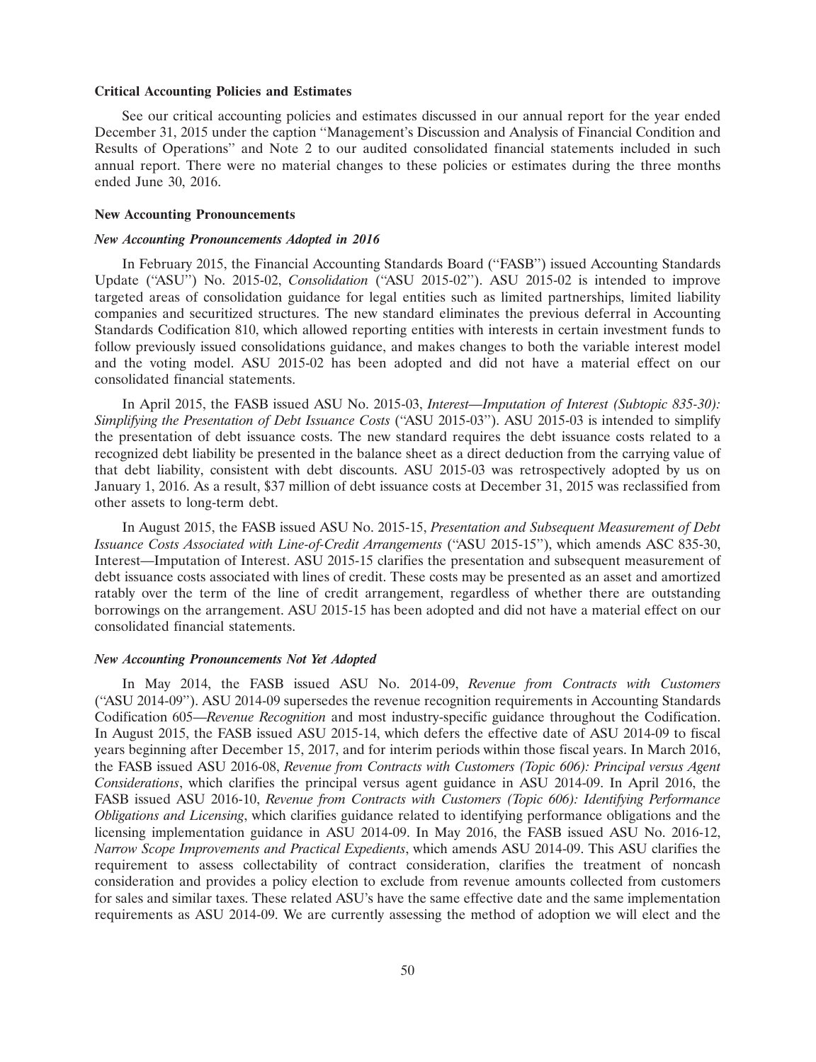**Critical Accounting Policies and Estimates**

See our critical accounting policies and estimates discussed in our annual report for the year ended December 31, 2015 under the caption ''Management's Discussion and Analysis of Financial Condition and Results of Operations'' and Note 2 to our audited consolidated financial statements included in such annual report. There were no material changes to these policies or estimates during the three months ended June 30, 2016.

**New Accounting Pronouncements**

***New Accounting Pronouncements Adopted in 2016***

In February 2015, the Financial Accounting Standards Board (''FASB'') issued Accounting Standards Update (''ASU'') No. 2015-02, *Consolidation* (''ASU 2015-02''). ASU 2015-02 is intended to improve targeted areas of consolidation guidance for legal entities such as limited partnerships, limited liability companies and securitized structures. The new standard eliminates the previous deferral in Accounting Standards Codification 810, which allowed reporting entities with interests in certain investment funds to follow previously issued consolidations guidance, and makes changes to both the variable interest model and the voting model. ASU 2015-02 has been adopted and did not have a material effect on our consolidated financial statements.

In April 2015, the FASB issued ASU No. 2015-03, *Interest—Imputation of Interest (Subtopic 835-30): Simplifying the Presentation of Debt Issuance Costs* (''ASU 2015-03''). ASU 2015-03 is intended to simplify the presentation of debt issuance costs. The new standard requires the debt issuance costs related to a recognized debt liability be presented in the balance sheet as a direct deduction from the carrying value of that debt liability, consistent with debt discounts. ASU 2015-03 was retrospectively adopted by us on January 1, 2016. As a result, $37 million of debt issuance costs at December 31, 2015 was reclassified from other assets to long-term debt.

In August 2015, the FASB issued ASU No. 2015-15, *Presentation and Subsequent Measurement of Debt Issuance Costs Associated with Line-of-Credit Arrangements* (''ASU 2015-15''), which amends ASC 835-30, Interest—Imputation of Interest. ASU 2015-15 clarifies the presentation and subsequent measurement of debt issuance costs associated with lines of credit. These costs may be presented as an asset and amortized ratably over the term of the line of credit arrangement, regardless of whether there are outstanding borrowings on the arrangement. ASU 2015-15 has been adopted and did not have a material effect on our consolidated financial statements.

***New Accounting Pronouncements Not Yet Adopted***

In May 2014, the FASB issued ASU No. 2014-09, *Revenue from Contracts with Customers* (''ASU 2014-09''). ASU 2014-09 supersedes the revenue recognition requirements in Accounting Standards Codification 605—*Revenue Recognition* and most industry-specific guidance throughout the Codification. In August 2015, the FASB issued ASU 2015-14, which defers the effective date of ASU 2014-09 to fiscal years beginning after December 15, 2017, and for interim periods within those fiscal years. In March 2016, the FASB issued ASU 2016-08, *Revenue from Contracts with Customers (Topic 606): Principal versus Agent Considerations*, which clarifies the principal versus agent guidance in ASU 2014-09. In April 2016, the FASB issued ASU 2016-10, *Revenue from Contracts with Customers (Topic 606): Identifying Performance Obligations and Licensing*, which clarifies guidance related to identifying performance obligations and the licensing implementation guidance in ASU 2014-09. In May 2016, the FASB issued ASU No. 2016-12, *Narrow Scope Improvements and Practical Expedients*, which amends ASU 2014-09. This ASU clarifies the requirement to assess collectability of contract consideration, clarifies the treatment of noncash consideration and provides a policy election to exclude from revenue amounts collected from customers for sales and similar taxes. These related ASU's have the same effective date and the same implementation requirements as ASU 2014-09. We are currently assessing the method of adoption we will elect and the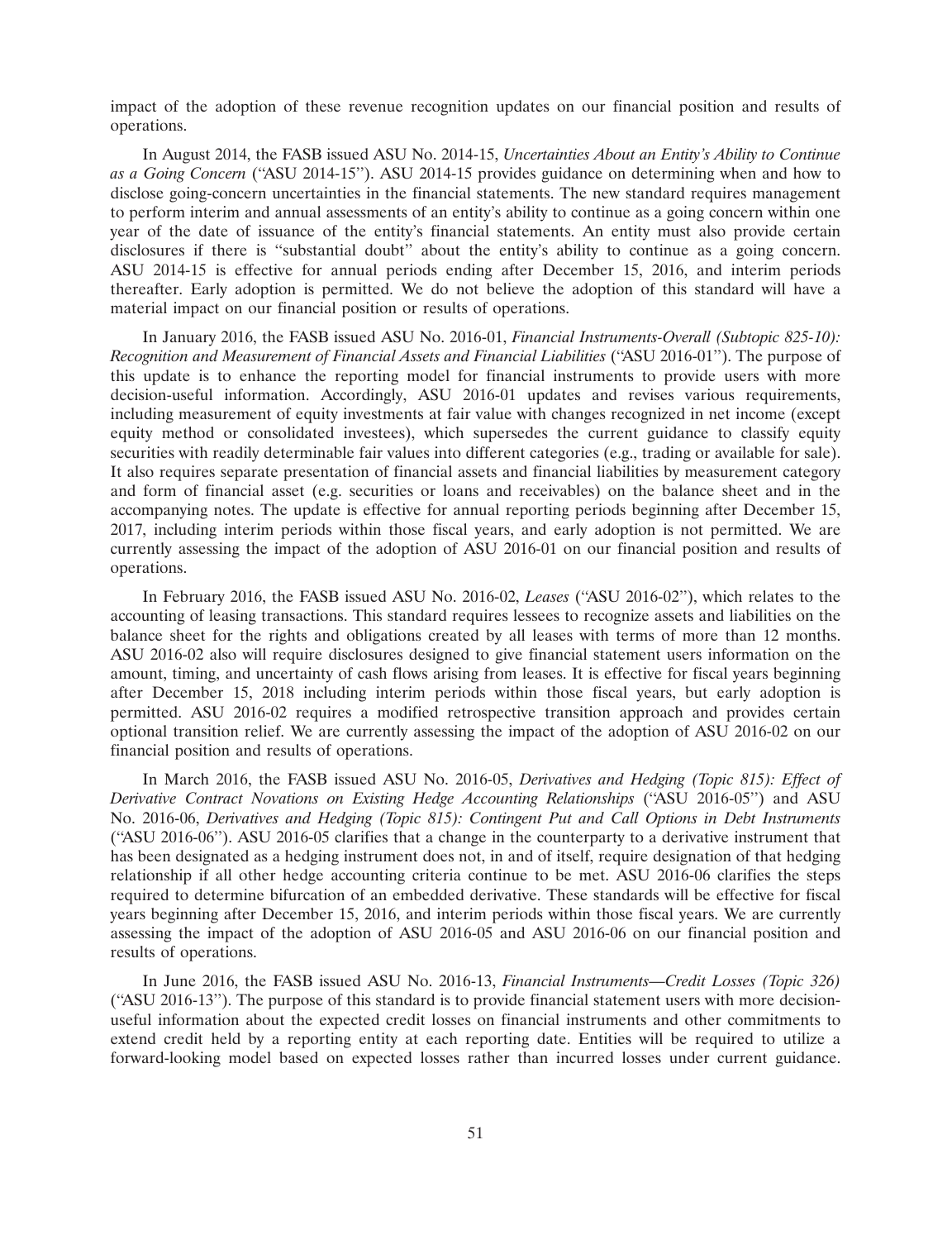impact of the adoption of these revenue recognition updates on our financial position and results of operations.

In August 2014, the FASB issued ASU No. 2014-15, *Uncertainties About an Entity's Ability to Continue as a Going Concern* ("ASU 2014-15"). ASU 2014-15 provides guidance on determining when and how to disclose going-concern uncertainties in the financial statements. The new standard requires management to perform interim and annual assessments of an entity's ability to continue as a going concern within one year of the date of issuance of the entity's financial statements. An entity must also provide certain disclosures if there is "substantial doubt" about the entity's ability to continue as a going concern. ASU 2014-15 is effective for annual periods ending after December 15, 2016, and interim periods thereafter. Early adoption is permitted. We do not believe the adoption of this standard will have a material impact on our financial position or results of operations.

In January 2016, the FASB issued ASU No. 2016-01, *Financial Instruments-Overall (Subtopic 825-10): Recognition and Measurement of Financial Assets and Financial Liabilities* ("ASU 2016-01"). The purpose of this update is to enhance the reporting model for financial instruments to provide users with more decision-useful information. Accordingly, ASU 2016-01 updates and revises various requirements, including measurement of equity investments at fair value with changes recognized in net income (except equity method or consolidated investees), which supersedes the current guidance to classify equity securities with readily determinable fair values into different categories (e.g., trading or available for sale). It also requires separate presentation of financial assets and financial liabilities by measurement category and form of financial asset (e.g. securities or loans and receivables) on the balance sheet and in the accompanying notes. The update is effective for annual reporting periods beginning after December 15, 2017, including interim periods within those fiscal years, and early adoption is not permitted. We are currently assessing the impact of the adoption of ASU 2016-01 on our financial position and results of operations.

In February 2016, the FASB issued ASU No. 2016-02, *Leases* ("ASU 2016-02"), which relates to the accounting of leasing transactions. This standard requires lessees to recognize assets and liabilities on the balance sheet for the rights and obligations created by all leases with terms of more than 12 months. ASU 2016-02 also will require disclosures designed to give financial statement users information on the amount, timing, and uncertainty of cash flows arising from leases. It is effective for fiscal years beginning after December 15, 2018 including interim periods within those fiscal years, but early adoption is permitted. ASU 2016-02 requires a modified retrospective transition approach and provides certain optional transition relief. We are currently assessing the impact of the adoption of ASU 2016-02 on our financial position and results of operations.

In March 2016, the FASB issued ASU No. 2016-05, *Derivatives and Hedging (Topic 815): Effect of Derivative Contract Novations on Existing Hedge Accounting Relationships* ("ASU 2016-05") and ASU No. 2016-06, *Derivatives and Hedging (Topic 815): Contingent Put and Call Options in Debt Instruments* ("ASU 2016-06"). ASU 2016-05 clarifies that a change in the counterparty to a derivative instrument that has been designated as a hedging instrument does not, in and of itself, require designation of that hedging relationship if all other hedge accounting criteria continue to be met. ASU 2016-06 clarifies the steps required to determine bifurcation of an embedded derivative. These standards will be effective for fiscal years beginning after December 15, 2016, and interim periods within those fiscal years. We are currently assessing the impact of the adoption of ASU 2016-05 and ASU 2016-06 on our financial position and results of operations.

In June 2016, the FASB issued ASU No. 2016-13, *Financial Instruments—Credit Losses (Topic 326)* ("ASU 2016-13"). The purpose of this standard is to provide financial statement users with more decision-useful information about the expected credit losses on financial instruments and other commitments to extend credit held by a reporting entity at each reporting date. Entities will be required to utilize a forward-looking model based on expected losses rather than incurred losses under current guidance.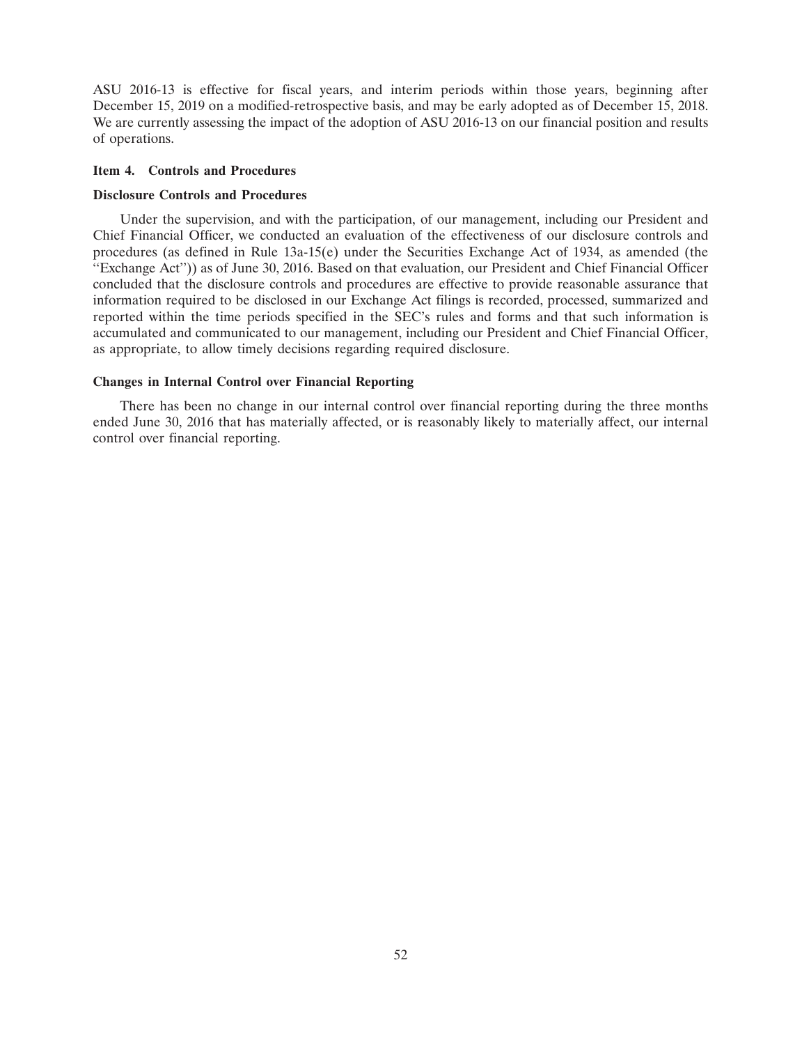ASU 2016-13 is effective for fiscal years, and interim periods within those years, beginning after December 15, 2019 on a modified-retrospective basis, and may be early adopted as of December 15, 2018. We are currently assessing the impact of the adoption of ASU 2016-13 on our financial position and results of operations.

## Item 4. Controls and Procedures

### Disclosure Controls and Procedures

Under the supervision, and with the participation, of our management, including our President and Chief Financial Officer, we conducted an evaluation of the effectiveness of our disclosure controls and procedures (as defined in Rule 13a-15(e) under the Securities Exchange Act of 1934, as amended (the ''Exchange Act'')) as of June 30, 2016. Based on that evaluation, our President and Chief Financial Officer concluded that the disclosure controls and procedures are effective to provide reasonable assurance that information required to be disclosed in our Exchange Act filings is recorded, processed, summarized and reported within the time periods specified in the SEC's rules and forms and that such information is accumulated and communicated to our management, including our President and Chief Financial Officer, as appropriate, to allow timely decisions regarding required disclosure.

### Changes in Internal Control over Financial Reporting

There has been no change in our internal control over financial reporting during the three months ended June 30, 2016 that has materially affected, or is reasonably likely to materially affect, our internal control over financial reporting.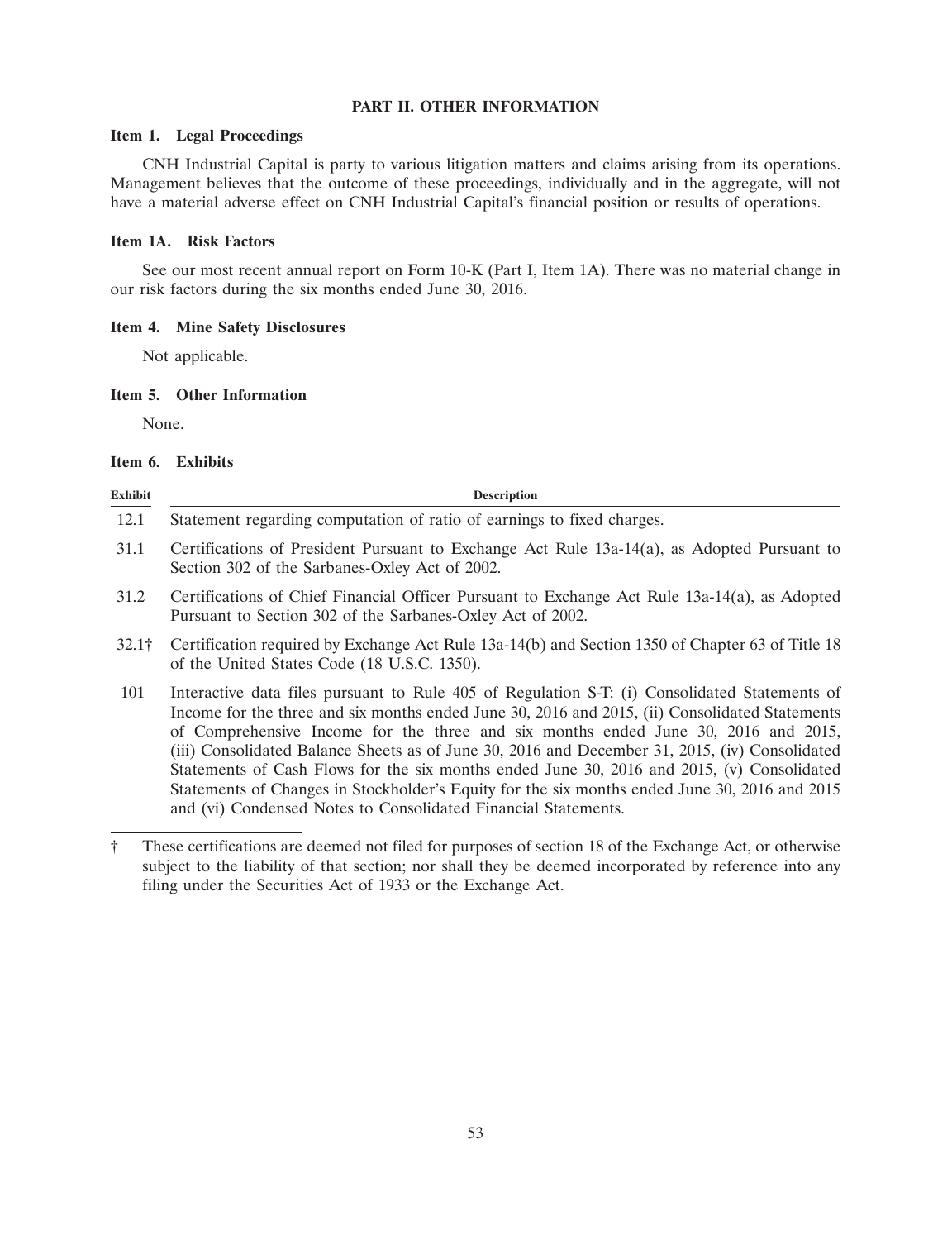# PART II. OTHER INFORMATION

## Item 1. Legal Proceedings

CNH Industrial Capital is party to various litigation matters and claims arising from its operations. Management believes that the outcome of these proceedings, individually and in the aggregate, will not have a material adverse effect on CNH Industrial Capital's financial position or results of operations.

## Item 1A. Risk Factors

See our most recent annual report on Form 10-K (Part I, Item 1A). There was no material change in our risk factors during the six months ended June 30, 2016.

## Item 4. Mine Safety Disclosures

Not applicable.

## Item 5. Other Information

None.

## Item 6. Exhibits

| Exhibit | Description |
|---|---|
| 12.1 | Statement regarding computation of ratio of earnings to fixed charges. |
| 31.1 | Certifications of President Pursuant to Exchange Act Rule 13a-14(a), as Adopted Pursuant to Section 302 of the Sarbanes-Oxley Act of 2002. |
| 31.2 | Certifications of Chief Financial Officer Pursuant to Exchange Act Rule 13a-14(a), as Adopted Pursuant to Section 302 of the Sarbanes-Oxley Act of 2002. |
| 32.1† | Certification required by Exchange Act Rule 13a-14(b) and Section 1350 of Chapter 63 of Title 18 of the United States Code (18 U.S.C. 1350). |
| 101 | Interactive data files pursuant to Rule 405 of Regulation S-T: (i) Consolidated Statements of Income for the three and six months ended June 30, 2016 and 2015, (ii) Consolidated Statements of Comprehensive Income for the three and six months ended June 30, 2016 and 2015, (iii) Consolidated Balance Sheets as of June 30, 2016 and December 31, 2015, (iv) Consolidated Statements of Cash Flows for the six months ended June 30, 2016 and 2015, (v) Consolidated Statements of Changes in Stockholder's Equity for the six months ended June 30, 2016 and 2015 and (vi) Condensed Notes to Consolidated Financial Statements. |

† These certifications are deemed not filed for purposes of section 18 of the Exchange Act, or otherwise subject to the liability of that section; nor shall they be deemed incorporated by reference into any filing under the Securities Act of 1933 or the Exchange Act.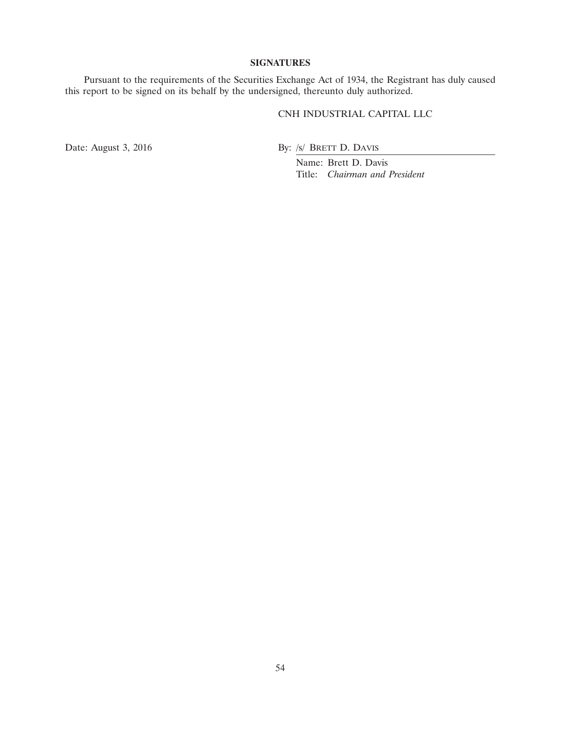## SIGNATURES

Pursuant to the requirements of the Securities Exchange Act of 1934, the Registrant has duly caused this report to be signed on its behalf by the undersigned, thereunto duly authorized.

CNH INDUSTRIAL CAPITAL LLC

Date: August 3, 2016

By: /s/ BRETT D. DAVIS

Name: Brett D. Davis
Title: *Chairman and President*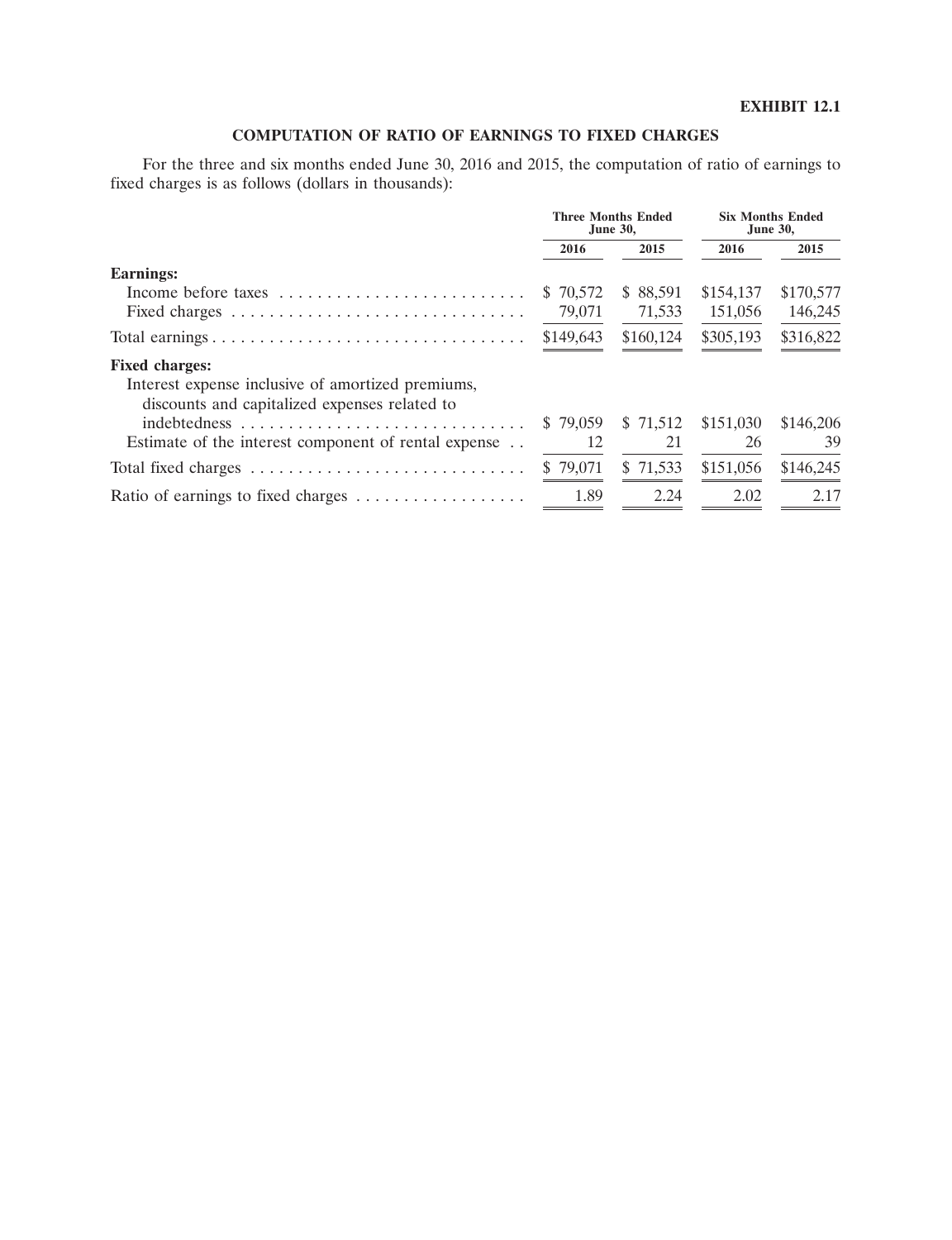**EXHIBIT 12.1**

## COMPUTATION OF RATIO OF EARNINGS TO FIXED CHARGES

For the three and six months ended June 30, 2016 and 2015, the computation of ratio of earnings to fixed charges is as follows (dollars in thousands):

| | Three Months Ended June 30, | | Six Months Ended June 30, | |
|---|---|---|---|---|
| | 2016 | 2015 | 2016 | 2015 |
| **Earnings:** | | | | |
| Income before taxes | $ 70,572 | $ 88,591 | $154,137 | $170,577 |
| Fixed charges | 79,071 | 71,533 | 151,056 | 146,245 |
| Total earnings | $149,643 | $160,124 | $305,193 | $316,822 |
| **Fixed charges:** | | | | |
| Interest expense inclusive of amortized premiums, discounts and capitalized expenses related to indebtedness | $ 79,059 | $ 71,512 | $151,030 | $146,206 |
| Estimate of the interest component of rental expense | 12 | 21 | 26 | 39 |
| Total fixed charges | $ 79,071 | $ 71,533 | $151,056 | $146,245 |
| Ratio of earnings to fixed charges | 1.89 | 2.24 | 2.02 | 2.17 |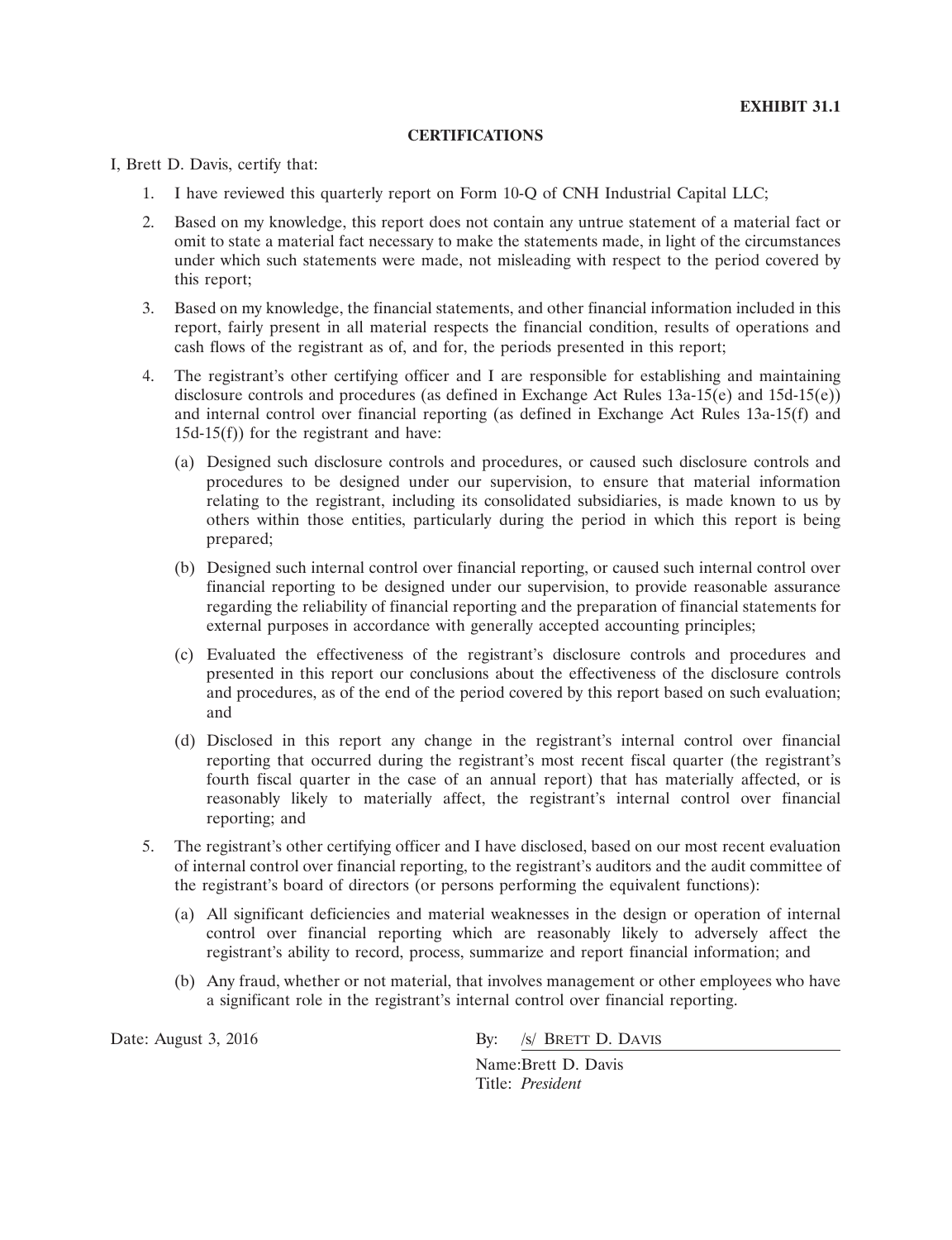**EXHIBIT 31.1**

**CERTIFICATIONS**

I, Brett D. Davis, certify that:

1. I have reviewed this quarterly report on Form 10-Q of CNH Industrial Capital LLC;
2. Based on my knowledge, this report does not contain any untrue statement of a material fact or omit to state a material fact necessary to make the statements made, in light of the circumstances under which such statements were made, not misleading with respect to the period covered by this report;
3. Based on my knowledge, the financial statements, and other financial information included in this report, fairly present in all material respects the financial condition, results of operations and cash flows of the registrant as of, and for, the periods presented in this report;
4. The registrant's other certifying officer and I are responsible for establishing and maintaining disclosure controls and procedures (as defined in Exchange Act Rules 13a-15(e) and 15d-15(e)) and internal control over financial reporting (as defined in Exchange Act Rules 13a-15(f) and 15d-15(f)) for the registrant and have:
   (a) Designed such disclosure controls and procedures, or caused such disclosure controls and procedures to be designed under our supervision, to ensure that material information relating to the registrant, including its consolidated subsidiaries, is made known to us by others within those entities, particularly during the period in which this report is being prepared;
   (b) Designed such internal control over financial reporting, or caused such internal control over financial reporting to be designed under our supervision, to provide reasonable assurance regarding the reliability of financial reporting and the preparation of financial statements for external purposes in accordance with generally accepted accounting principles;
   (c) Evaluated the effectiveness of the registrant's disclosure controls and procedures and presented in this report our conclusions about the effectiveness of the disclosure controls and procedures, as of the end of the period covered by this report based on such evaluation; and
   (d) Disclosed in this report any change in the registrant's internal control over financial reporting that occurred during the registrant's most recent fiscal quarter (the registrant's fourth fiscal quarter in the case of an annual report) that has materially affected, or is reasonably likely to materially affect, the registrant's internal control over financial reporting; and
5. The registrant's other certifying officer and I have disclosed, based on our most recent evaluation of internal control over financial reporting, to the registrant's auditors and the audit committee of the registrant's board of directors (or persons performing the equivalent functions):
   (a) All significant deficiencies and material weaknesses in the design or operation of internal control over financial reporting which are reasonably likely to adversely affect the registrant's ability to record, process, summarize and report financial information; and
   (b) Any fraud, whether or not material, that involves management or other employees who have a significant role in the registrant's internal control over financial reporting.

Date: August 3, 2016

By: /s/ BRETT D. DAVIS

Name: Brett D. Davis
Title: *President*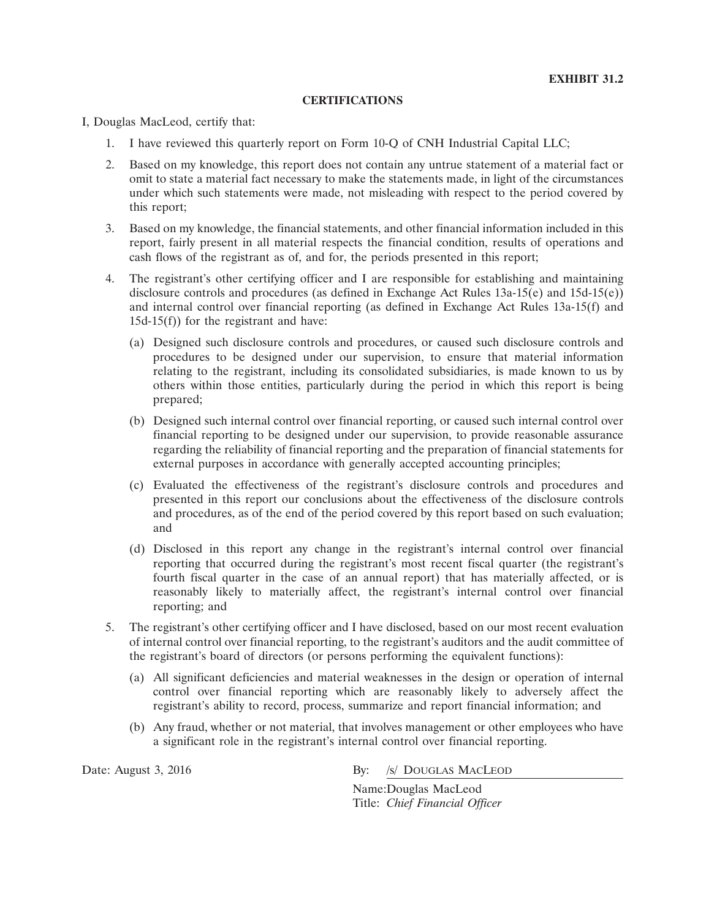**EXHIBIT 31.2**

**CERTIFICATIONS**

I, Douglas MacLeod, certify that:

1. I have reviewed this quarterly report on Form 10-Q of CNH Industrial Capital LLC;
2. Based on my knowledge, this report does not contain any untrue statement of a material fact or omit to state a material fact necessary to make the statements made, in light of the circumstances under which such statements were made, not misleading with respect to the period covered by this report;
3. Based on my knowledge, the financial statements, and other financial information included in this report, fairly present in all material respects the financial condition, results of operations and cash flows of the registrant as of, and for, the periods presented in this report;
4. The registrant's other certifying officer and I are responsible for establishing and maintaining disclosure controls and procedures (as defined in Exchange Act Rules 13a-15(e) and 15d-15(e)) and internal control over financial reporting (as defined in Exchange Act Rules 13a-15(f) and 15d-15(f)) for the registrant and have:
   (a) Designed such disclosure controls and procedures, or caused such disclosure controls and procedures to be designed under our supervision, to ensure that material information relating to the registrant, including its consolidated subsidiaries, is made known to us by others within those entities, particularly during the period in which this report is being prepared;
   (b) Designed such internal control over financial reporting, or caused such internal control over financial reporting to be designed under our supervision, to provide reasonable assurance regarding the reliability of financial reporting and the preparation of financial statements for external purposes in accordance with generally accepted accounting principles;
   (c) Evaluated the effectiveness of the registrant's disclosure controls and procedures and presented in this report our conclusions about the effectiveness of the disclosure controls and procedures, as of the end of the period covered by this report based on such evaluation; and
   (d) Disclosed in this report any change in the registrant's internal control over financial reporting that occurred during the registrant's most recent fiscal quarter (the registrant's fourth fiscal quarter in the case of an annual report) that has materially affected, or is reasonably likely to materially affect, the registrant's internal control over financial reporting; and
5. The registrant's other certifying officer and I have disclosed, based on our most recent evaluation of internal control over financial reporting, to the registrant's auditors and the audit committee of the registrant's board of directors (or persons performing the equivalent functions):
   (a) All significant deficiencies and material weaknesses in the design or operation of internal control over financial reporting which are reasonably likely to adversely affect the registrant's ability to record, process, summarize and report financial information; and
   (b) Any fraud, whether or not material, that involves management or other employees who have a significant role in the registrant's internal control over financial reporting.

Date: August 3, 2016

By: /s/ DOUGLAS MACLEOD

Name: Douglas MacLeod

Title: *Chief Financial Officer*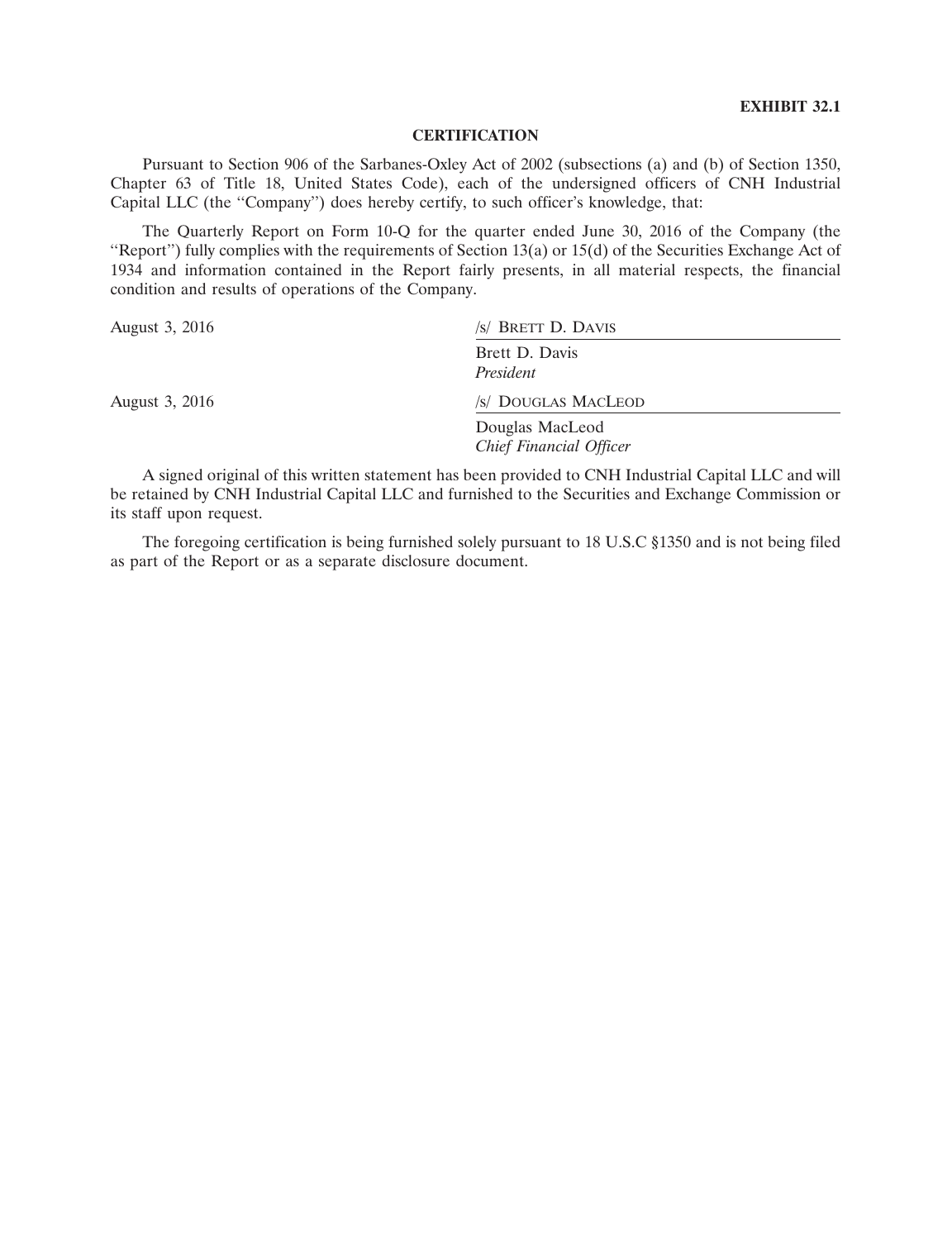**EXHIBIT 32.1**

**CERTIFICATION**

Pursuant to Section 906 of the Sarbanes-Oxley Act of 2002 (subsections (a) and (b) of Section 1350, Chapter 63 of Title 18, United States Code), each of the undersigned officers of CNH Industrial Capital LLC (the ''Company'') does hereby certify, to such officer's knowledge, that:

The Quarterly Report on Form 10-Q for the quarter ended June 30, 2016 of the Company (the ''Report'') fully complies with the requirements of Section 13(a) or 15(d) of the Securities Exchange Act of 1934 and information contained in the Report fairly presents, in all material respects, the financial condition and results of operations of the Company.

| | |
|---|---|
| August 3, 2016 | /s/ BRETT D. DAVIS |
| | Brett D. Davis<br>*President* |
| August 3, 2016 | /s/ DOUGLAS MACLEOD |
| | Douglas MacLeod<br>*Chief Financial Officer* |

A signed original of this written statement has been provided to CNH Industrial Capital LLC and will be retained by CNH Industrial Capital LLC and furnished to the Securities and Exchange Commission or its staff upon request.

The foregoing certification is being furnished solely pursuant to 18 U.S.C §1350 and is not being filed as part of the Report or as a separate disclosure document.